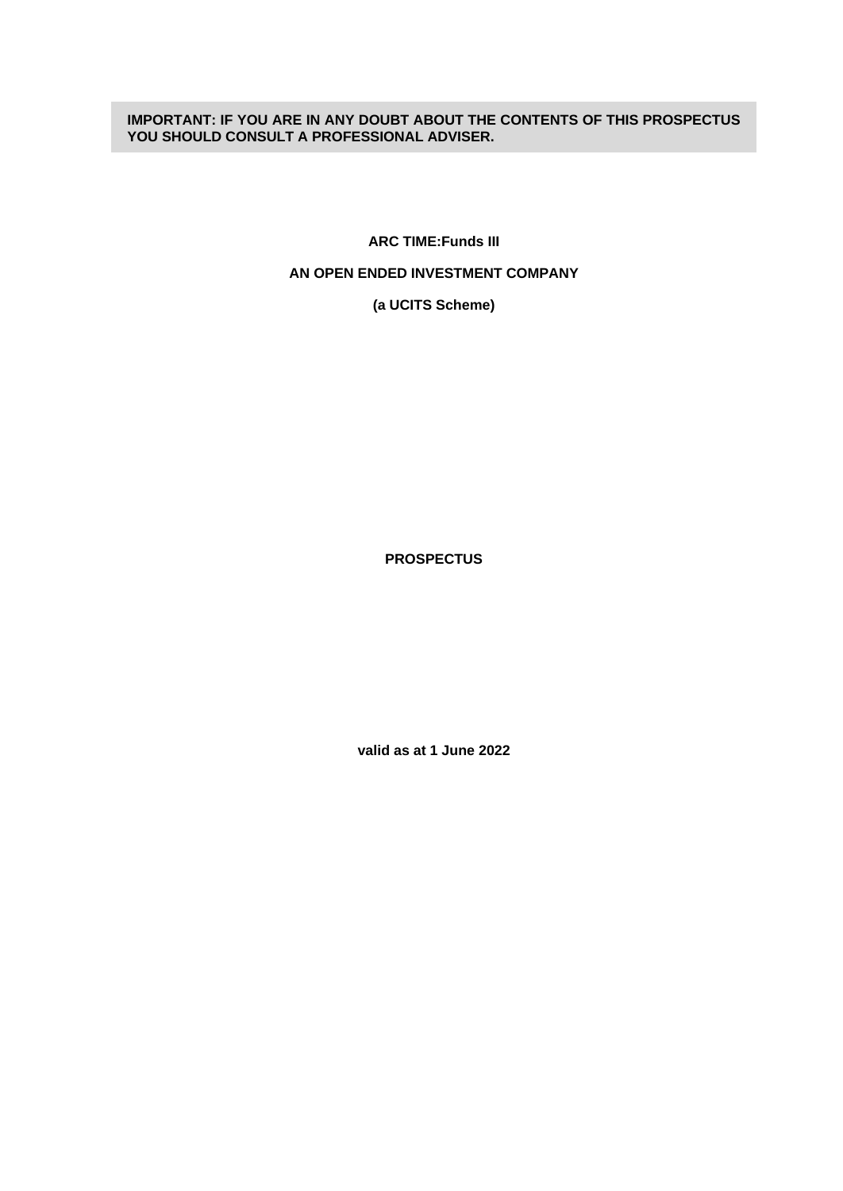**IMPORTANT: IF YOU ARE IN ANY DOUBT ABOUT THE CONTENTS OF THIS PROSPECTUS YOU SHOULD CONSULT A PROFESSIONAL ADVISER.**

# ARC TIME:Funds III

## AN OPEN ENDED INVESTMENT COMPANY

**(a UCITS Scheme)**

# PROSPECTUS

**valid as at 1 June 2022**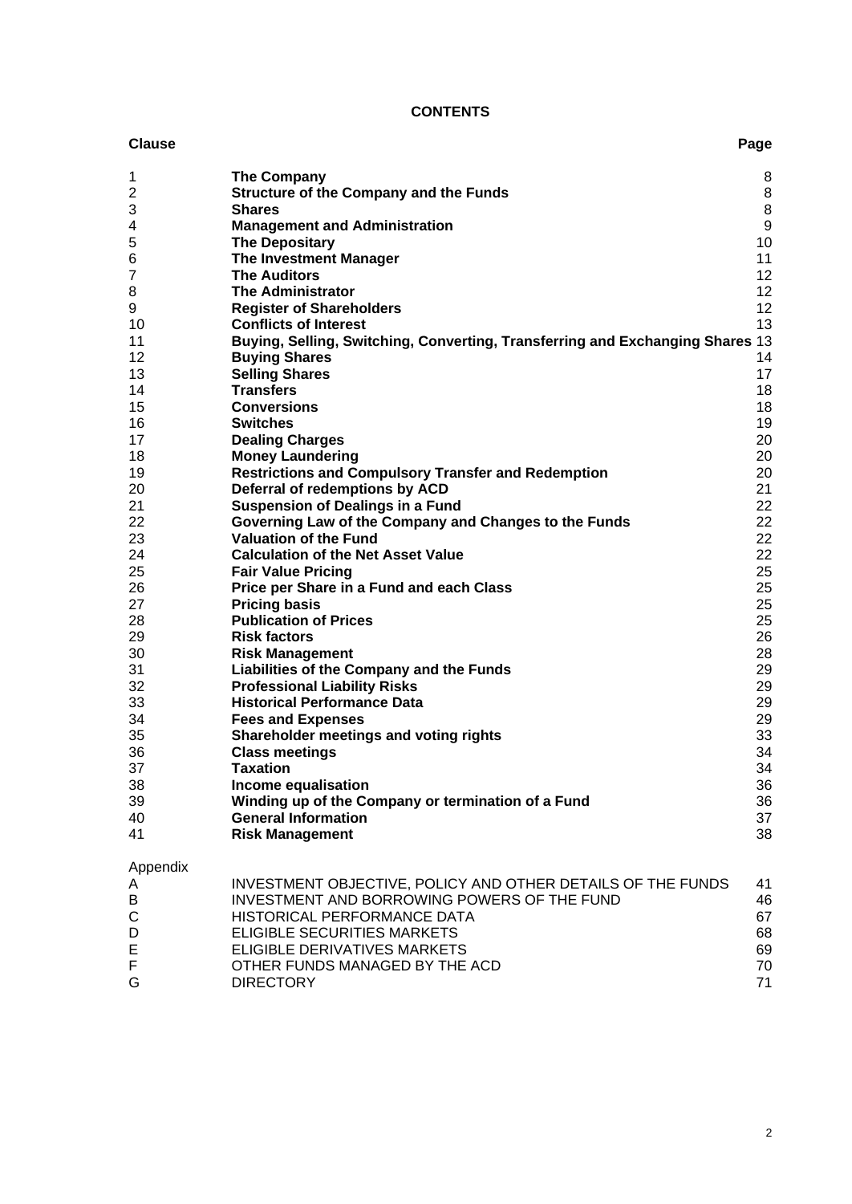# CONTENTS

| Clause | | Page |
|---|---|---|
| 1 | **The Company** | 8 |
| 2 | **Structure of the Company and the Funds** | 8 |
| 3 | **Shares** | 8 |
| 4 | **Management and Administration** | 9 |
| 5 | **The Depositary** | 10 |
| 6 | **The Investment Manager** | 11 |
| 7 | **The Auditors** | 12 |
| 8 | **The Administrator** | 12 |
| 9 | **Register of Shareholders** | 12 |
| 10 | **Conflicts of Interest** | 13 |
| 11 | **Buying, Selling, Switching, Converting, Transferring and Exchanging Shares** | 13 |
| 12 | **Buying Shares** | 14 |
| 13 | **Selling Shares** | 17 |
| 14 | **Transfers** | 18 |
| 15 | **Conversions** | 18 |
| 16 | **Switches** | 19 |
| 17 | **Dealing Charges** | 20 |
| 18 | **Money Laundering** | 20 |
| 19 | **Restrictions and Compulsory Transfer and Redemption** | 20 |
| 20 | **Deferral of redemptions by ACD** | 21 |
| 21 | **Suspension of Dealings in a Fund** | 22 |
| 22 | **Governing Law of the Company and Changes to the Funds** | 22 |
| 23 | **Valuation of the Fund** | 22 |
| 24 | **Calculation of the Net Asset Value** | 22 |
| 25 | **Fair Value Pricing** | 25 |
| 26 | **Price per Share in a Fund and each Class** | 25 |
| 27 | **Pricing basis** | 25 |
| 28 | **Publication of Prices** | 25 |
| 29 | **Risk factors** | 26 |
| 30 | **Risk Management** | 28 |
| 31 | **Liabilities of the Company and the Funds** | 29 |
| 32 | **Professional Liability Risks** | 29 |
| 33 | **Historical Performance Data** | 29 |
| 34 | **Fees and Expenses** | 29 |
| 35 | **Shareholder meetings and voting rights** | 33 |
| 36 | **Class meetings** | 34 |
| 37 | **Taxation** | 34 |
| 38 | **Income equalisation** | 36 |
| 39 | **Winding up of the Company or termination of a Fund** | 36 |
| 40 | **General Information** | 37 |
| 41 | **Risk Management** | 38 |

| Appendix | | |
|---|---|---|
| A | INVESTMENT OBJECTIVE, POLICY AND OTHER DETAILS OF THE FUNDS | 41 |
| B | INVESTMENT AND BORROWING POWERS OF THE FUND | 46 |
| C | HISTORICAL PERFORMANCE DATA | 67 |
| D | ELIGIBLE SECURITIES MARKETS | 68 |
| E | ELIGIBLE DERIVATIVES MARKETS | 69 |
| F | OTHER FUNDS MANAGED BY THE ACD | 70 |
| G | DIRECTORY | 71 |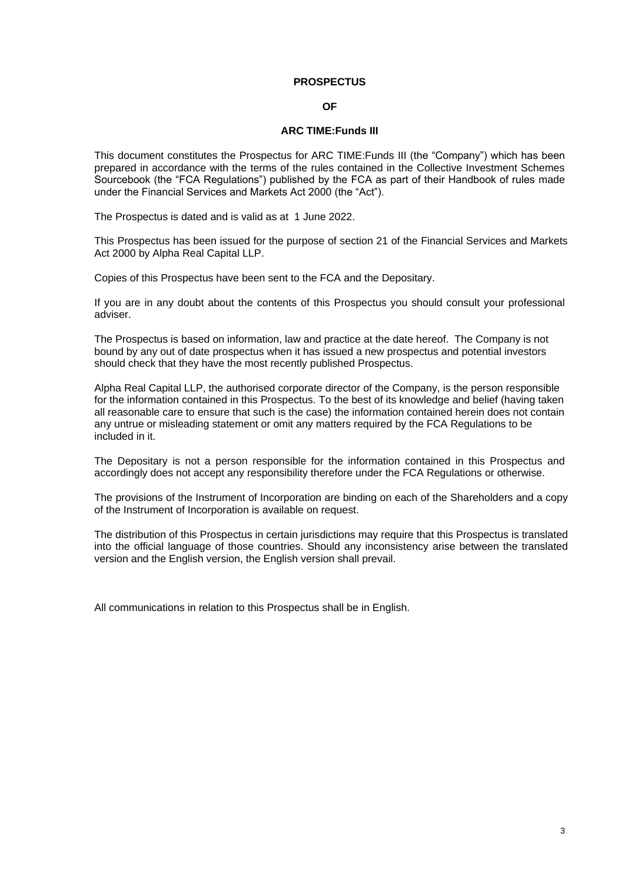**PROSPECTUS**

**OF**

**ARC TIME:Funds III**

This document constitutes the Prospectus for ARC TIME:Funds III (the "Company") which has been prepared in accordance with the terms of the rules contained in the Collective Investment Schemes Sourcebook (the "FCA Regulations") published by the FCA as part of their Handbook of rules made under the Financial Services and Markets Act 2000 (the "Act").

The Prospectus is dated and is valid as at 1 June 2022.

This Prospectus has been issued for the purpose of section 21 of the Financial Services and Markets Act 2000 by Alpha Real Capital LLP.

Copies of this Prospectus have been sent to the FCA and the Depositary.

If you are in any doubt about the contents of this Prospectus you should consult your professional adviser.

The Prospectus is based on information, law and practice at the date hereof. The Company is not bound by any out of date prospectus when it has issued a new prospectus and potential investors should check that they have the most recently published Prospectus.

Alpha Real Capital LLP, the authorised corporate director of the Company, is the person responsible for the information contained in this Prospectus. To the best of its knowledge and belief (having taken all reasonable care to ensure that such is the case) the information contained herein does not contain any untrue or misleading statement or omit any matters required by the FCA Regulations to be included in it.

The Depositary is not a person responsible for the information contained in this Prospectus and accordingly does not accept any responsibility therefore under the FCA Regulations or otherwise.

The provisions of the Instrument of Incorporation are binding on each of the Shareholders and a copy of the Instrument of Incorporation is available on request.

The distribution of this Prospectus in certain jurisdictions may require that this Prospectus is translated into the official language of those countries. Should any inconsistency arise between the translated version and the English version, the English version shall prevail.

All communications in relation to this Prospectus shall be in English.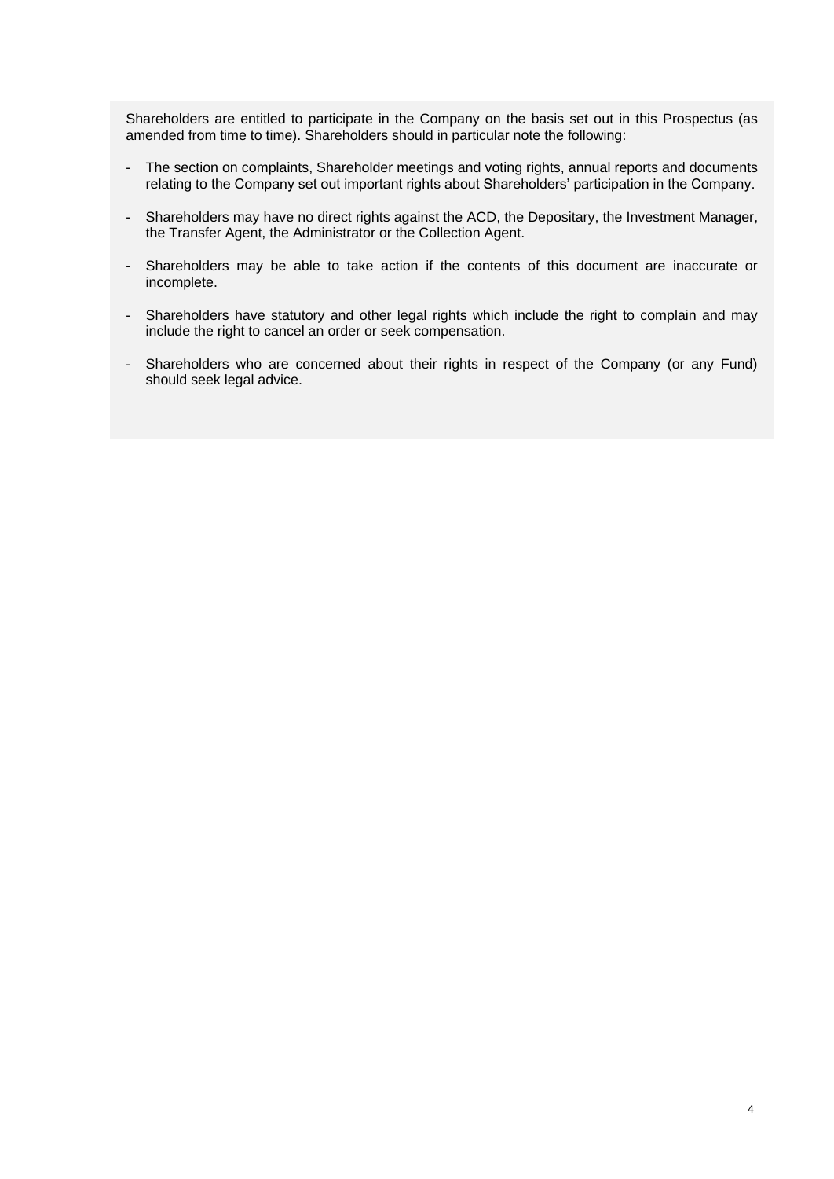Shareholders are entitled to participate in the Company on the basis set out in this Prospectus (as amended from time to time). Shareholders should in particular note the following:

- The section on complaints, Shareholder meetings and voting rights, annual reports and documents relating to the Company set out important rights about Shareholders' participation in the Company.
- Shareholders may have no direct rights against the ACD, the Depositary, the Investment Manager, the Transfer Agent, the Administrator or the Collection Agent.
- Shareholders may be able to take action if the contents of this document are inaccurate or incomplete.
- Shareholders have statutory and other legal rights which include the right to complain and may include the right to cancel an order or seek compensation.
- Shareholders who are concerned about their rights in respect of the Company (or any Fund) should seek legal advice.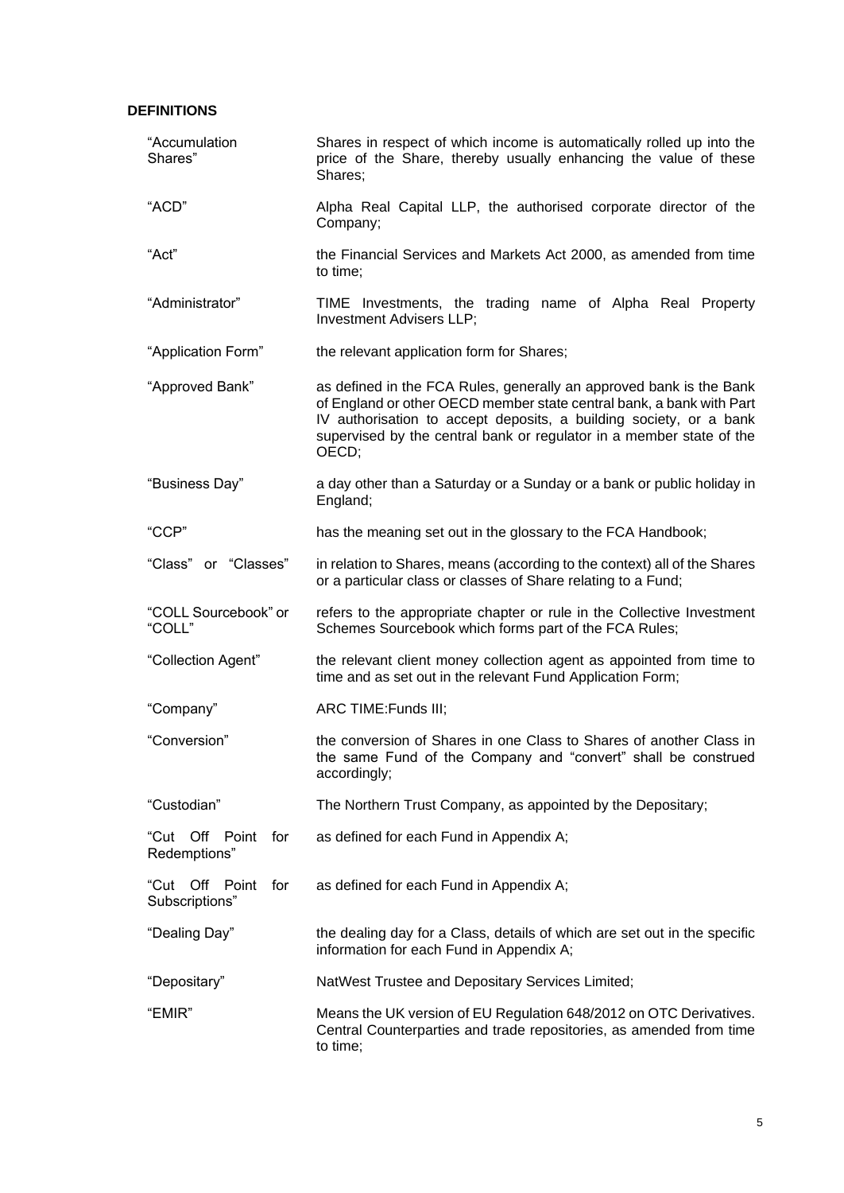## DEFINITIONS

| | |
|---|---|
| "Accumulation Shares" | Shares in respect of which income is automatically rolled up into the price of the Share, thereby usually enhancing the value of these Shares; |
| "ACD" | Alpha Real Capital LLP, the authorised corporate director of the Company; |
| "Act" | the Financial Services and Markets Act 2000, as amended from time to time; |
| "Administrator" | TIME Investments, the trading name of Alpha Real Property Investment Advisers LLP; |
| "Application Form" | the relevant application form for Shares; |
| "Approved Bank" | as defined in the FCA Rules, generally an approved bank is the Bank of England or other OECD member state central bank, a bank with Part IV authorisation to accept deposits, a building society, or a bank supervised by the central bank or regulator in a member state of the OECD; |
| "Business Day" | a day other than a Saturday or a Sunday or a bank or public holiday in England; |
| "CCP" | has the meaning set out in the glossary to the FCA Handbook; |
| "Class" or "Classes" | in relation to Shares, means (according to the context) all of the Shares or a particular class or classes of Share relating to a Fund; |
| "COLL Sourcebook" or "COLL" | refers to the appropriate chapter or rule in the Collective Investment Schemes Sourcebook which forms part of the FCA Rules; |
| "Collection Agent" | the relevant client money collection agent as appointed from time to time and as set out in the relevant Fund Application Form; |
| "Company" | ARC TIME:Funds III; |
| "Conversion" | the conversion of Shares in one Class to Shares of another Class in the same Fund of the Company and "convert" shall be construed accordingly; |
| "Custodian" | The Northern Trust Company, as appointed by the Depositary; |
| "Cut Off Point for Redemptions" | as defined for each Fund in Appendix A; |
| "Cut Off Point for Subscriptions" | as defined for each Fund in Appendix A; |
| "Dealing Day" | the dealing day for a Class, details of which are set out in the specific information for each Fund in Appendix A; |
| "Depositary" | NatWest Trustee and Depositary Services Limited; |
| "EMIR" | Means the UK version of EU Regulation 648/2012 on OTC Derivatives. Central Counterparties and trade repositories, as amended from time to time; |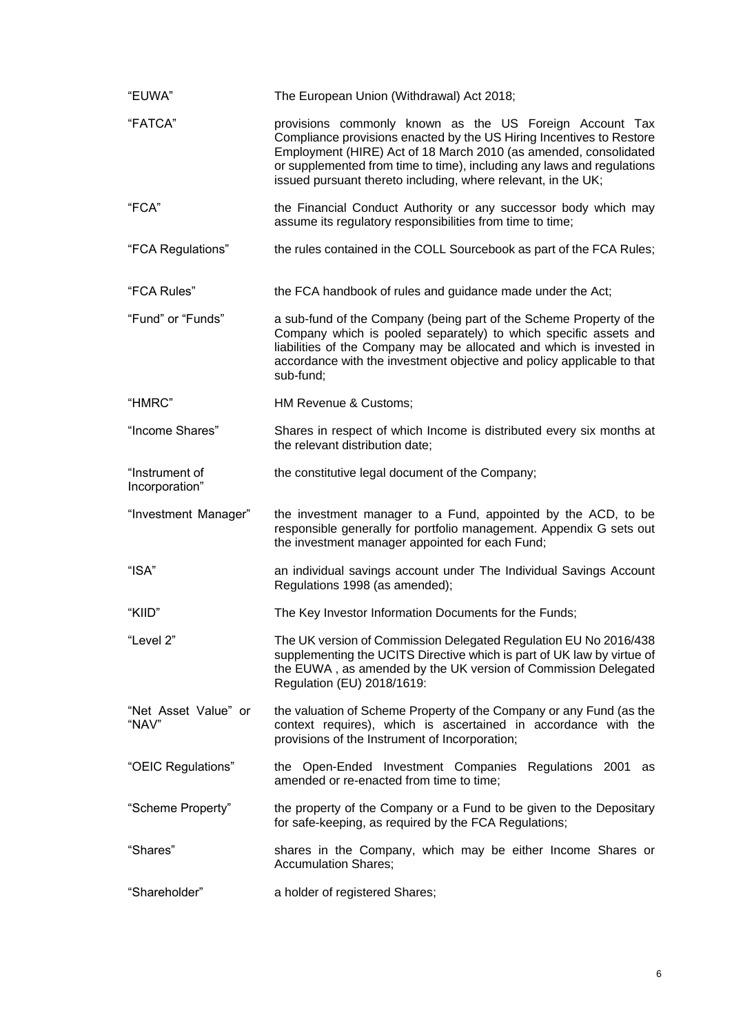| | |
|---|---|
| "EUWA" | The European Union (Withdrawal) Act 2018; |
| "FATCA" | provisions commonly known as the US Foreign Account Tax Compliance provisions enacted by the US Hiring Incentives to Restore Employment (HIRE) Act of 18 March 2010 (as amended, consolidated or supplemented from time to time), including any laws and regulations issued pursuant thereto including, where relevant, in the UK; |
| "FCA" | the Financial Conduct Authority or any successor body which may assume its regulatory responsibilities from time to time; |
| "FCA Regulations" | the rules contained in the COLL Sourcebook as part of the FCA Rules; |
| "FCA Rules" | the FCA handbook of rules and guidance made under the Act; |
| "Fund" or "Funds" | a sub-fund of the Company (being part of the Scheme Property of the Company which is pooled separately) to which specific assets and liabilities of the Company may be allocated and which is invested in accordance with the investment objective and policy applicable to that sub-fund; |
| "HMRC" | HM Revenue & Customs; |
| "Income Shares" | Shares in respect of which Income is distributed every six months at the relevant distribution date; |
| "Instrument of Incorporation" | the constitutive legal document of the Company; |
| "Investment Manager" | the investment manager to a Fund, appointed by the ACD, to be responsible generally for portfolio management. Appendix G sets out the investment manager appointed for each Fund; |
| "ISA" | an individual savings account under The Individual Savings Account Regulations 1998 (as amended); |
| "KIID" | The Key Investor Information Documents for the Funds; |
| "Level 2" | The UK version of Commission Delegated Regulation EU No 2016/438 supplementing the UCITS Directive which is part of UK law by virtue of the EUWA , as amended by the UK version of Commission Delegated Regulation (EU) 2018/1619: |
| "Net Asset Value" or "NAV" | the valuation of Scheme Property of the Company or any Fund (as the context requires), which is ascertained in accordance with the provisions of the Instrument of Incorporation; |
| "OEIC Regulations" | the Open-Ended Investment Companies Regulations 2001 as amended or re-enacted from time to time; |
| "Scheme Property" | the property of the Company or a Fund to be given to the Depositary for safe-keeping, as required by the FCA Regulations; |
| "Shares" | shares in the Company, which may be either Income Shares or Accumulation Shares; |
| "Shareholder" | a holder of registered Shares; |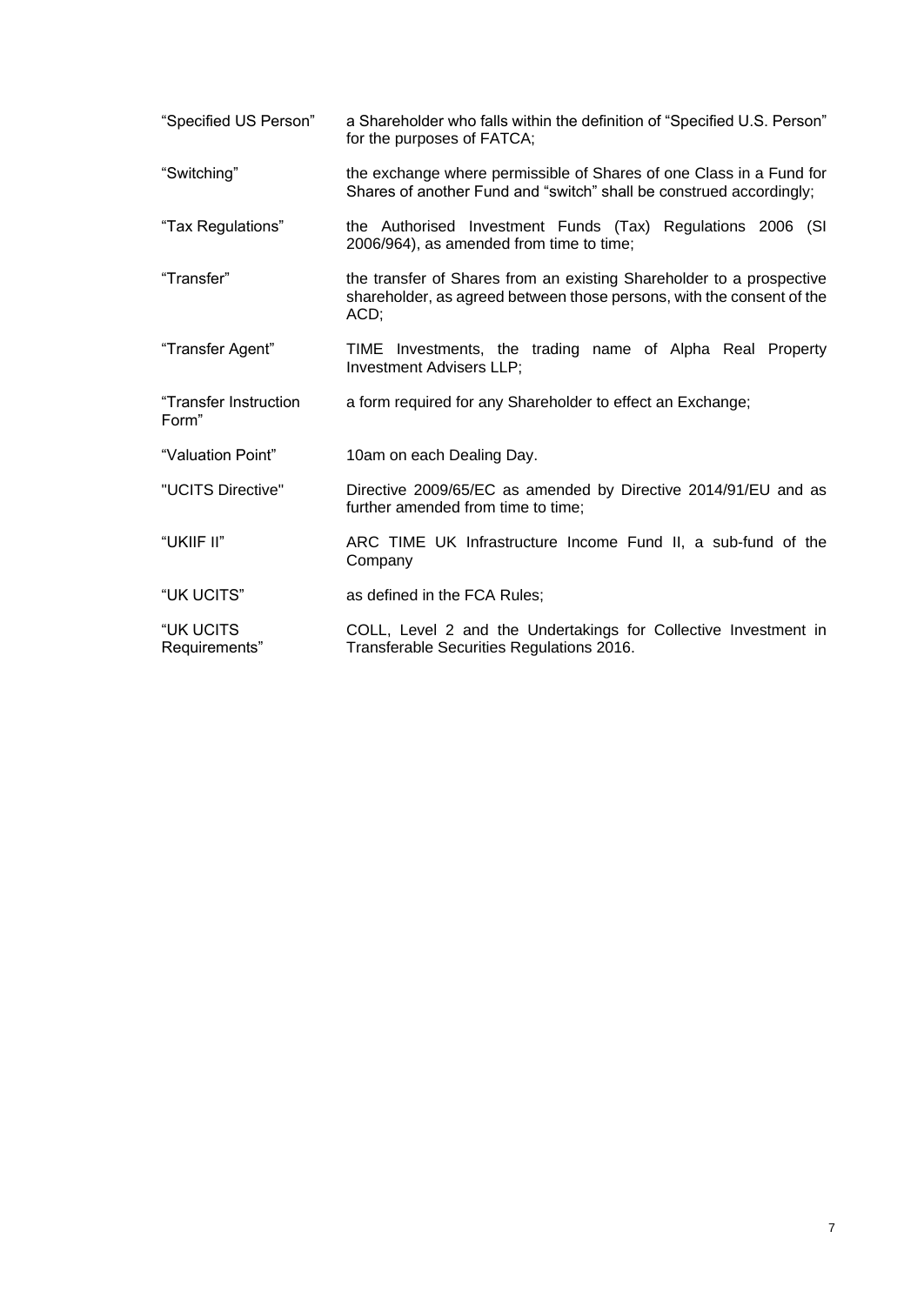| | |
|---|---|
| "Specified US Person" | a Shareholder who falls within the definition of "Specified U.S. Person" for the purposes of FATCA; |
| "Switching" | the exchange where permissible of Shares of one Class in a Fund for Shares of another Fund and "switch" shall be construed accordingly; |
| "Tax Regulations" | the Authorised Investment Funds (Tax) Regulations 2006 (SI 2006/964), as amended from time to time; |
| "Transfer" | the transfer of Shares from an existing Shareholder to a prospective shareholder, as agreed between those persons, with the consent of the ACD; |
| "Transfer Agent" | TIME Investments, the trading name of Alpha Real Property Investment Advisers LLP; |
| "Transfer Instruction Form" | a form required for any Shareholder to effect an Exchange; |
| "Valuation Point" | 10am on each Dealing Day. |
| "UCITS Directive" | Directive 2009/65/EC as amended by Directive 2014/91/EU and as further amended from time to time; |
| "UKIIF II" | ARC TIME UK Infrastructure Income Fund II, a sub-fund of the Company |
| "UK UCITS" | as defined in the FCA Rules; |
| "UK UCITS Requirements" | COLL, Level 2 and the Undertakings for Collective Investment in Transferable Securities Regulations 2016. |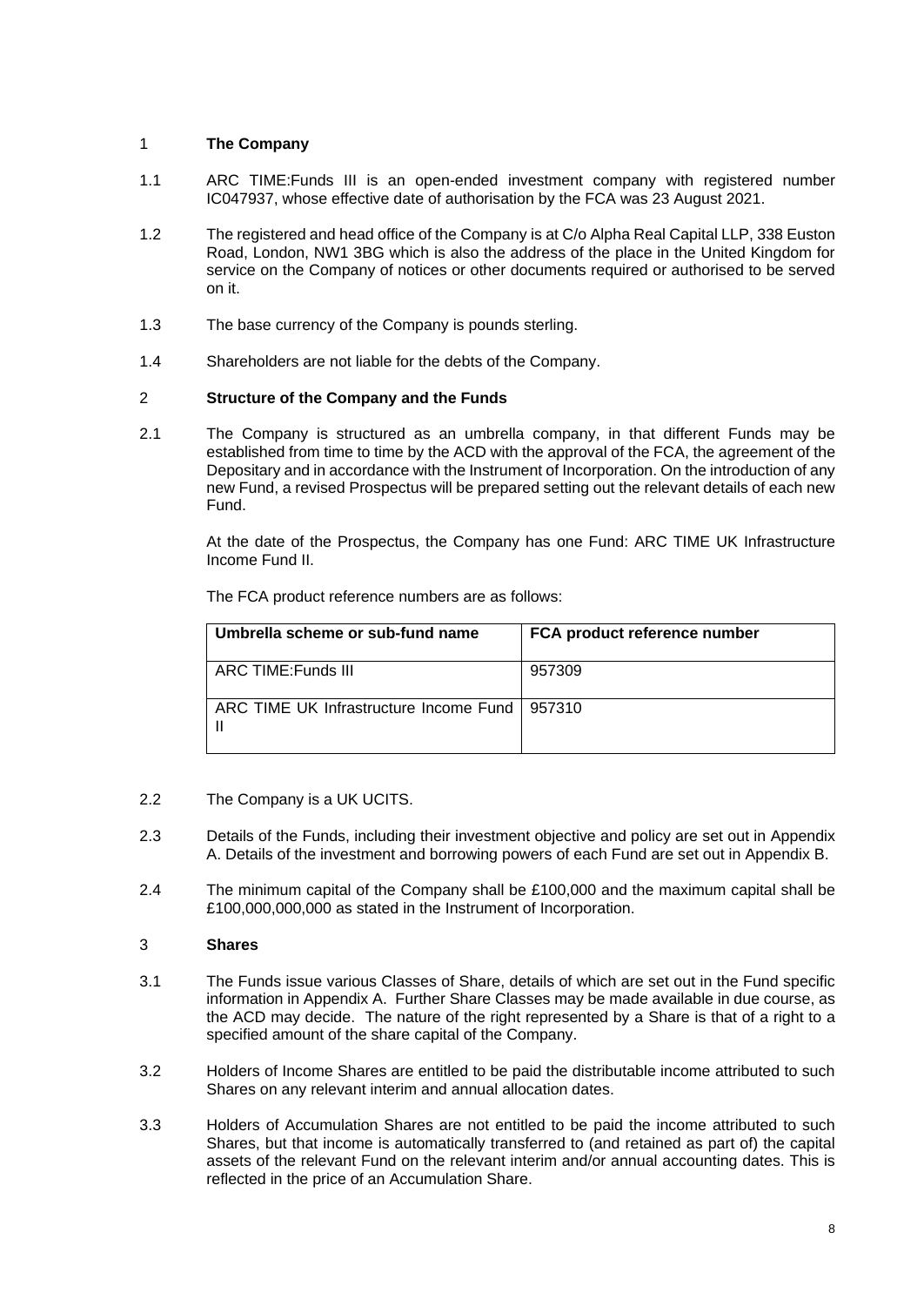## 1 The Company

1.1 ARC TIME:Funds III is an open-ended investment company with registered number IC047937, whose effective date of authorisation by the FCA was 23 August 2021.

1.2 The registered and head office of the Company is at C/o Alpha Real Capital LLP, 338 Euston Road, London, NW1 3BG which is also the address of the place in the United Kingdom for service on the Company of notices or other documents required or authorised to be served on it.

1.3 The base currency of the Company is pounds sterling.

1.4 Shareholders are not liable for the debts of the Company.

## 2 Structure of the Company and the Funds

2.1 The Company is structured as an umbrella company, in that different Funds may be established from time to time by the ACD with the approval of the FCA, the agreement of the Depositary and in accordance with the Instrument of Incorporation. On the introduction of any new Fund, a revised Prospectus will be prepared setting out the relevant details of each new Fund.

At the date of the Prospectus, the Company has one Fund: ARC TIME UK Infrastructure Income Fund II.

The FCA product reference numbers are as follows:

| Umbrella scheme or sub-fund name | FCA product reference number |
|---|---|
| ARC TIME:Funds III | 957309 |
| ARC TIME UK Infrastructure Income Fund II | 957310 |

2.2 The Company is a UK UCITS.

2.3 Details of the Funds, including their investment objective and policy are set out in Appendix A. Details of the investment and borrowing powers of each Fund are set out in Appendix B.

2.4 The minimum capital of the Company shall be £100,000 and the maximum capital shall be £100,000,000,000 as stated in the Instrument of Incorporation.

## 3 Shares

3.1 The Funds issue various Classes of Share, details of which are set out in the Fund specific information in Appendix A. Further Share Classes may be made available in due course, as the ACD may decide. The nature of the right represented by a Share is that of a right to a specified amount of the share capital of the Company.

3.2 Holders of Income Shares are entitled to be paid the distributable income attributed to such Shares on any relevant interim and annual allocation dates.

3.3 Holders of Accumulation Shares are not entitled to be paid the income attributed to such Shares, but that income is automatically transferred to (and retained as part of) the capital assets of the relevant Fund on the relevant interim and/or annual accounting dates. This is reflected in the price of an Accumulation Share.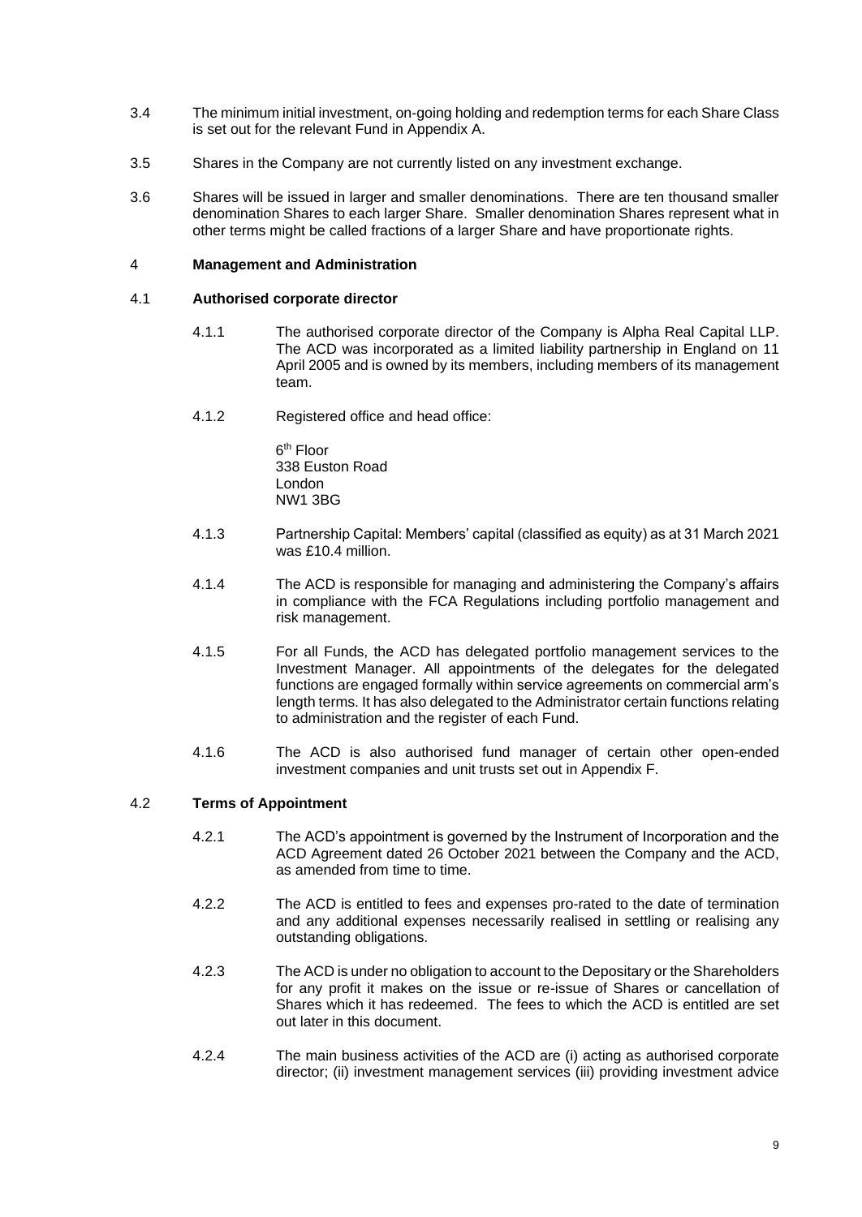3.4 The minimum initial investment, on-going holding and redemption terms for each Share Class is set out for the relevant Fund in Appendix A.

3.5 Shares in the Company are not currently listed on any investment exchange.

3.6 Shares will be issued in larger and smaller denominations. There are ten thousand smaller denomination Shares to each larger Share. Smaller denomination Shares represent what in other terms might be called fractions of a larger Share and have proportionate rights.

## 4 Management and Administration

### 4.1 Authorised corporate director

4.1.1 The authorised corporate director of the Company is Alpha Real Capital LLP. The ACD was incorporated as a limited liability partnership in England on 11 April 2005 and is owned by its members, including members of its management team.

4.1.2 Registered office and head office:

6th Floor
338 Euston Road
London
NW1 3BG

4.1.3 Partnership Capital: Members' capital (classified as equity) as at 31 March 2021 was £10.4 million.

4.1.4 The ACD is responsible for managing and administering the Company's affairs in compliance with the FCA Regulations including portfolio management and risk management.

4.1.5 For all Funds, the ACD has delegated portfolio management services to the Investment Manager. All appointments of the delegates for the delegated functions are engaged formally within service agreements on commercial arm's length terms. It has also delegated to the Administrator certain functions relating to administration and the register of each Fund.

4.1.6 The ACD is also authorised fund manager of certain other open-ended investment companies and unit trusts set out in Appendix F.

### 4.2 Terms of Appointment

4.2.1 The ACD's appointment is governed by the Instrument of Incorporation and the ACD Agreement dated 26 October 2021 between the Company and the ACD, as amended from time to time.

4.2.2 The ACD is entitled to fees and expenses pro-rated to the date of termination and any additional expenses necessarily realised in settling or realising any outstanding obligations.

4.2.3 The ACD is under no obligation to account to the Depositary or the Shareholders for any profit it makes on the issue or re-issue of Shares or cancellation of Shares which it has redeemed. The fees to which the ACD is entitled are set out later in this document.

4.2.4 The main business activities of the ACD are (i) acting as authorised corporate director; (ii) investment management services (iii) providing investment advice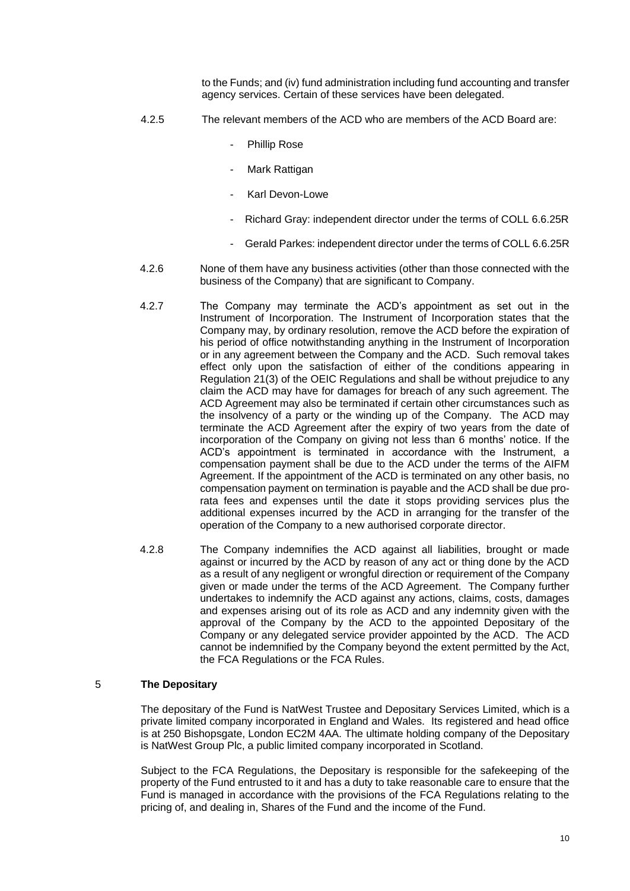to the Funds; and (iv) fund administration including fund accounting and transfer agency services. Certain of these services have been delegated.

4.2.5 The relevant members of the ACD who are members of the ACD Board are:

- Phillip Rose
- Mark Rattigan
- Karl Devon-Lowe
- Richard Gray: independent director under the terms of COLL 6.6.25R
- Gerald Parkes: independent director under the terms of COLL 6.6.25R

4.2.6 None of them have any business activities (other than those connected with the business of the Company) that are significant to Company.

4.2.7 The Company may terminate the ACD's appointment as set out in the Instrument of Incorporation. The Instrument of Incorporation states that the Company may, by ordinary resolution, remove the ACD before the expiration of his period of office notwithstanding anything in the Instrument of Incorporation or in any agreement between the Company and the ACD. Such removal takes effect only upon the satisfaction of either of the conditions appearing in Regulation 21(3) of the OEIC Regulations and shall be without prejudice to any claim the ACD may have for damages for breach of any such agreement. The ACD Agreement may also be terminated if certain other circumstances such as the insolvency of a party or the winding up of the Company. The ACD may terminate the ACD Agreement after the expiry of two years from the date of incorporation of the Company on giving not less than 6 months' notice. If the ACD's appointment is terminated in accordance with the Instrument, a compensation payment shall be due to the ACD under the terms of the AIFM Agreement. If the appointment of the ACD is terminated on any other basis, no compensation payment on termination is payable and the ACD shall be due pro-rata fees and expenses until the date it stops providing services plus the additional expenses incurred by the ACD in arranging for the transfer of the operation of the Company to a new authorised corporate director.

4.2.8 The Company indemnifies the ACD against all liabilities, brought or made against or incurred by the ACD by reason of any act or thing done by the ACD as a result of any negligent or wrongful direction or requirement of the Company given or made under the terms of the ACD Agreement. The Company further undertakes to indemnify the ACD against any actions, claims, costs, damages and expenses arising out of its role as ACD and any indemnity given with the approval of the Company by the ACD to the appointed Depositary of the Company or any delegated service provider appointed by the ACD. The ACD cannot be indemnified by the Company beyond the extent permitted by the Act, the FCA Regulations or the FCA Rules.

## 5 The Depositary

The depositary of the Fund is NatWest Trustee and Depositary Services Limited, which is a private limited company incorporated in England and Wales. Its registered and head office is at 250 Bishopsgate, London EC2M 4AA. The ultimate holding company of the Depositary is NatWest Group Plc, a public limited company incorporated in Scotland.

Subject to the FCA Regulations, the Depositary is responsible for the safekeeping of the property of the Fund entrusted to it and has a duty to take reasonable care to ensure that the Fund is managed in accordance with the provisions of the FCA Regulations relating to the pricing of, and dealing in, Shares of the Fund and the income of the Fund.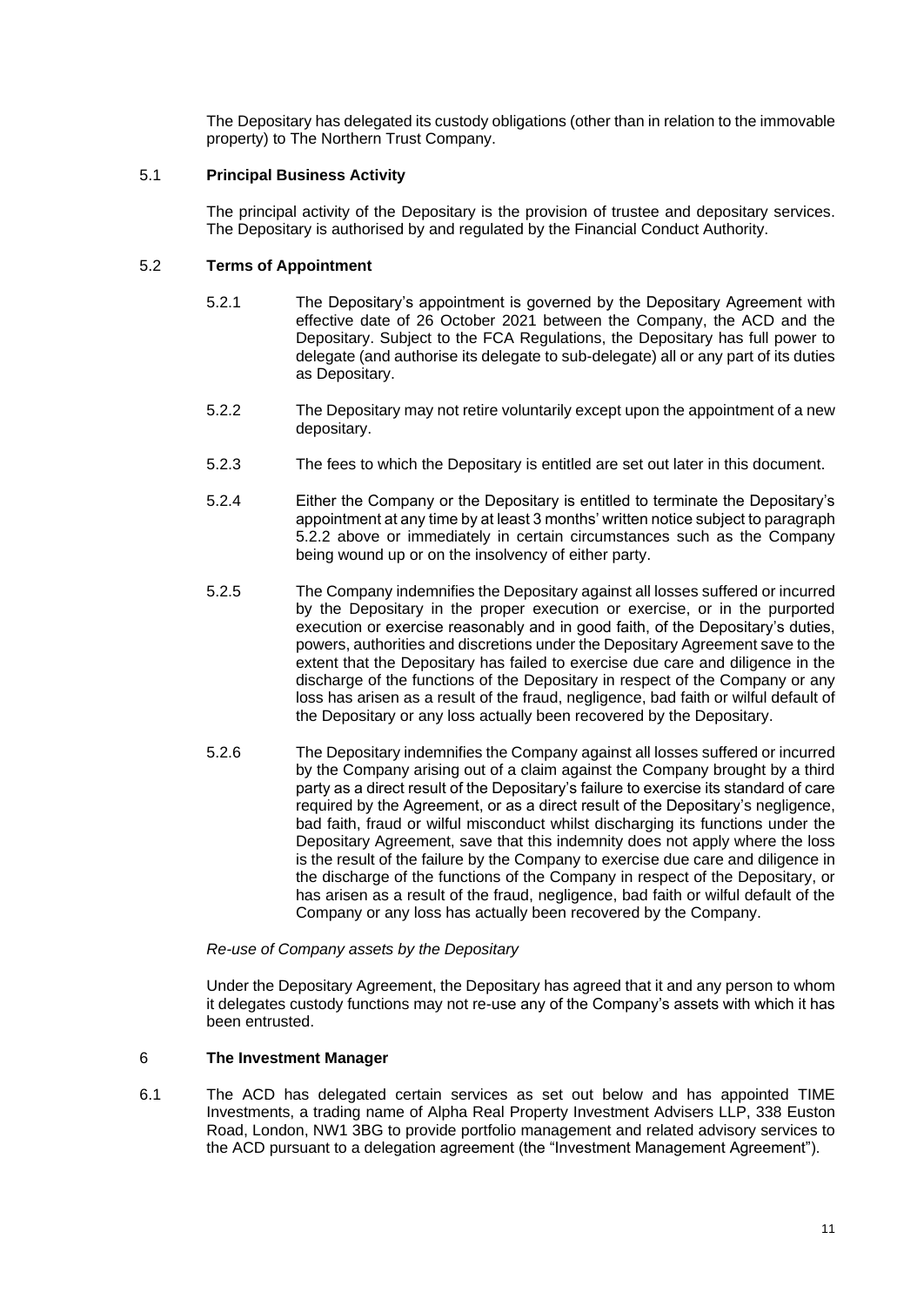The Depositary has delegated its custody obligations (other than in relation to the immovable property) to The Northern Trust Company.

### 5.1 Principal Business Activity

The principal activity of the Depositary is the provision of trustee and depositary services. The Depositary is authorised by and regulated by the Financial Conduct Authority.

### 5.2 Terms of Appointment

5.2.1 The Depositary's appointment is governed by the Depositary Agreement with effective date of 26 October 2021 between the Company, the ACD and the Depositary. Subject to the FCA Regulations, the Depositary has full power to delegate (and authorise its delegate to sub-delegate) all or any part of its duties as Depositary.

5.2.2 The Depositary may not retire voluntarily except upon the appointment of a new depositary.

5.2.3 The fees to which the Depositary is entitled are set out later in this document.

5.2.4 Either the Company or the Depositary is entitled to terminate the Depositary's appointment at any time by at least 3 months' written notice subject to paragraph 5.2.2 above or immediately in certain circumstances such as the Company being wound up or on the insolvency of either party.

5.2.5 The Company indemnifies the Depositary against all losses suffered or incurred by the Depositary in the proper execution or exercise, or in the purported execution or exercise reasonably and in good faith, of the Depositary's duties, powers, authorities and discretions under the Depositary Agreement save to the extent that the Depositary has failed to exercise due care and diligence in the discharge of the functions of the Depositary in respect of the Company or any loss has arisen as a result of the fraud, negligence, bad faith or wilful default of the Depositary or any loss actually been recovered by the Depositary.

5.2.6 The Depositary indemnifies the Company against all losses suffered or incurred by the Company arising out of a claim against the Company brought by a third party as a direct result of the Depositary's failure to exercise its standard of care required by the Agreement, or as a direct result of the Depositary's negligence, bad faith, fraud or wilful misconduct whilst discharging its functions under the Depositary Agreement, save that this indemnity does not apply where the loss is the result of the failure by the Company to exercise due care and diligence in the discharge of the functions of the Company in respect of the Depositary, or has arisen as a result of the fraud, negligence, bad faith or wilful default of the Company or any loss has actually been recovered by the Company.

*Re-use of Company assets by the Depositary*

Under the Depositary Agreement, the Depositary has agreed that it and any person to whom it delegates custody functions may not re-use any of the Company's assets with which it has been entrusted.

## 6 The Investment Manager

6.1 The ACD has delegated certain services as set out below and has appointed TIME Investments, a trading name of Alpha Real Property Investment Advisers LLP, 338 Euston Road, London, NW1 3BG to provide portfolio management and related advisory services to the ACD pursuant to a delegation agreement (the "Investment Management Agreement").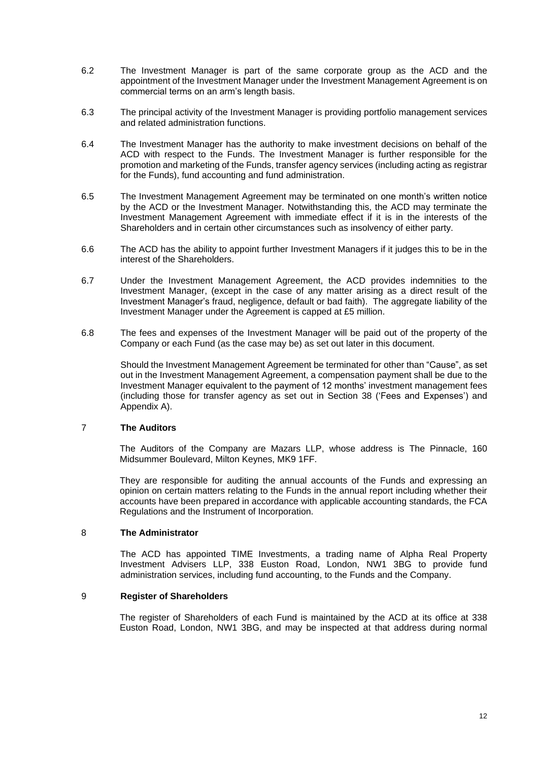6.2 The Investment Manager is part of the same corporate group as the ACD and the appointment of the Investment Manager under the Investment Management Agreement is on commercial terms on an arm's length basis.

6.3 The principal activity of the Investment Manager is providing portfolio management services and related administration functions.

6.4 The Investment Manager has the authority to make investment decisions on behalf of the ACD with respect to the Funds. The Investment Manager is further responsible for the promotion and marketing of the Funds, transfer agency services (including acting as registrar for the Funds), fund accounting and fund administration.

6.5 The Investment Management Agreement may be terminated on one month's written notice by the ACD or the Investment Manager. Notwithstanding this, the ACD may terminate the Investment Management Agreement with immediate effect if it is in the interests of the Shareholders and in certain other circumstances such as insolvency of either party.

6.6 The ACD has the ability to appoint further Investment Managers if it judges this to be in the interest of the Shareholders.

6.7 Under the Investment Management Agreement, the ACD provides indemnities to the Investment Manager, (except in the case of any matter arising as a direct result of the Investment Manager's fraud, negligence, default or bad faith). The aggregate liability of the Investment Manager under the Agreement is capped at £5 million.

6.8 The fees and expenses of the Investment Manager will be paid out of the property of the Company or each Fund (as the case may be) as set out later in this document.

Should the Investment Management Agreement be terminated for other than "Cause", as set out in the Investment Management Agreement, a compensation payment shall be due to the Investment Manager equivalent to the payment of 12 months' investment management fees (including those for transfer agency as set out in Section 38 ('Fees and Expenses') and Appendix A).

## 7 The Auditors

The Auditors of the Company are Mazars LLP, whose address is The Pinnacle, 160 Midsummer Boulevard, Milton Keynes, MK9 1FF.

They are responsible for auditing the annual accounts of the Funds and expressing an opinion on certain matters relating to the Funds in the annual report including whether their accounts have been prepared in accordance with applicable accounting standards, the FCA Regulations and the Instrument of Incorporation.

## 8 The Administrator

The ACD has appointed TIME Investments, a trading name of Alpha Real Property Investment Advisers LLP, 338 Euston Road, London, NW1 3BG to provide fund administration services, including fund accounting, to the Funds and the Company.

## 9 Register of Shareholders

The register of Shareholders of each Fund is maintained by the ACD at its office at 338 Euston Road, London, NW1 3BG, and may be inspected at that address during normal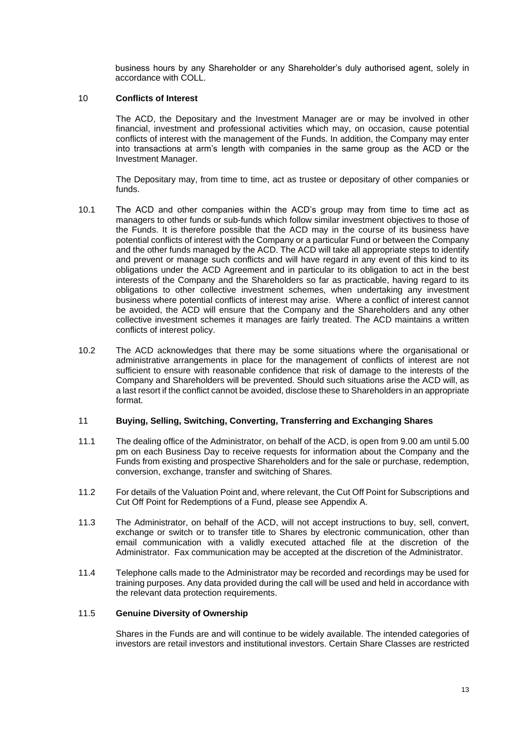business hours by any Shareholder or any Shareholder's duly authorised agent, solely in accordance with COLL.

## 10 Conflicts of Interest

The ACD, the Depositary and the Investment Manager are or may be involved in other financial, investment and professional activities which may, on occasion, cause potential conflicts of interest with the management of the Funds. In addition, the Company may enter into transactions at arm's length with companies in the same group as the ACD or the Investment Manager.

The Depositary may, from time to time, act as trustee or depositary of other companies or funds.

10.1 The ACD and other companies within the ACD's group may from time to time act as managers to other funds or sub-funds which follow similar investment objectives to those of the Funds. It is therefore possible that the ACD may in the course of its business have potential conflicts of interest with the Company or a particular Fund or between the Company and the other funds managed by the ACD. The ACD will take all appropriate steps to identify and prevent or manage such conflicts and will have regard in any event of this kind to its obligations under the ACD Agreement and in particular to its obligation to act in the best interests of the Company and the Shareholders so far as practicable, having regard to its obligations to other collective investment schemes, when undertaking any investment business where potential conflicts of interest may arise. Where a conflict of interest cannot be avoided, the ACD will ensure that the Company and the Shareholders and any other collective investment schemes it manages are fairly treated. The ACD maintains a written conflicts of interest policy.

10.2 The ACD acknowledges that there may be some situations where the organisational or administrative arrangements in place for the management of conflicts of interest are not sufficient to ensure with reasonable confidence that risk of damage to the interests of the Company and Shareholders will be prevented. Should such situations arise the ACD will, as a last resort if the conflict cannot be avoided, disclose these to Shareholders in an appropriate format.

## 11 Buying, Selling, Switching, Converting, Transferring and Exchanging Shares

11.1 The dealing office of the Administrator, on behalf of the ACD, is open from 9.00 am until 5.00 pm on each Business Day to receive requests for information about the Company and the Funds from existing and prospective Shareholders and for the sale or purchase, redemption, conversion, exchange, transfer and switching of Shares.

11.2 For details of the Valuation Point and, where relevant, the Cut Off Point for Subscriptions and Cut Off Point for Redemptions of a Fund, please see Appendix A.

11.3 The Administrator, on behalf of the ACD, will not accept instructions to buy, sell, convert, exchange or switch or to transfer title to Shares by electronic communication, other than email communication with a validly executed attached file at the discretion of the Administrator. Fax communication may be accepted at the discretion of the Administrator.

11.4 Telephone calls made to the Administrator may be recorded and recordings may be used for training purposes. Any data provided during the call will be used and held in accordance with the relevant data protection requirements.

### 11.5 Genuine Diversity of Ownership

Shares in the Funds are and will continue to be widely available. The intended categories of investors are retail investors and institutional investors. Certain Share Classes are restricted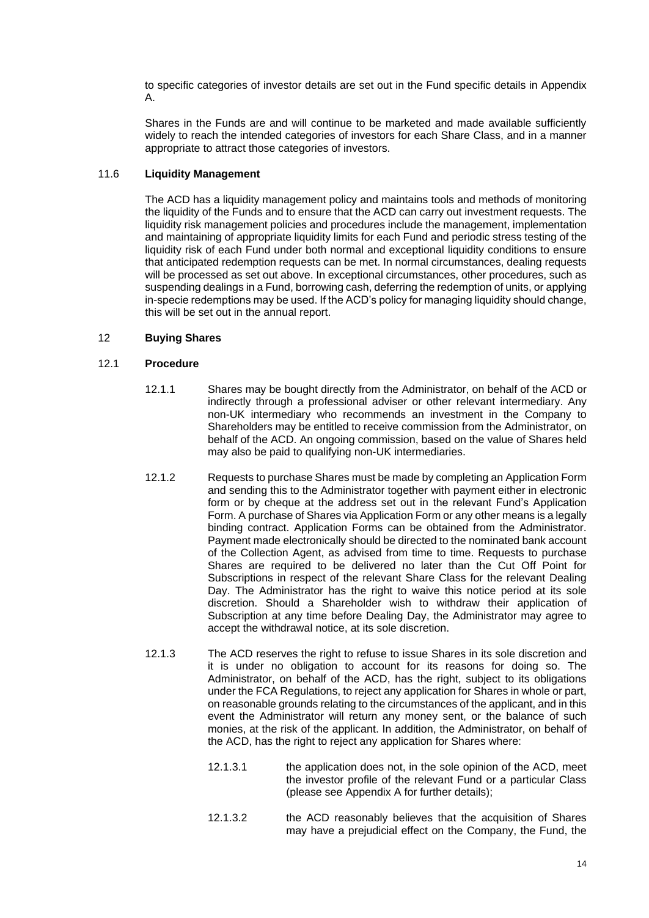to specific categories of investor details are set out in the Fund specific details in Appendix A.

Shares in the Funds are and will continue to be marketed and made available sufficiently widely to reach the intended categories of investors for each Share Class, and in a manner appropriate to attract those categories of investors.

### 11.6 Liquidity Management

The ACD has a liquidity management policy and maintains tools and methods of monitoring the liquidity of the Funds and to ensure that the ACD can carry out investment requests. The liquidity risk management policies and procedures include the management, implementation and maintaining of appropriate liquidity limits for each Fund and periodic stress testing of the liquidity risk of each Fund under both normal and exceptional liquidity conditions to ensure that anticipated redemption requests can be met. In normal circumstances, dealing requests will be processed as set out above. In exceptional circumstances, other procedures, such as suspending dealings in a Fund, borrowing cash, deferring the redemption of units, or applying in-specie redemptions may be used. If the ACD's policy for managing liquidity should change, this will be set out in the annual report.

## 12 Buying Shares

### 12.1 Procedure

12.1.1 Shares may be bought directly from the Administrator, on behalf of the ACD or indirectly through a professional adviser or other relevant intermediary. Any non-UK intermediary who recommends an investment in the Company to Shareholders may be entitled to receive commission from the Administrator, on behalf of the ACD. An ongoing commission, based on the value of Shares held may also be paid to qualifying non-UK intermediaries.

12.1.2 Requests to purchase Shares must be made by completing an Application Form and sending this to the Administrator together with payment either in electronic form or by cheque at the address set out in the relevant Fund's Application Form. A purchase of Shares via Application Form or any other means is a legally binding contract. Application Forms can be obtained from the Administrator. Payment made electronically should be directed to the nominated bank account of the Collection Agent, as advised from time to time. Requests to purchase Shares are required to be delivered no later than the Cut Off Point for Subscriptions in respect of the relevant Share Class for the relevant Dealing Day. The Administrator has the right to waive this notice period at its sole discretion. Should a Shareholder wish to withdraw their application of Subscription at any time before Dealing Day, the Administrator may agree to accept the withdrawal notice, at its sole discretion.

12.1.3 The ACD reserves the right to refuse to issue Shares in its sole discretion and it is under no obligation to account for its reasons for doing so. The Administrator, on behalf of the ACD, has the right, subject to its obligations under the FCA Regulations, to reject any application for Shares in whole or part, on reasonable grounds relating to the circumstances of the applicant, and in this event the Administrator will return any money sent, or the balance of such monies, at the risk of the applicant. In addition, the Administrator, on behalf of the ACD, has the right to reject any application for Shares where:

12.1.3.1 the application does not, in the sole opinion of the ACD, meet the investor profile of the relevant Fund or a particular Class (please see Appendix A for further details);

12.1.3.2 the ACD reasonably believes that the acquisition of Shares may have a prejudicial effect on the Company, the Fund, the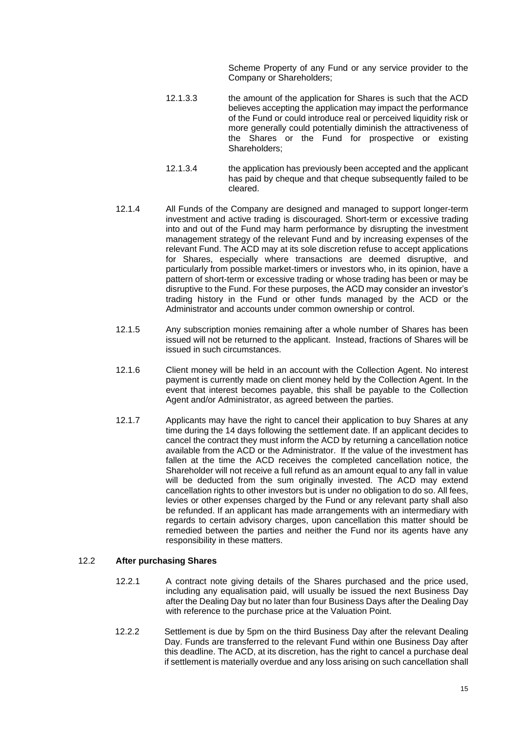Scheme Property of any Fund or any service provider to the Company or Shareholders;

12.1.3.3 the amount of the application for Shares is such that the ACD believes accepting the application may impact the performance of the Fund or could introduce real or perceived liquidity risk or more generally could potentially diminish the attractiveness of the Shares or the Fund for prospective or existing Shareholders;

12.1.3.4 the application has previously been accepted and the applicant has paid by cheque and that cheque subsequently failed to be cleared.

12.1.4 All Funds of the Company are designed and managed to support longer-term investment and active trading is discouraged. Short-term or excessive trading into and out of the Fund may harm performance by disrupting the investment management strategy of the relevant Fund and by increasing expenses of the relevant Fund. The ACD may at its sole discretion refuse to accept applications for Shares, especially where transactions are deemed disruptive, and particularly from possible market-timers or investors who, in its opinion, have a pattern of short-term or excessive trading or whose trading has been or may be disruptive to the Fund. For these purposes, the ACD may consider an investor's trading history in the Fund or other funds managed by the ACD or the Administrator and accounts under common ownership or control.

12.1.5 Any subscription monies remaining after a whole number of Shares has been issued will not be returned to the applicant. Instead, fractions of Shares will be issued in such circumstances.

12.1.6 Client money will be held in an account with the Collection Agent. No interest payment is currently made on client money held by the Collection Agent. In the event that interest becomes payable, this shall be payable to the Collection Agent and/or Administrator, as agreed between the parties.

12.1.7 Applicants may have the right to cancel their application to buy Shares at any time during the 14 days following the settlement date. If an applicant decides to cancel the contract they must inform the ACD by returning a cancellation notice available from the ACD or the Administrator. If the value of the investment has fallen at the time the ACD receives the completed cancellation notice, the Shareholder will not receive a full refund as an amount equal to any fall in value will be deducted from the sum originally invested. The ACD may extend cancellation rights to other investors but is under no obligation to do so. All fees, levies or other expenses charged by the Fund or any relevant party shall also be refunded. If an applicant has made arrangements with an intermediary with regards to certain advisory charges, upon cancellation this matter should be remedied between the parties and neither the Fund nor its agents have any responsibility in these matters.

## 12.2 After purchasing Shares

12.2.1 A contract note giving details of the Shares purchased and the price used, including any equalisation paid, will usually be issued the next Business Day after the Dealing Day but no later than four Business Days after the Dealing Day with reference to the purchase price at the Valuation Point.

12.2.2 Settlement is due by 5pm on the third Business Day after the relevant Dealing Day. Funds are transferred to the relevant Fund within one Business Day after this deadline. The ACD, at its discretion, has the right to cancel a purchase deal if settlement is materially overdue and any loss arising on such cancellation shall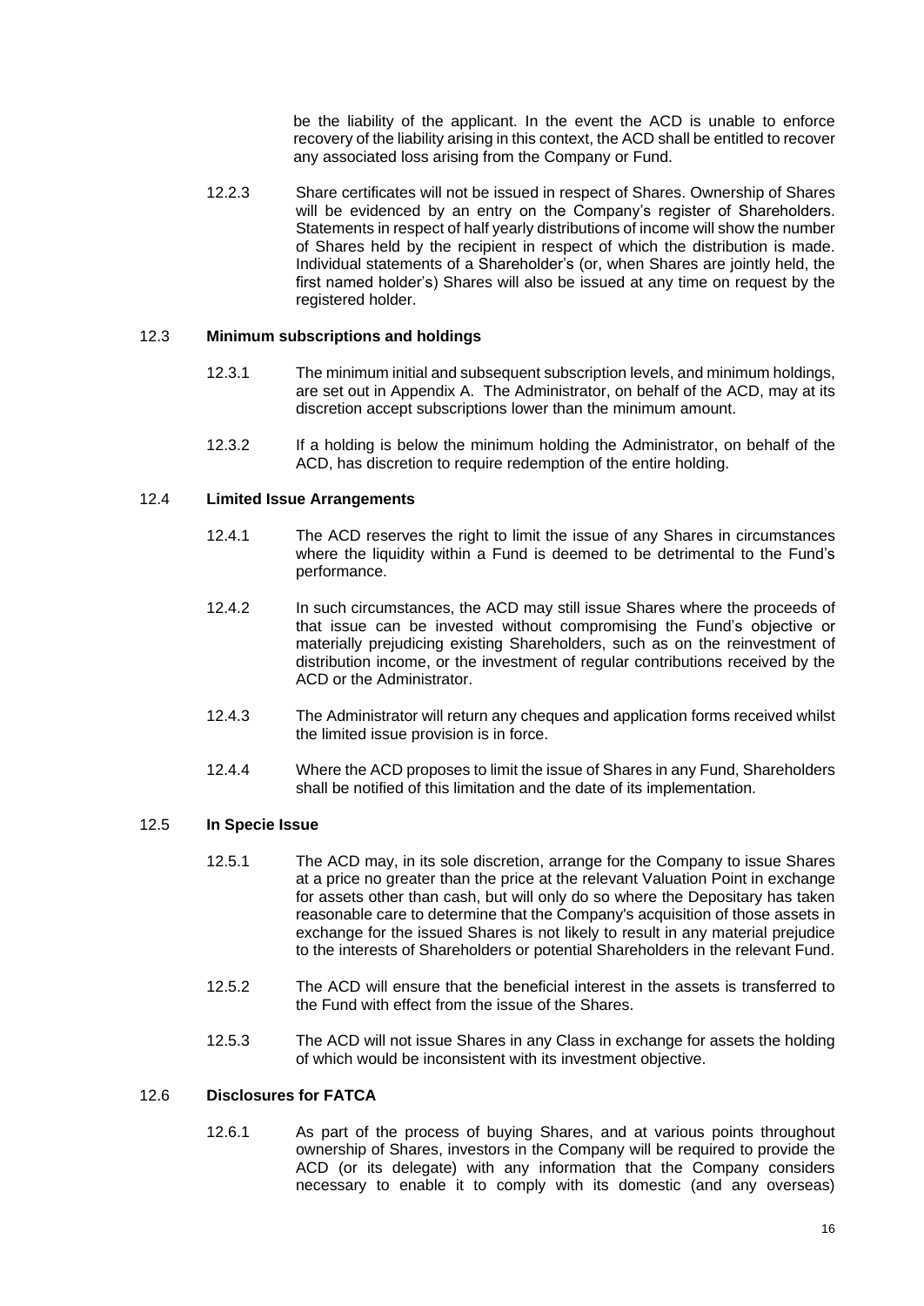be the liability of the applicant. In the event the ACD is unable to enforce recovery of the liability arising in this context, the ACD shall be entitled to recover any associated loss arising from the Company or Fund.

12.2.3 Share certificates will not be issued in respect of Shares. Ownership of Shares will be evidenced by an entry on the Company's register of Shareholders. Statements in respect of half yearly distributions of income will show the number of Shares held by the recipient in respect of which the distribution is made. Individual statements of a Shareholder's (or, when Shares are jointly held, the first named holder's) Shares will also be issued at any time on request by the registered holder.

## 12.3 **Minimum subscriptions and holdings**

12.3.1 The minimum initial and subsequent subscription levels, and minimum holdings, are set out in Appendix A. The Administrator, on behalf of the ACD, may at its discretion accept subscriptions lower than the minimum amount.

12.3.2 If a holding is below the minimum holding the Administrator, on behalf of the ACD, has discretion to require redemption of the entire holding.

## 12.4 **Limited Issue Arrangements**

12.4.1 The ACD reserves the right to limit the issue of any Shares in circumstances where the liquidity within a Fund is deemed to be detrimental to the Fund's performance.

12.4.2 In such circumstances, the ACD may still issue Shares where the proceeds of that issue can be invested without compromising the Fund's objective or materially prejudicing existing Shareholders, such as on the reinvestment of distribution income, or the investment of regular contributions received by the ACD or the Administrator.

12.4.3 The Administrator will return any cheques and application forms received whilst the limited issue provision is in force.

12.4.4 Where the ACD proposes to limit the issue of Shares in any Fund, Shareholders shall be notified of this limitation and the date of its implementation.

## 12.5 **In Specie Issue**

12.5.1 The ACD may, in its sole discretion, arrange for the Company to issue Shares at a price no greater than the price at the relevant Valuation Point in exchange for assets other than cash, but will only do so where the Depositary has taken reasonable care to determine that the Company's acquisition of those assets in exchange for the issued Shares is not likely to result in any material prejudice to the interests of Shareholders or potential Shareholders in the relevant Fund.

12.5.2 The ACD will ensure that the beneficial interest in the assets is transferred to the Fund with effect from the issue of the Shares.

12.5.3 The ACD will not issue Shares in any Class in exchange for assets the holding of which would be inconsistent with its investment objective.

## 12.6 **Disclosures for FATCA**

12.6.1 As part of the process of buying Shares, and at various points throughout ownership of Shares, investors in the Company will be required to provide the ACD (or its delegate) with any information that the Company considers necessary to enable it to comply with its domestic (and any overseas)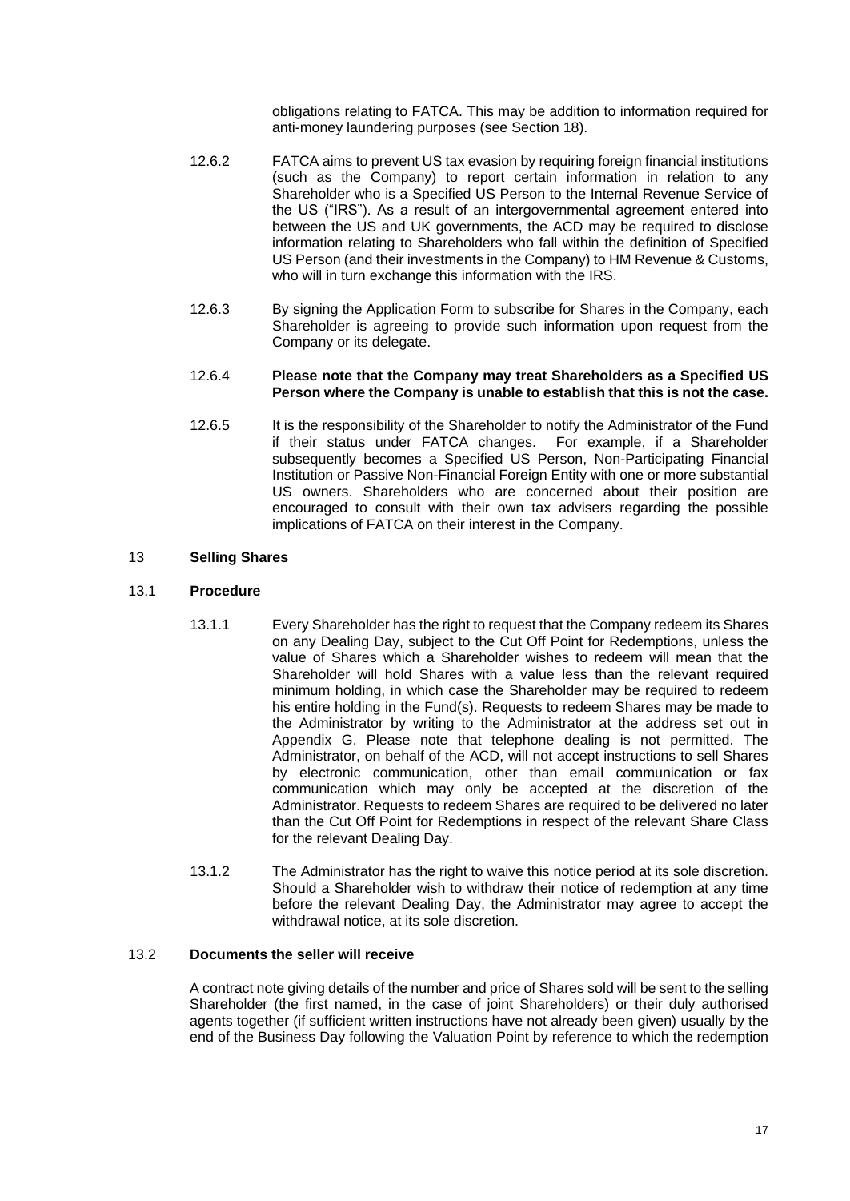obligations relating to FATCA. This may be addition to information required for anti-money laundering purposes (see Section 18).

12.6.2 FATCA aims to prevent US tax evasion by requiring foreign financial institutions (such as the Company) to report certain information in relation to any Shareholder who is a Specified US Person to the Internal Revenue Service of the US ("IRS"). As a result of an intergovernmental agreement entered into between the US and UK governments, the ACD may be required to disclose information relating to Shareholders who fall within the definition of Specified US Person (and their investments in the Company) to HM Revenue & Customs, who will in turn exchange this information with the IRS.

12.6.3 By signing the Application Form to subscribe for Shares in the Company, each Shareholder is agreeing to provide such information upon request from the Company or its delegate.

12.6.4 **Please note that the Company may treat Shareholders as a Specified US Person where the Company is unable to establish that this is not the case.**

12.6.5 It is the responsibility of the Shareholder to notify the Administrator of the Fund if their status under FATCA changes. For example, if a Shareholder subsequently becomes a Specified US Person, Non-Participating Financial Institution or Passive Non-Financial Foreign Entity with one or more substantial US owners. Shareholders who are concerned about their position are encouraged to consult with their own tax advisers regarding the possible implications of FATCA on their interest in the Company.

## 13 Selling Shares

### 13.1 Procedure

13.1.1 Every Shareholder has the right to request that the Company redeem its Shares on any Dealing Day, subject to the Cut Off Point for Redemptions, unless the value of Shares which a Shareholder wishes to redeem will mean that the Shareholder will hold Shares with a value less than the relevant required minimum holding, in which case the Shareholder may be required to redeem his entire holding in the Fund(s). Requests to redeem Shares may be made to the Administrator by writing to the Administrator at the address set out in Appendix G. Please note that telephone dealing is not permitted. The Administrator, on behalf of the ACD, will not accept instructions to sell Shares by electronic communication, other than email communication or fax communication which may only be accepted at the discretion of the Administrator. Requests to redeem Shares are required to be delivered no later than the Cut Off Point for Redemptions in respect of the relevant Share Class for the relevant Dealing Day.

13.1.2 The Administrator has the right to waive this notice period at its sole discretion. Should a Shareholder wish to withdraw their notice of redemption at any time before the relevant Dealing Day, the Administrator may agree to accept the withdrawal notice, at its sole discretion.

### 13.2 Documents the seller will receive

A contract note giving details of the number and price of Shares sold will be sent to the selling Shareholder (the first named, in the case of joint Shareholders) or their duly authorised agents together (if sufficient written instructions have not already been given) usually by the end of the Business Day following the Valuation Point by reference to which the redemption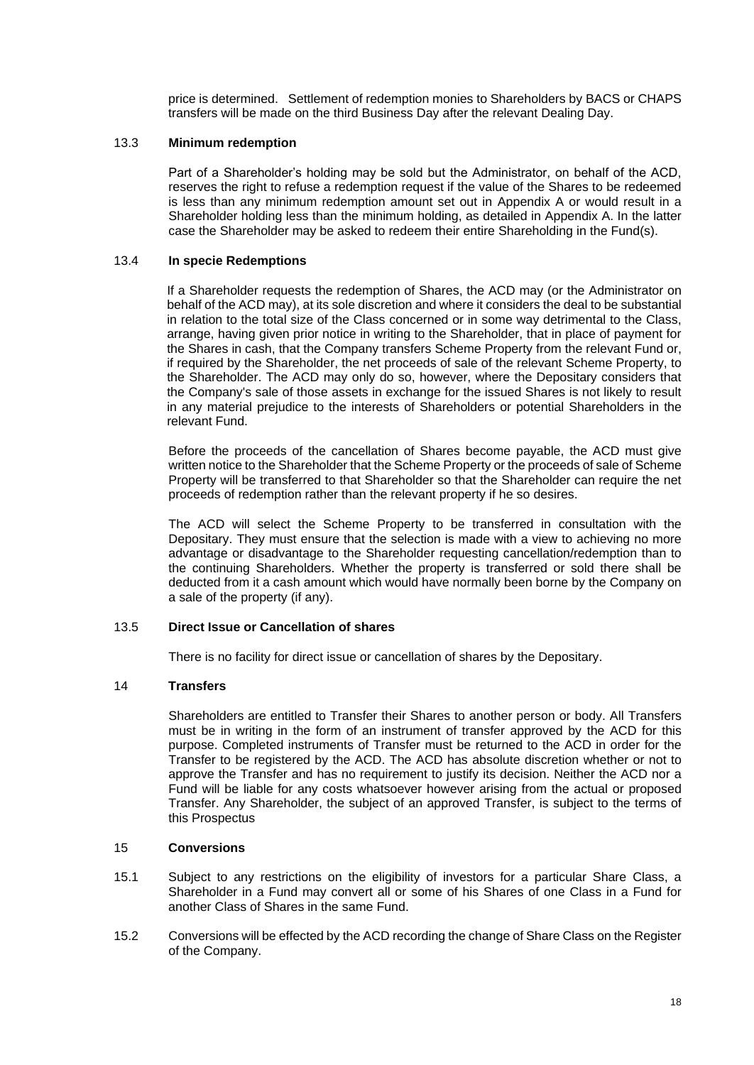price is determined. Settlement of redemption monies to Shareholders by BACS or CHAPS transfers will be made on the third Business Day after the relevant Dealing Day.

### 13.3 Minimum redemption

Part of a Shareholder's holding may be sold but the Administrator, on behalf of the ACD, reserves the right to refuse a redemption request if the value of the Shares to be redeemed is less than any minimum redemption amount set out in Appendix A or would result in a Shareholder holding less than the minimum holding, as detailed in Appendix A. In the latter case the Shareholder may be asked to redeem their entire Shareholding in the Fund(s).

### 13.4 In specie Redemptions

If a Shareholder requests the redemption of Shares, the ACD may (or the Administrator on behalf of the ACD may), at its sole discretion and where it considers the deal to be substantial in relation to the total size of the Class concerned or in some way detrimental to the Class, arrange, having given prior notice in writing to the Shareholder, that in place of payment for the Shares in cash, that the Company transfers Scheme Property from the relevant Fund or, if required by the Shareholder, the net proceeds of sale of the relevant Scheme Property, to the Shareholder. The ACD may only do so, however, where the Depositary considers that the Company's sale of those assets in exchange for the issued Shares is not likely to result in any material prejudice to the interests of Shareholders or potential Shareholders in the relevant Fund.

Before the proceeds of the cancellation of Shares become payable, the ACD must give written notice to the Shareholder that the Scheme Property or the proceeds of sale of Scheme Property will be transferred to that Shareholder so that the Shareholder can require the net proceeds of redemption rather than the relevant property if he so desires.

The ACD will select the Scheme Property to be transferred in consultation with the Depositary. They must ensure that the selection is made with a view to achieving no more advantage or disadvantage to the Shareholder requesting cancellation/redemption than to the continuing Shareholders. Whether the property is transferred or sold there shall be deducted from it a cash amount which would have normally been borne by the Company on a sale of the property (if any).

### 13.5 Direct Issue or Cancellation of shares

There is no facility for direct issue or cancellation of shares by the Depositary.

## 14 Transfers

Shareholders are entitled to Transfer their Shares to another person or body. All Transfers must be in writing in the form of an instrument of transfer approved by the ACD for this purpose. Completed instruments of Transfer must be returned to the ACD in order for the Transfer to be registered by the ACD. The ACD has absolute discretion whether or not to approve the Transfer and has no requirement to justify its decision. Neither the ACD nor a Fund will be liable for any costs whatsoever however arising from the actual or proposed Transfer. Any Shareholder, the subject of an approved Transfer, is subject to the terms of this Prospectus

## 15 Conversions

15.1 Subject to any restrictions on the eligibility of investors for a particular Share Class, a Shareholder in a Fund may convert all or some of his Shares of one Class in a Fund for another Class of Shares in the same Fund.

15.2 Conversions will be effected by the ACD recording the change of Share Class on the Register of the Company.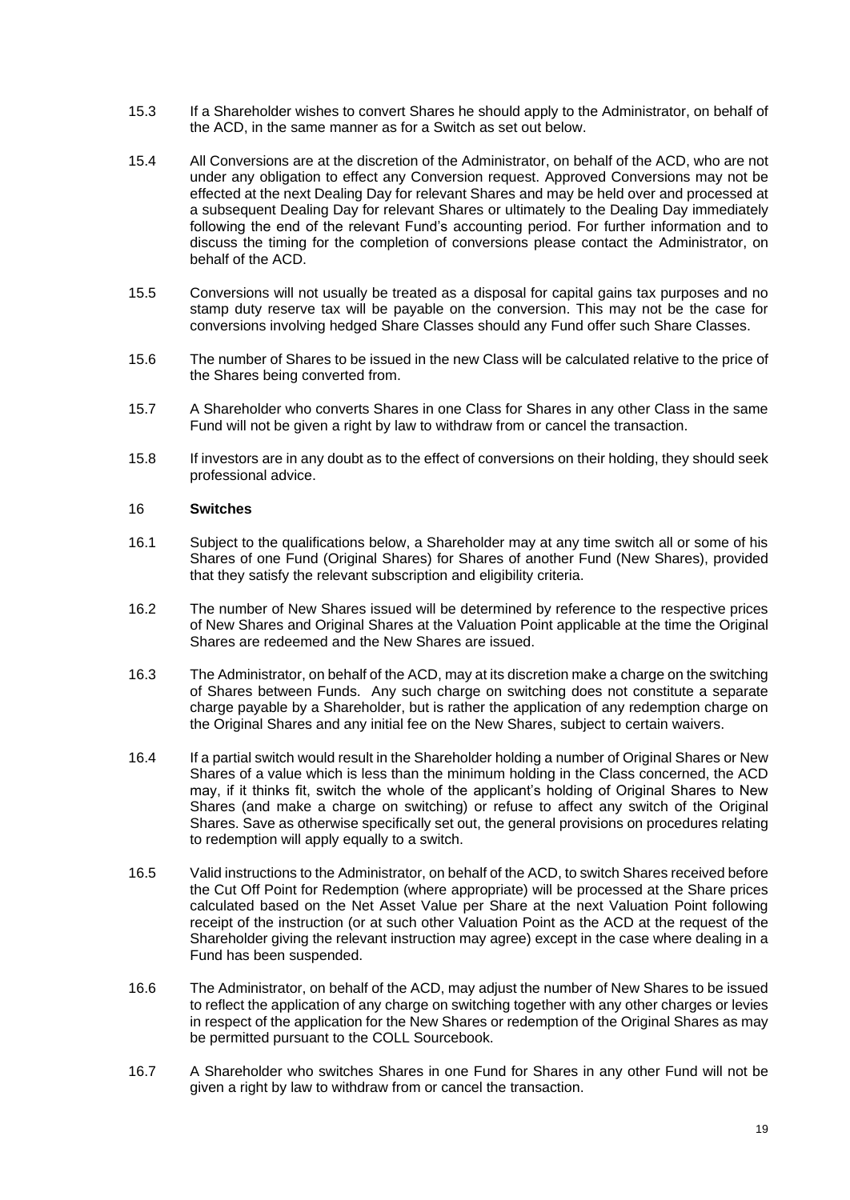15.3 If a Shareholder wishes to convert Shares he should apply to the Administrator, on behalf of the ACD, in the same manner as for a Switch as set out below.

15.4 All Conversions are at the discretion of the Administrator, on behalf of the ACD, who are not under any obligation to effect any Conversion request. Approved Conversions may not be effected at the next Dealing Day for relevant Shares and may be held over and processed at a subsequent Dealing Day for relevant Shares or ultimately to the Dealing Day immediately following the end of the relevant Fund's accounting period. For further information and to discuss the timing for the completion of conversions please contact the Administrator, on behalf of the ACD.

15.5 Conversions will not usually be treated as a disposal for capital gains tax purposes and no stamp duty reserve tax will be payable on the conversion. This may not be the case for conversions involving hedged Share Classes should any Fund offer such Share Classes.

15.6 The number of Shares to be issued in the new Class will be calculated relative to the price of the Shares being converted from.

15.7 A Shareholder who converts Shares in one Class for Shares in any other Class in the same Fund will not be given a right by law to withdraw from or cancel the transaction.

15.8 If investors are in any doubt as to the effect of conversions on their holding, they should seek professional advice.

## 16 **Switches**

16.1 Subject to the qualifications below, a Shareholder may at any time switch all or some of his Shares of one Fund (Original Shares) for Shares of another Fund (New Shares), provided that they satisfy the relevant subscription and eligibility criteria.

16.2 The number of New Shares issued will be determined by reference to the respective prices of New Shares and Original Shares at the Valuation Point applicable at the time the Original Shares are redeemed and the New Shares are issued.

16.3 The Administrator, on behalf of the ACD, may at its discretion make a charge on the switching of Shares between Funds. Any such charge on switching does not constitute a separate charge payable by a Shareholder, but is rather the application of any redemption charge on the Original Shares and any initial fee on the New Shares, subject to certain waivers.

16.4 If a partial switch would result in the Shareholder holding a number of Original Shares or New Shares of a value which is less than the minimum holding in the Class concerned, the ACD may, if it thinks fit, switch the whole of the applicant's holding of Original Shares to New Shares (and make a charge on switching) or refuse to affect any switch of the Original Shares. Save as otherwise specifically set out, the general provisions on procedures relating to redemption will apply equally to a switch.

16.5 Valid instructions to the Administrator, on behalf of the ACD, to switch Shares received before the Cut Off Point for Redemption (where appropriate) will be processed at the Share prices calculated based on the Net Asset Value per Share at the next Valuation Point following receipt of the instruction (or at such other Valuation Point as the ACD at the request of the Shareholder giving the relevant instruction may agree) except in the case where dealing in a Fund has been suspended.

16.6 The Administrator, on behalf of the ACD, may adjust the number of New Shares to be issued to reflect the application of any charge on switching together with any other charges or levies in respect of the application for the New Shares or redemption of the Original Shares as may be permitted pursuant to the COLL Sourcebook.

16.7 A Shareholder who switches Shares in one Fund for Shares in any other Fund will not be given a right by law to withdraw from or cancel the transaction.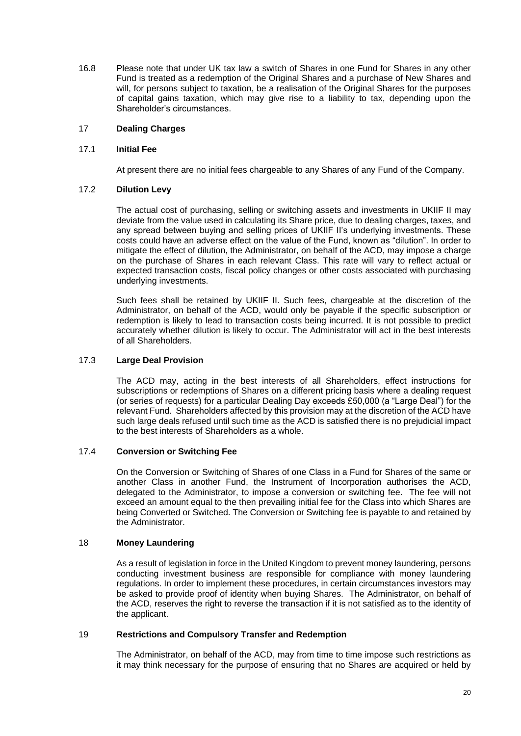16.8 Please note that under UK tax law a switch of Shares in one Fund for Shares in any other Fund is treated as a redemption of the Original Shares and a purchase of New Shares and will, for persons subject to taxation, be a realisation of the Original Shares for the purposes of capital gains taxation, which may give rise to a liability to tax, depending upon the Shareholder's circumstances.

## 17 Dealing Charges

### 17.1 Initial Fee

At present there are no initial fees chargeable to any Shares of any Fund of the Company.

### 17.2 Dilution Levy

The actual cost of purchasing, selling or switching assets and investments in UKIIF II may deviate from the value used in calculating its Share price, due to dealing charges, taxes, and any spread between buying and selling prices of UKIIF II's underlying investments. These costs could have an adverse effect on the value of the Fund, known as "dilution". In order to mitigate the effect of dilution, the Administrator, on behalf of the ACD, may impose a charge on the purchase of Shares in each relevant Class. This rate will vary to reflect actual or expected transaction costs, fiscal policy changes or other costs associated with purchasing underlying investments.

Such fees shall be retained by UKIIF II. Such fees, chargeable at the discretion of the Administrator, on behalf of the ACD, would only be payable if the specific subscription or redemption is likely to lead to transaction costs being incurred. It is not possible to predict accurately whether dilution is likely to occur. The Administrator will act in the best interests of all Shareholders.

### 17.3 Large Deal Provision

The ACD may, acting in the best interests of all Shareholders, effect instructions for subscriptions or redemptions of Shares on a different pricing basis where a dealing request (or series of requests) for a particular Dealing Day exceeds £50,000 (a "Large Deal") for the relevant Fund. Shareholders affected by this provision may at the discretion of the ACD have such large deals refused until such time as the ACD is satisfied there is no prejudicial impact to the best interests of Shareholders as a whole.

### 17.4 Conversion or Switching Fee

On the Conversion or Switching of Shares of one Class in a Fund for Shares of the same or another Class in another Fund, the Instrument of Incorporation authorises the ACD, delegated to the Administrator, to impose a conversion or switching fee. The fee will not exceed an amount equal to the then prevailing initial fee for the Class into which Shares are being Converted or Switched. The Conversion or Switching fee is payable to and retained by the Administrator.

## 18 Money Laundering

As a result of legislation in force in the United Kingdom to prevent money laundering, persons conducting investment business are responsible for compliance with money laundering regulations. In order to implement these procedures, in certain circumstances investors may be asked to provide proof of identity when buying Shares. The Administrator, on behalf of the ACD, reserves the right to reverse the transaction if it is not satisfied as to the identity of the applicant.

## 19 Restrictions and Compulsory Transfer and Redemption

The Administrator, on behalf of the ACD, may from time to time impose such restrictions as it may think necessary for the purpose of ensuring that no Shares are acquired or held by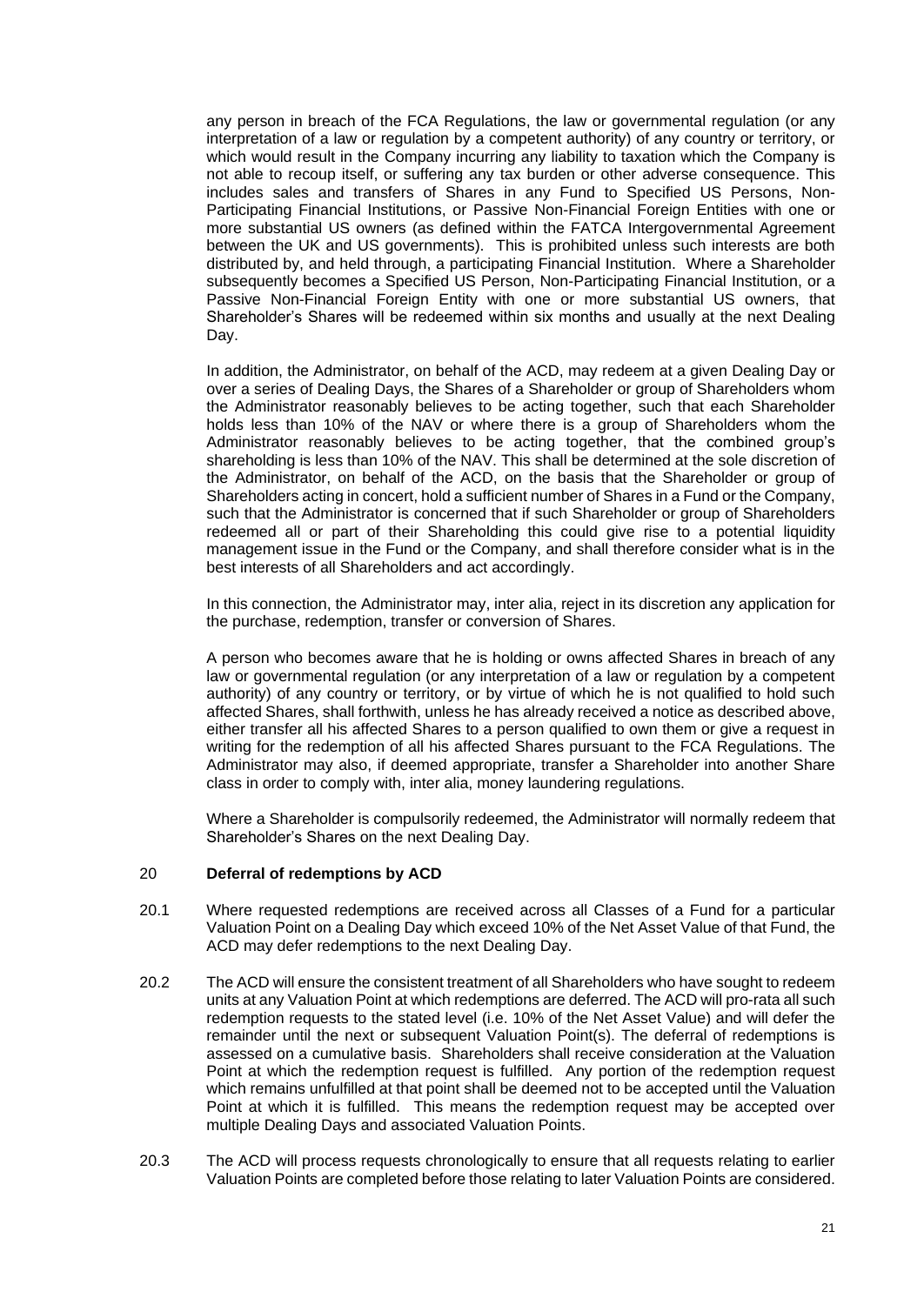any person in breach of the FCA Regulations, the law or governmental regulation (or any interpretation of a law or regulation by a competent authority) of any country or territory, or which would result in the Company incurring any liability to taxation which the Company is not able to recoup itself, or suffering any tax burden or other adverse consequence. This includes sales and transfers of Shares in any Fund to Specified US Persons, Non-Participating Financial Institutions, or Passive Non-Financial Foreign Entities with one or more substantial US owners (as defined within the FATCA Intergovernmental Agreement between the UK and US governments). This is prohibited unless such interests are both distributed by, and held through, a participating Financial Institution. Where a Shareholder subsequently becomes a Specified US Person, Non-Participating Financial Institution, or a Passive Non-Financial Foreign Entity with one or more substantial US owners, that Shareholder's Shares will be redeemed within six months and usually at the next Dealing Day.

In addition, the Administrator, on behalf of the ACD, may redeem at a given Dealing Day or over a series of Dealing Days, the Shares of a Shareholder or group of Shareholders whom the Administrator reasonably believes to be acting together, such that each Shareholder holds less than 10% of the NAV or where there is a group of Shareholders whom the Administrator reasonably believes to be acting together, that the combined group's shareholding is less than 10% of the NAV. This shall be determined at the sole discretion of the Administrator, on behalf of the ACD, on the basis that the Shareholder or group of Shareholders acting in concert, hold a sufficient number of Shares in a Fund or the Company, such that the Administrator is concerned that if such Shareholder or group of Shareholders redeemed all or part of their Shareholding this could give rise to a potential liquidity management issue in the Fund or the Company, and shall therefore consider what is in the best interests of all Shareholders and act accordingly.

In this connection, the Administrator may, inter alia, reject in its discretion any application for the purchase, redemption, transfer or conversion of Shares.

A person who becomes aware that he is holding or owns affected Shares in breach of any law or governmental regulation (or any interpretation of a law or regulation by a competent authority) of any country or territory, or by virtue of which he is not qualified to hold such affected Shares, shall forthwith, unless he has already received a notice as described above, either transfer all his affected Shares to a person qualified to own them or give a request in writing for the redemption of all his affected Shares pursuant to the FCA Regulations. The Administrator may also, if deemed appropriate, transfer a Shareholder into another Share class in order to comply with, inter alia, money laundering regulations.

Where a Shareholder is compulsorily redeemed, the Administrator will normally redeem that Shareholder's Shares on the next Dealing Day.

## 20 Deferral of redemptions by ACD

20.1 Where requested redemptions are received across all Classes of a Fund for a particular Valuation Point on a Dealing Day which exceed 10% of the Net Asset Value of that Fund, the ACD may defer redemptions to the next Dealing Day.

20.2 The ACD will ensure the consistent treatment of all Shareholders who have sought to redeem units at any Valuation Point at which redemptions are deferred. The ACD will pro-rata all such redemption requests to the stated level (i.e. 10% of the Net Asset Value) and will defer the remainder until the next or subsequent Valuation Point(s). The deferral of redemptions is assessed on a cumulative basis. Shareholders shall receive consideration at the Valuation Point at which the redemption request is fulfilled. Any portion of the redemption request which remains unfulfilled at that point shall be deemed not to be accepted until the Valuation Point at which it is fulfilled. This means the redemption request may be accepted over multiple Dealing Days and associated Valuation Points.

20.3 The ACD will process requests chronologically to ensure that all requests relating to earlier Valuation Points are completed before those relating to later Valuation Points are considered.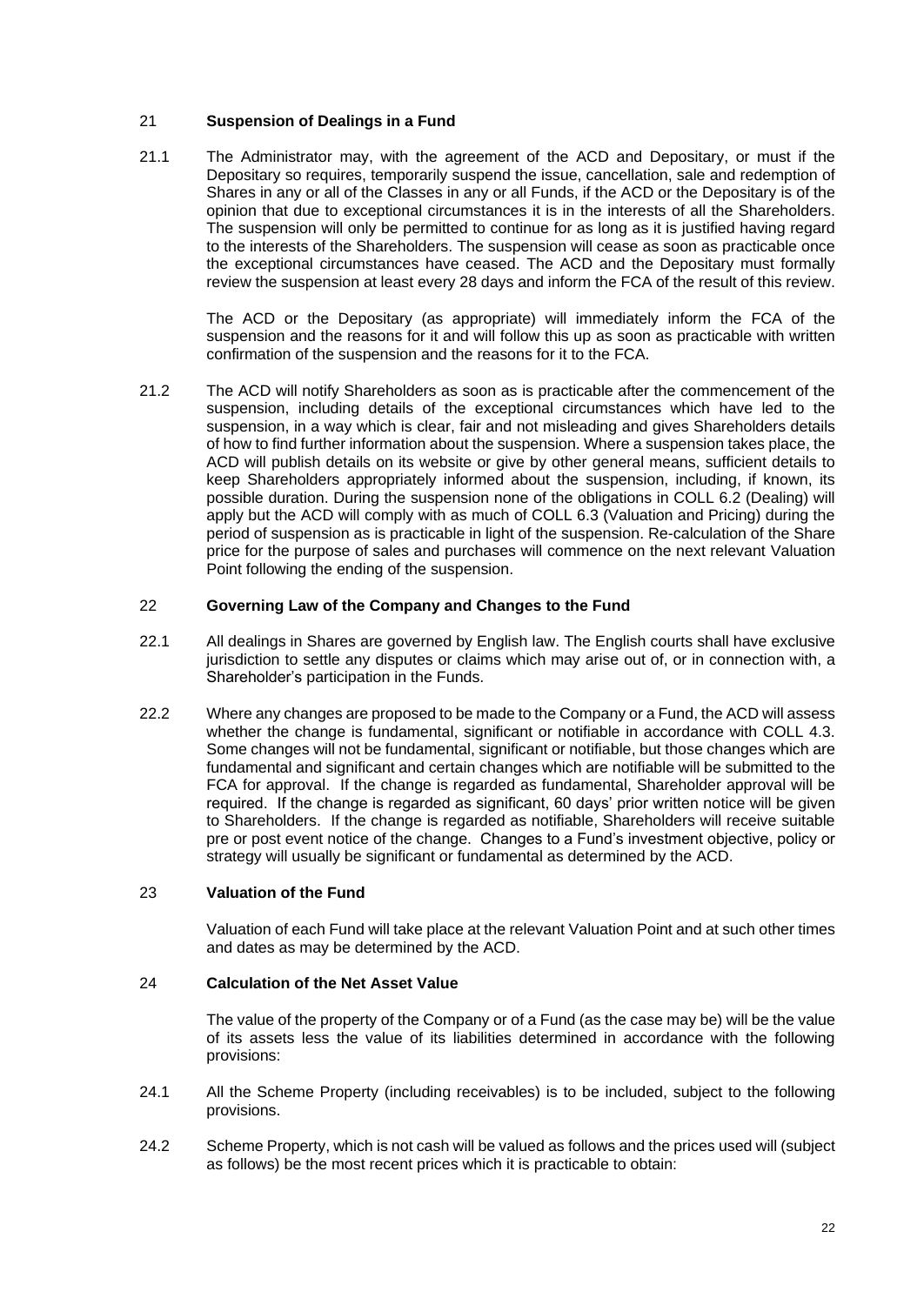## 21 Suspension of Dealings in a Fund

21.1 The Administrator may, with the agreement of the ACD and Depositary, or must if the Depositary so requires, temporarily suspend the issue, cancellation, sale and redemption of Shares in any or all of the Classes in any or all Funds, if the ACD or the Depositary is of the opinion that due to exceptional circumstances it is in the interests of all the Shareholders. The suspension will only be permitted to continue for as long as it is justified having regard to the interests of the Shareholders. The suspension will cease as soon as practicable once the exceptional circumstances have ceased. The ACD and the Depositary must formally review the suspension at least every 28 days and inform the FCA of the result of this review.

The ACD or the Depositary (as appropriate) will immediately inform the FCA of the suspension and the reasons for it and will follow this up as soon as practicable with written confirmation of the suspension and the reasons for it to the FCA.

21.2 The ACD will notify Shareholders as soon as is practicable after the commencement of the suspension, including details of the exceptional circumstances which have led to the suspension, in a way which is clear, fair and not misleading and gives Shareholders details of how to find further information about the suspension. Where a suspension takes place, the ACD will publish details on its website or give by other general means, sufficient details to keep Shareholders appropriately informed about the suspension, including, if known, its possible duration. During the suspension none of the obligations in COLL 6.2 (Dealing) will apply but the ACD will comply with as much of COLL 6.3 (Valuation and Pricing) during the period of suspension as is practicable in light of the suspension. Re-calculation of the Share price for the purpose of sales and purchases will commence on the next relevant Valuation Point following the ending of the suspension.

## 22 Governing Law of the Company and Changes to the Fund

22.1 All dealings in Shares are governed by English law. The English courts shall have exclusive jurisdiction to settle any disputes or claims which may arise out of, or in connection with, a Shareholder's participation in the Funds.

22.2 Where any changes are proposed to be made to the Company or a Fund, the ACD will assess whether the change is fundamental, significant or notifiable in accordance with COLL 4.3. Some changes will not be fundamental, significant or notifiable, but those changes which are fundamental and significant and certain changes which are notifiable will be submitted to the FCA for approval. If the change is regarded as fundamental, Shareholder approval will be required. If the change is regarded as significant, 60 days' prior written notice will be given to Shareholders. If the change is regarded as notifiable, Shareholders will receive suitable pre or post event notice of the change. Changes to a Fund's investment objective, policy or strategy will usually be significant or fundamental as determined by the ACD.

## 23 Valuation of the Fund

Valuation of each Fund will take place at the relevant Valuation Point and at such other times and dates as may be determined by the ACD.

## 24 Calculation of the Net Asset Value

The value of the property of the Company or of a Fund (as the case may be) will be the value of its assets less the value of its liabilities determined in accordance with the following provisions:

24.1 All the Scheme Property (including receivables) is to be included, subject to the following provisions.

24.2 Scheme Property, which is not cash will be valued as follows and the prices used will (subject as follows) be the most recent prices which it is practicable to obtain: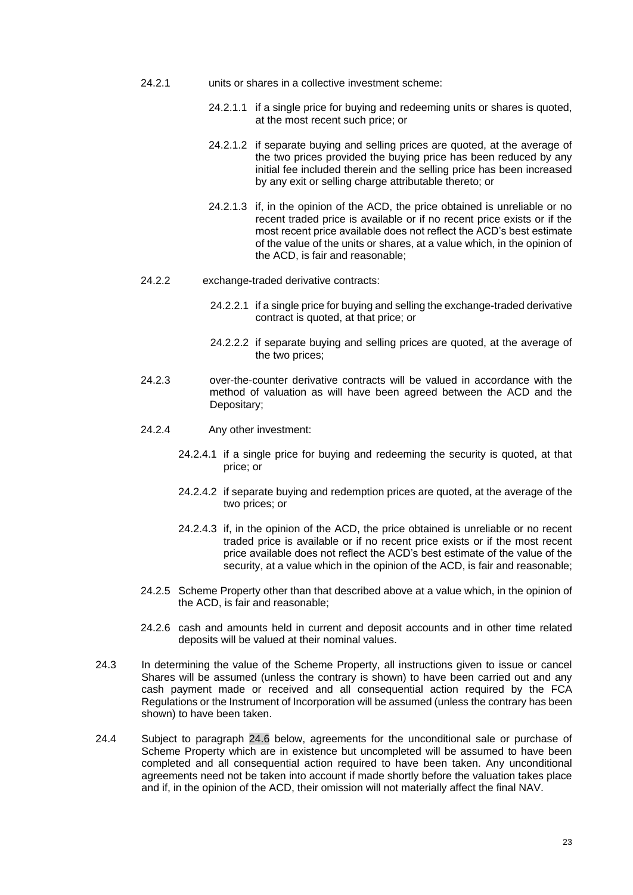24.2.1 units or shares in a collective investment scheme:

24.2.1.1 if a single price for buying and redeeming units or shares is quoted, at the most recent such price; or

24.2.1.2 if separate buying and selling prices are quoted, at the average of the two prices provided the buying price has been reduced by any initial fee included therein and the selling price has been increased by any exit or selling charge attributable thereto; or

24.2.1.3 if, in the opinion of the ACD, the price obtained is unreliable or no recent traded price is available or if no recent price exists or if the most recent price available does not reflect the ACD's best estimate of the value of the units or shares, at a value which, in the opinion of the ACD, is fair and reasonable;

24.2.2 exchange-traded derivative contracts:

24.2.2.1 if a single price for buying and selling the exchange-traded derivative contract is quoted, at that price; or

24.2.2.2 if separate buying and selling prices are quoted, at the average of the two prices;

24.2.3 over-the-counter derivative contracts will be valued in accordance with the method of valuation as will have been agreed between the ACD and the Depositary;

24.2.4 Any other investment:

24.2.4.1 if a single price for buying and redeeming the security is quoted, at that price; or

24.2.4.2 if separate buying and redemption prices are quoted, at the average of the two prices; or

24.2.4.3 if, in the opinion of the ACD, the price obtained is unreliable or no recent traded price is available or if no recent price exists or if the most recent price available does not reflect the ACD's best estimate of the value of the security, at a value which in the opinion of the ACD, is fair and reasonable;

24.2.5 Scheme Property other than that described above at a value which, in the opinion of the ACD, is fair and reasonable;

24.2.6 cash and amounts held in current and deposit accounts and in other time related deposits will be valued at their nominal values.

24.3 In determining the value of the Scheme Property, all instructions given to issue or cancel Shares will be assumed (unless the contrary is shown) to have been carried out and any cash payment made or received and all consequential action required by the FCA Regulations or the Instrument of Incorporation will be assumed (unless the contrary has been shown) to have been taken.

24.4 Subject to paragraph 24.6 below, agreements for the unconditional sale or purchase of Scheme Property which are in existence but uncompleted will be assumed to have been completed and all consequential action required to have been taken. Any unconditional agreements need not be taken into account if made shortly before the valuation takes place and if, in the opinion of the ACD, their omission will not materially affect the final NAV.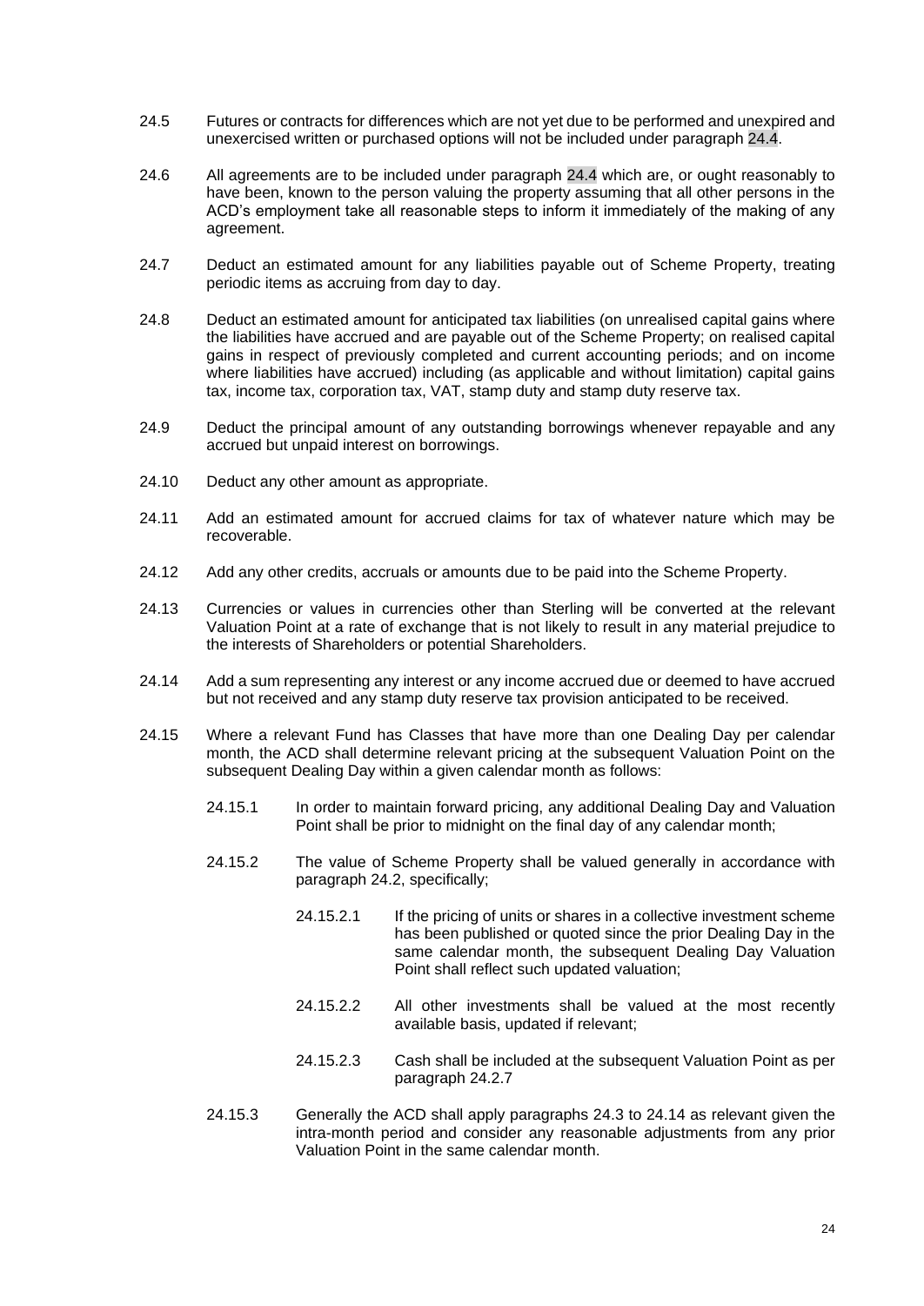24.5 Futures or contracts for differences which are not yet due to be performed and unexpired and unexercised written or purchased options will not be included under paragraph 24.4.

24.6 All agreements are to be included under paragraph 24.4 which are, or ought reasonably to have been, known to the person valuing the property assuming that all other persons in the ACD's employment take all reasonable steps to inform it immediately of the making of any agreement.

24.7 Deduct an estimated amount for any liabilities payable out of Scheme Property, treating periodic items as accruing from day to day.

24.8 Deduct an estimated amount for anticipated tax liabilities (on unrealised capital gains where the liabilities have accrued and are payable out of the Scheme Property; on realised capital gains in respect of previously completed and current accounting periods; and on income where liabilities have accrued) including (as applicable and without limitation) capital gains tax, income tax, corporation tax, VAT, stamp duty and stamp duty reserve tax.

24.9 Deduct the principal amount of any outstanding borrowings whenever repayable and any accrued but unpaid interest on borrowings.

24.10 Deduct any other amount as appropriate.

24.11 Add an estimated amount for accrued claims for tax of whatever nature which may be recoverable.

24.12 Add any other credits, accruals or amounts due to be paid into the Scheme Property.

24.13 Currencies or values in currencies other than Sterling will be converted at the relevant Valuation Point at a rate of exchange that is not likely to result in any material prejudice to the interests of Shareholders or potential Shareholders.

24.14 Add a sum representing any interest or any income accrued due or deemed to have accrued but not received and any stamp duty reserve tax provision anticipated to be received.

24.15 Where a relevant Fund has Classes that have more than one Dealing Day per calendar month, the ACD shall determine relevant pricing at the subsequent Valuation Point on the subsequent Dealing Day within a given calendar month as follows:

24.15.1 In order to maintain forward pricing, any additional Dealing Day and Valuation Point shall be prior to midnight on the final day of any calendar month;

24.15.2 The value of Scheme Property shall be valued generally in accordance with paragraph 24.2, specifically;

24.15.2.1 If the pricing of units or shares in a collective investment scheme has been published or quoted since the prior Dealing Day in the same calendar month, the subsequent Dealing Day Valuation Point shall reflect such updated valuation;

24.15.2.2 All other investments shall be valued at the most recently available basis, updated if relevant;

24.15.2.3 Cash shall be included at the subsequent Valuation Point as per paragraph 24.2.7

24.15.3 Generally the ACD shall apply paragraphs 24.3 to 24.14 as relevant given the intra-month period and consider any reasonable adjustments from any prior Valuation Point in the same calendar month.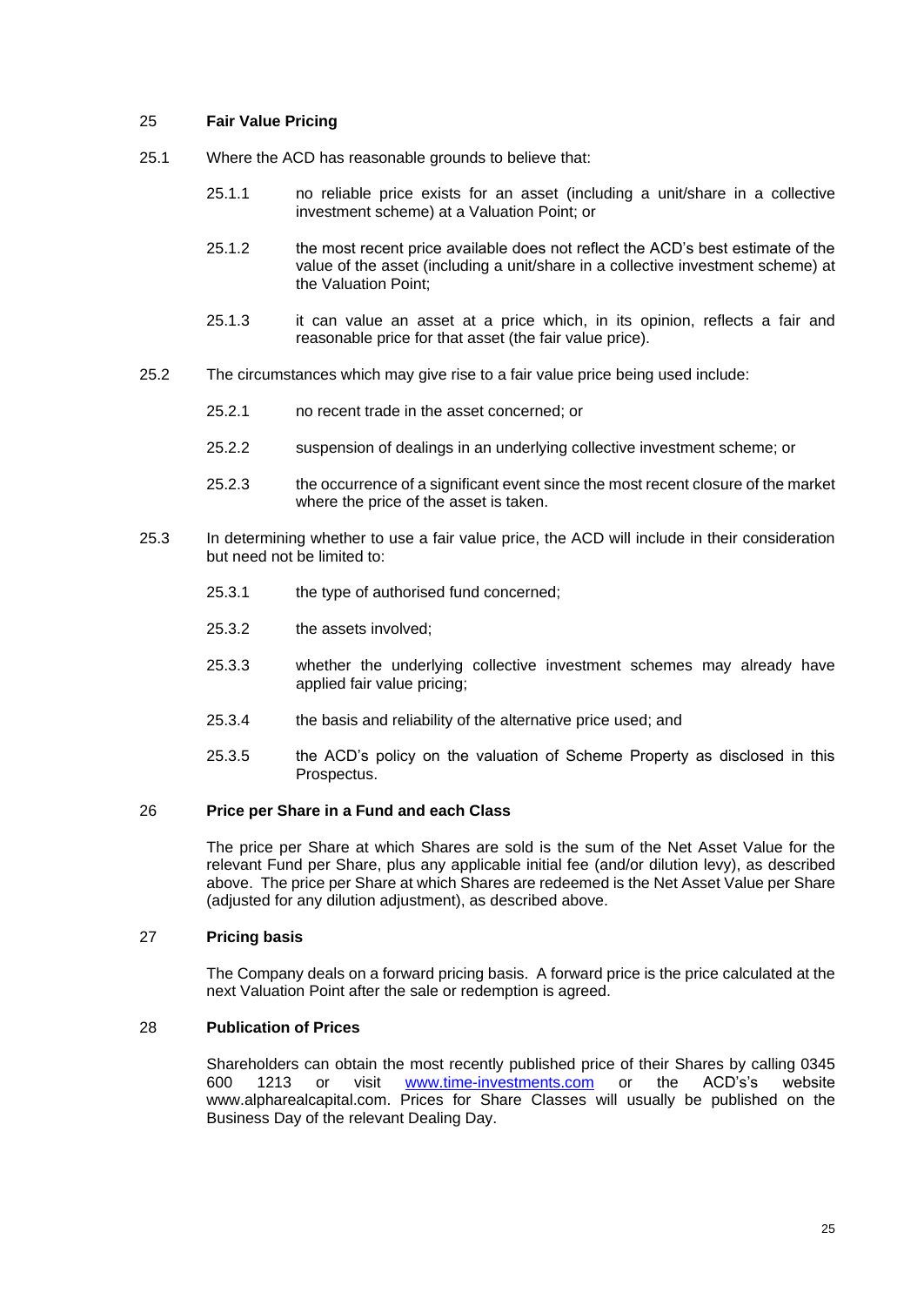## 25 **Fair Value Pricing**

25.1 Where the ACD has reasonable grounds to believe that:

25.1.1 no reliable price exists for an asset (including a unit/share in a collective investment scheme) at a Valuation Point; or

25.1.2 the most recent price available does not reflect the ACD's best estimate of the value of the asset (including a unit/share in a collective investment scheme) at the Valuation Point;

25.1.3 it can value an asset at a price which, in its opinion, reflects a fair and reasonable price for that asset (the fair value price).

25.2 The circumstances which may give rise to a fair value price being used include:

25.2.1 no recent trade in the asset concerned; or

25.2.2 suspension of dealings in an underlying collective investment scheme; or

25.2.3 the occurrence of a significant event since the most recent closure of the market where the price of the asset is taken.

25.3 In determining whether to use a fair value price, the ACD will include in their consideration but need not be limited to:

25.3.1 the type of authorised fund concerned;

25.3.2 the assets involved;

25.3.3 whether the underlying collective investment schemes may already have applied fair value pricing;

25.3.4 the basis and reliability of the alternative price used; and

25.3.5 the ACD's policy on the valuation of Scheme Property as disclosed in this Prospectus.

## 26 **Price per Share in a Fund and each Class**

The price per Share at which Shares are sold is the sum of the Net Asset Value for the relevant Fund per Share, plus any applicable initial fee (and/or dilution levy), as described above. The price per Share at which Shares are redeemed is the Net Asset Value per Share (adjusted for any dilution adjustment), as described above.

## 27 **Pricing basis**

The Company deals on a forward pricing basis. A forward price is the price calculated at the next Valuation Point after the sale or redemption is agreed.

## 28 **Publication of Prices**

Shareholders can obtain the most recently published price of their Shares by calling 0345 600 1213 or visit www.time-investments.com or the ACD's's website www.alpharealcapital.com. Prices for Share Classes will usually be published on the Business Day of the relevant Dealing Day.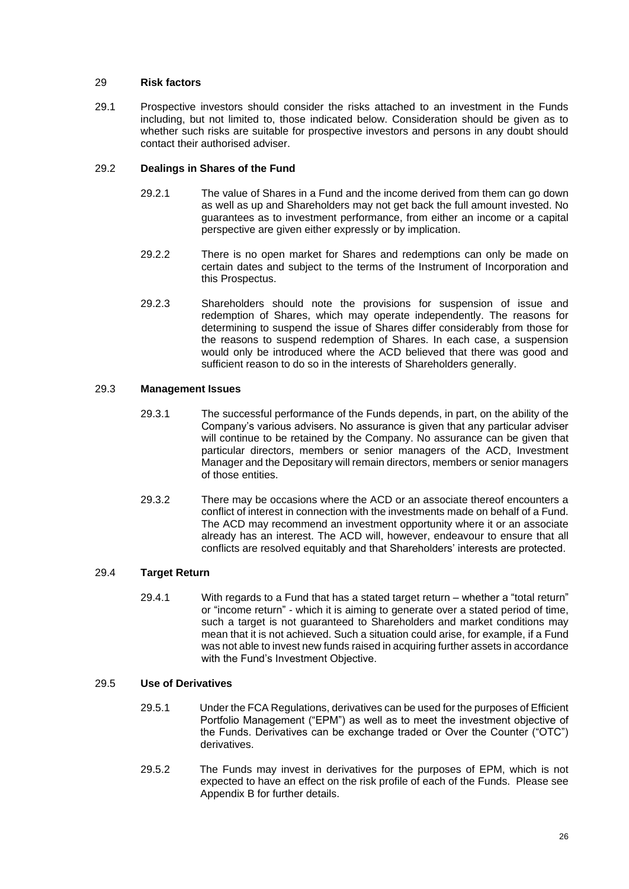## 29 Risk factors

29.1 Prospective investors should consider the risks attached to an investment in the Funds including, but not limited to, those indicated below. Consideration should be given as to whether such risks are suitable for prospective investors and persons in any doubt should contact their authorised adviser.

### 29.2 Dealings in Shares of the Fund

29.2.1 The value of Shares in a Fund and the income derived from them can go down as well as up and Shareholders may not get back the full amount invested. No guarantees as to investment performance, from either an income or a capital perspective are given either expressly or by implication.

29.2.2 There is no open market for Shares and redemptions can only be made on certain dates and subject to the terms of the Instrument of Incorporation and this Prospectus.

29.2.3 Shareholders should note the provisions for suspension of issue and redemption of Shares, which may operate independently. The reasons for determining to suspend the issue of Shares differ considerably from those for the reasons to suspend redemption of Shares. In each case, a suspension would only be introduced where the ACD believed that there was good and sufficient reason to do so in the interests of Shareholders generally.

### 29.3 Management Issues

29.3.1 The successful performance of the Funds depends, in part, on the ability of the Company's various advisers. No assurance is given that any particular adviser will continue to be retained by the Company. No assurance can be given that particular directors, members or senior managers of the ACD, Investment Manager and the Depositary will remain directors, members or senior managers of those entities.

29.3.2 There may be occasions where the ACD or an associate thereof encounters a conflict of interest in connection with the investments made on behalf of a Fund. The ACD may recommend an investment opportunity where it or an associate already has an interest. The ACD will, however, endeavour to ensure that all conflicts are resolved equitably and that Shareholders' interests are protected.

### 29.4 Target Return

29.4.1 With regards to a Fund that has a stated target return – whether a "total return" or "income return" - which it is aiming to generate over a stated period of time, such a target is not guaranteed to Shareholders and market conditions may mean that it is not achieved. Such a situation could arise, for example, if a Fund was not able to invest new funds raised in acquiring further assets in accordance with the Fund's Investment Objective.

### 29.5 Use of Derivatives

29.5.1 Under the FCA Regulations, derivatives can be used for the purposes of Efficient Portfolio Management ("EPM") as well as to meet the investment objective of the Funds. Derivatives can be exchange traded or Over the Counter ("OTC") derivatives.

29.5.2 The Funds may invest in derivatives for the purposes of EPM, which is not expected to have an effect on the risk profile of each of the Funds. Please see Appendix B for further details.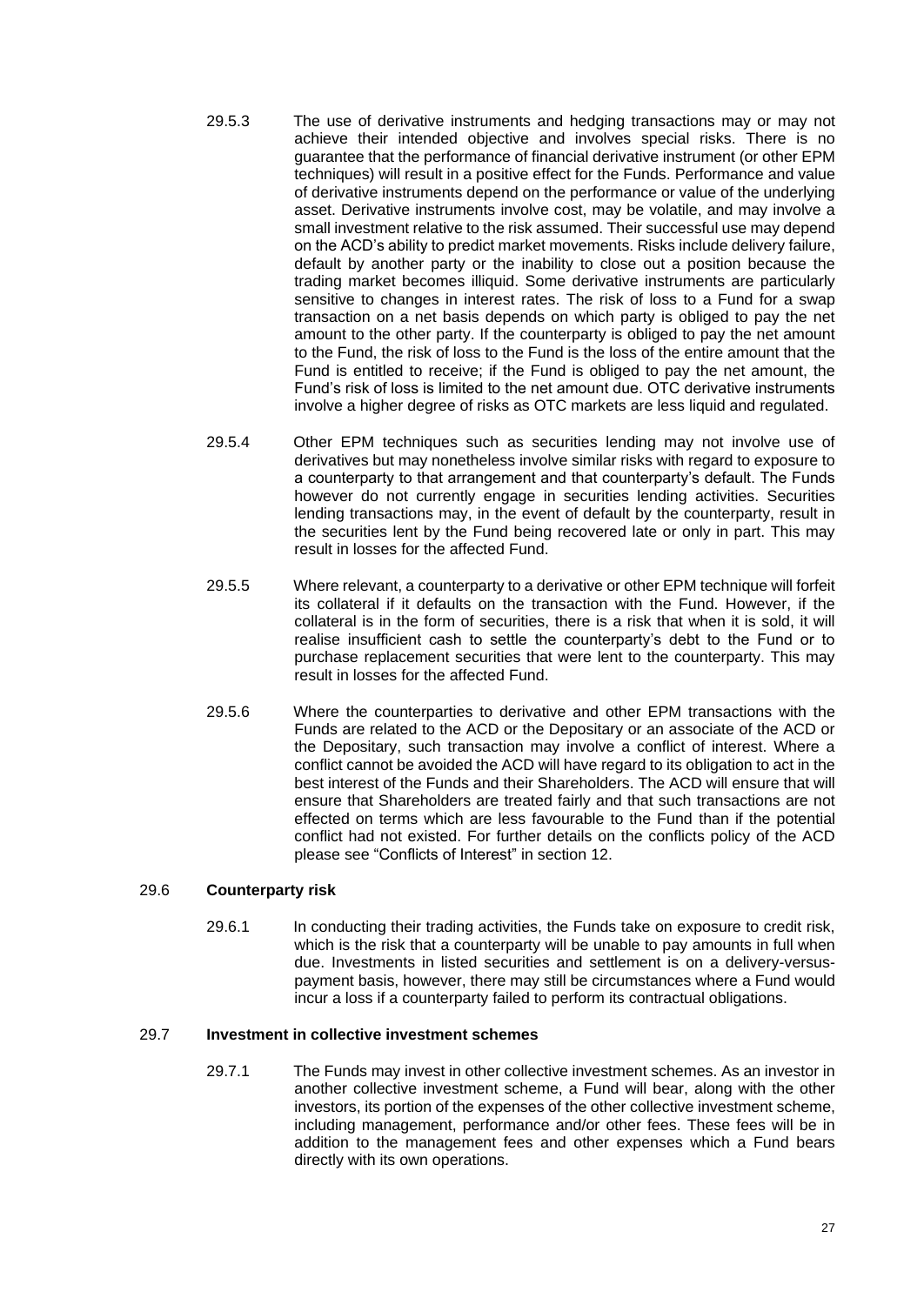29.5.3 The use of derivative instruments and hedging transactions may or may not achieve their intended objective and involves special risks. There is no guarantee that the performance of financial derivative instrument (or other EPM techniques) will result in a positive effect for the Funds. Performance and value of derivative instruments depend on the performance or value of the underlying asset. Derivative instruments involve cost, may be volatile, and may involve a small investment relative to the risk assumed. Their successful use may depend on the ACD's ability to predict market movements. Risks include delivery failure, default by another party or the inability to close out a position because the trading market becomes illiquid. Some derivative instruments are particularly sensitive to changes in interest rates. The risk of loss to a Fund for a swap transaction on a net basis depends on which party is obliged to pay the net amount to the other party. If the counterparty is obliged to pay the net amount to the Fund, the risk of loss to the Fund is the loss of the entire amount that the Fund is entitled to receive; if the Fund is obliged to pay the net amount, the Fund's risk of loss is limited to the net amount due. OTC derivative instruments involve a higher degree of risks as OTC markets are less liquid and regulated.

29.5.4 Other EPM techniques such as securities lending may not involve use of derivatives but may nonetheless involve similar risks with regard to exposure to a counterparty to that arrangement and that counterparty's default. The Funds however do not currently engage in securities lending activities. Securities lending transactions may, in the event of default by the counterparty, result in the securities lent by the Fund being recovered late or only in part. This may result in losses for the affected Fund.

29.5.5 Where relevant, a counterparty to a derivative or other EPM technique will forfeit its collateral if it defaults on the transaction with the Fund. However, if the collateral is in the form of securities, there is a risk that when it is sold, it will realise insufficient cash to settle the counterparty's debt to the Fund or to purchase replacement securities that were lent to the counterparty. This may result in losses for the affected Fund.

29.5.6 Where the counterparties to derivative and other EPM transactions with the Funds are related to the ACD or the Depositary or an associate of the ACD or the Depositary, such transaction may involve a conflict of interest. Where a conflict cannot be avoided the ACD will have regard to its obligation to act in the best interest of the Funds and their Shareholders. The ACD will ensure that Shareholders are treated fairly and that such transactions are not effected on terms which are less favourable to the Fund than if the potential conflict had not existed. For further details on the conflicts policy of the ACD please see "Conflicts of Interest" in section 12.

29.6 **Counterparty risk**

29.6.1 In conducting their trading activities, the Funds take on exposure to credit risk, which is the risk that a counterparty will be unable to pay amounts in full when due. Investments in listed securities and settlement is on a delivery-versus-payment basis, however, there may still be circumstances where a Fund would incur a loss if a counterparty failed to perform its contractual obligations.

29.7 **Investment in collective investment schemes**

29.7.1 The Funds may invest in other collective investment schemes. As an investor in another collective investment scheme, a Fund will bear, along with the other investors, its portion of the expenses of the other collective investment scheme, including management, performance and/or other fees. These fees will be in addition to the management fees and other expenses which a Fund bears directly with its own operations.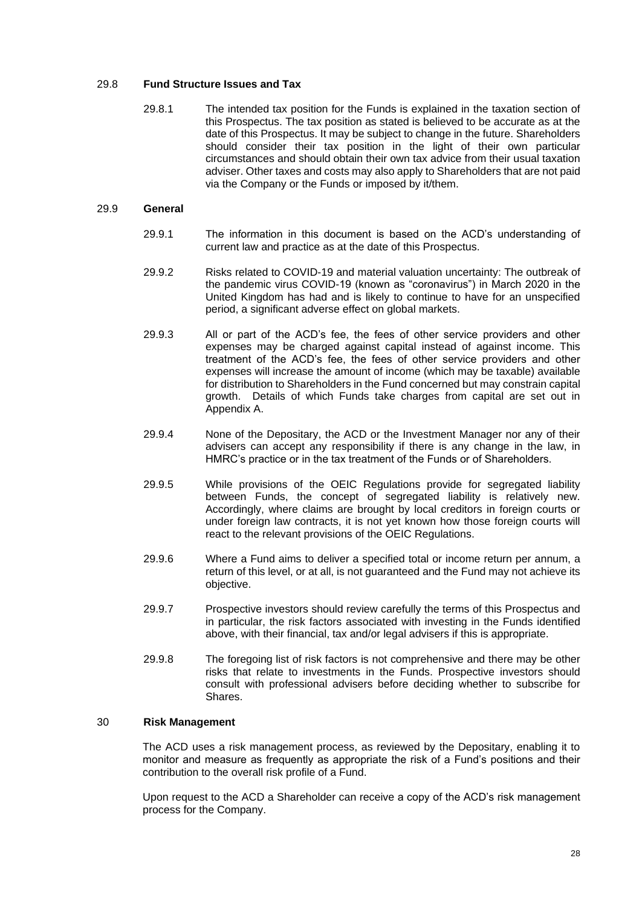### 29.8 **Fund Structure Issues and Tax**

29.8.1 The intended tax position for the Funds is explained in the taxation section of this Prospectus. The tax position as stated is believed to be accurate as at the date of this Prospectus. It may be subject to change in the future. Shareholders should consider their tax position in the light of their own particular circumstances and should obtain their own tax advice from their usual taxation adviser. Other taxes and costs may also apply to Shareholders that are not paid via the Company or the Funds or imposed by it/them.

### 29.9 **General**

29.9.1 The information in this document is based on the ACD's understanding of current law and practice as at the date of this Prospectus.

29.9.2 Risks related to COVID-19 and material valuation uncertainty: The outbreak of the pandemic virus COVID-19 (known as "coronavirus") in March 2020 in the United Kingdom has had and is likely to continue to have for an unspecified period, a significant adverse effect on global markets.

29.9.3 All or part of the ACD's fee, the fees of other service providers and other expenses may be charged against capital instead of against income. This treatment of the ACD's fee, the fees of other service providers and other expenses will increase the amount of income (which may be taxable) available for distribution to Shareholders in the Fund concerned but may constrain capital growth. Details of which Funds take charges from capital are set out in Appendix A.

29.9.4 None of the Depositary, the ACD or the Investment Manager nor any of their advisers can accept any responsibility if there is any change in the law, in HMRC's practice or in the tax treatment of the Funds or of Shareholders.

29.9.5 While provisions of the OEIC Regulations provide for segregated liability between Funds, the concept of segregated liability is relatively new. Accordingly, where claims are brought by local creditors in foreign courts or under foreign law contracts, it is not yet known how those foreign courts will react to the relevant provisions of the OEIC Regulations.

29.9.6 Where a Fund aims to deliver a specified total or income return per annum, a return of this level, or at all, is not guaranteed and the Fund may not achieve its objective.

29.9.7 Prospective investors should review carefully the terms of this Prospectus and in particular, the risk factors associated with investing in the Funds identified above, with their financial, tax and/or legal advisers if this is appropriate.

29.9.8 The foregoing list of risk factors is not comprehensive and there may be other risks that relate to investments in the Funds. Prospective investors should consult with professional advisers before deciding whether to subscribe for Shares.

## 30 **Risk Management**

The ACD uses a risk management process, as reviewed by the Depositary, enabling it to monitor and measure as frequently as appropriate the risk of a Fund's positions and their contribution to the overall risk profile of a Fund.

Upon request to the ACD a Shareholder can receive a copy of the ACD's risk management process for the Company.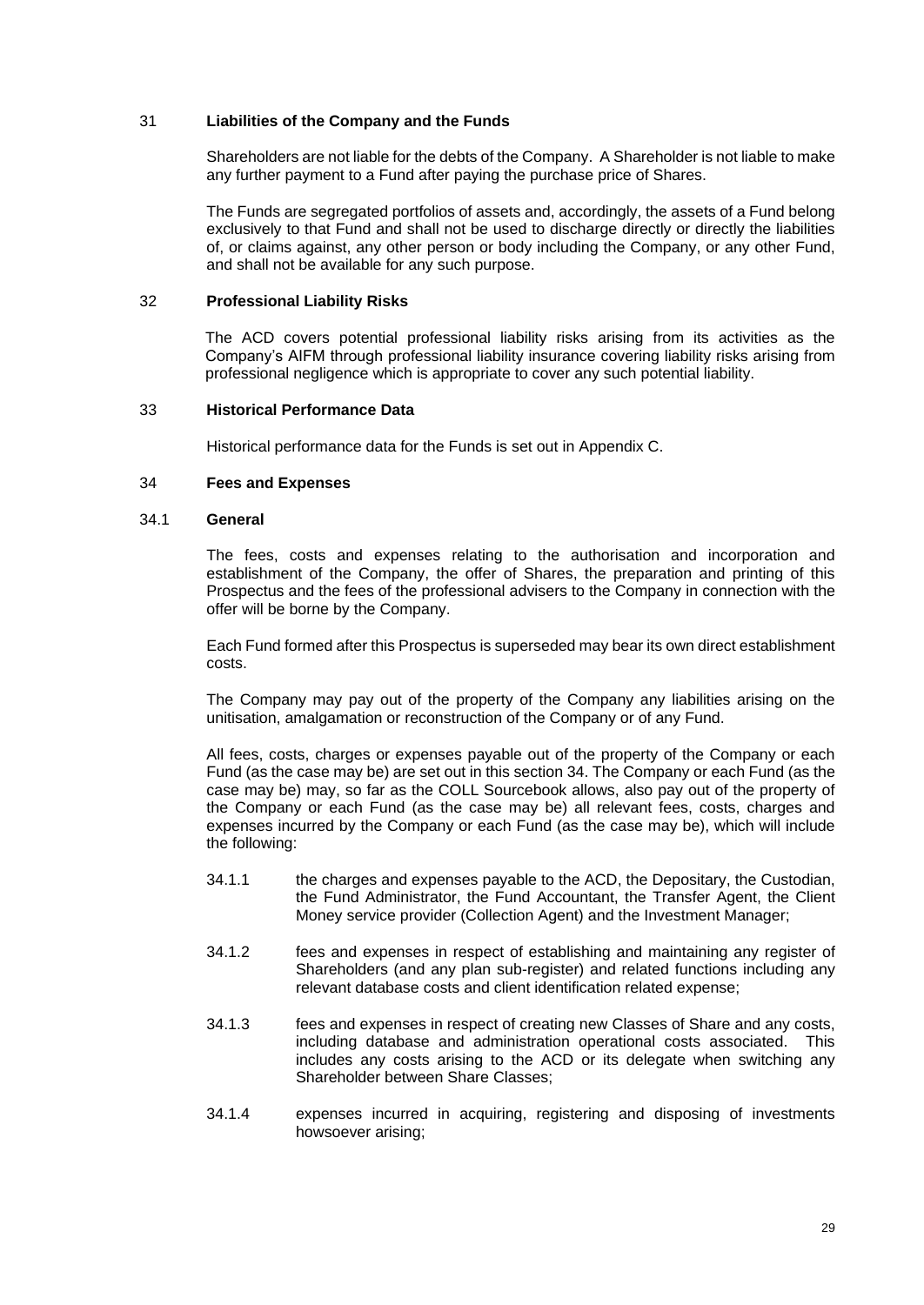## 31 Liabilities of the Company and the Funds

Shareholders are not liable for the debts of the Company. A Shareholder is not liable to make any further payment to a Fund after paying the purchase price of Shares.

The Funds are segregated portfolios of assets and, accordingly, the assets of a Fund belong exclusively to that Fund and shall not be used to discharge directly or directly the liabilities of, or claims against, any other person or body including the Company, or any other Fund, and shall not be available for any such purpose.

## 32 Professional Liability Risks

The ACD covers potential professional liability risks arising from its activities as the Company's AIFM through professional liability insurance covering liability risks arising from professional negligence which is appropriate to cover any such potential liability.

## 33 Historical Performance Data

Historical performance data for the Funds is set out in Appendix C.

## 34 Fees and Expenses

### 34.1 General

The fees, costs and expenses relating to the authorisation and incorporation and establishment of the Company, the offer of Shares, the preparation and printing of this Prospectus and the fees of the professional advisers to the Company in connection with the offer will be borne by the Company.

Each Fund formed after this Prospectus is superseded may bear its own direct establishment costs.

The Company may pay out of the property of the Company any liabilities arising on the unitisation, amalgamation or reconstruction of the Company or of any Fund.

All fees, costs, charges or expenses payable out of the property of the Company or each Fund (as the case may be) are set out in this section 34. The Company or each Fund (as the case may be) may, so far as the COLL Sourcebook allows, also pay out of the property of the Company or each Fund (as the case may be) all relevant fees, costs, charges and expenses incurred by the Company or each Fund (as the case may be), which will include the following:

34.1.1 the charges and expenses payable to the ACD, the Depositary, the Custodian, the Fund Administrator, the Fund Accountant, the Transfer Agent, the Client Money service provider (Collection Agent) and the Investment Manager;

34.1.2 fees and expenses in respect of establishing and maintaining any register of Shareholders (and any plan sub-register) and related functions including any relevant database costs and client identification related expense;

34.1.3 fees and expenses in respect of creating new Classes of Share and any costs, including database and administration operational costs associated. This includes any costs arising to the ACD or its delegate when switching any Shareholder between Share Classes;

34.1.4 expenses incurred in acquiring, registering and disposing of investments howsoever arising;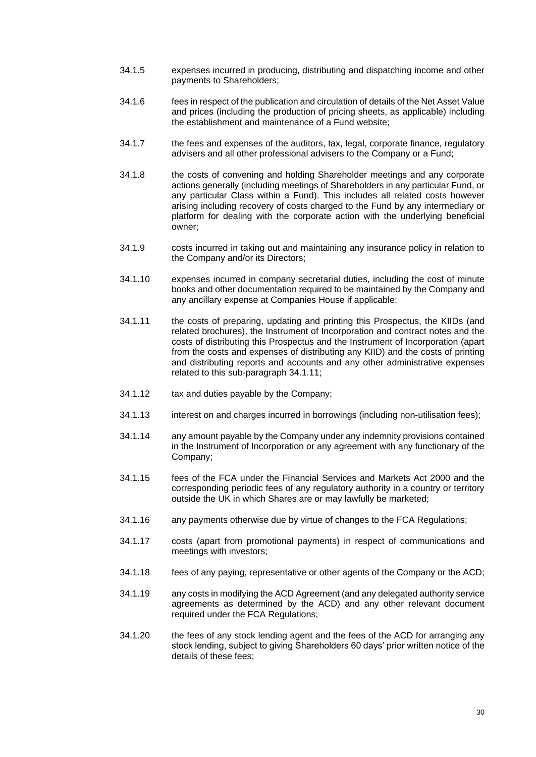34.1.5 expenses incurred in producing, distributing and dispatching income and other payments to Shareholders;

34.1.6 fees in respect of the publication and circulation of details of the Net Asset Value and prices (including the production of pricing sheets, as applicable) including the establishment and maintenance of a Fund website;

34.1.7 the fees and expenses of the auditors, tax, legal, corporate finance, regulatory advisers and all other professional advisers to the Company or a Fund;

34.1.8 the costs of convening and holding Shareholder meetings and any corporate actions generally (including meetings of Shareholders in any particular Fund, or any particular Class within a Fund). This includes all related costs however arising including recovery of costs charged to the Fund by any intermediary or platform for dealing with the corporate action with the underlying beneficial owner;

34.1.9 costs incurred in taking out and maintaining any insurance policy in relation to the Company and/or its Directors;

34.1.10 expenses incurred in company secretarial duties, including the cost of minute books and other documentation required to be maintained by the Company and any ancillary expense at Companies House if applicable;

34.1.11 the costs of preparing, updating and printing this Prospectus, the KIIDs (and related brochures), the Instrument of Incorporation and contract notes and the costs of distributing this Prospectus and the Instrument of Incorporation (apart from the costs and expenses of distributing any KIID) and the costs of printing and distributing reports and accounts and any other administrative expenses related to this sub-paragraph 34.1.11;

34.1.12 tax and duties payable by the Company;

34.1.13 interest on and charges incurred in borrowings (including non-utilisation fees);

34.1.14 any amount payable by the Company under any indemnity provisions contained in the Instrument of Incorporation or any agreement with any functionary of the Company;

34.1.15 fees of the FCA under the Financial Services and Markets Act 2000 and the corresponding periodic fees of any regulatory authority in a country or territory outside the UK in which Shares are or may lawfully be marketed;

34.1.16 any payments otherwise due by virtue of changes to the FCA Regulations;

34.1.17 costs (apart from promotional payments) in respect of communications and meetings with investors;

34.1.18 fees of any paying, representative or other agents of the Company or the ACD;

34.1.19 any costs in modifying the ACD Agreement (and any delegated authority service agreements as determined by the ACD) and any other relevant document required under the FCA Regulations;

34.1.20 the fees of any stock lending agent and the fees of the ACD for arranging any stock lending, subject to giving Shareholders 60 days' prior written notice of the details of these fees;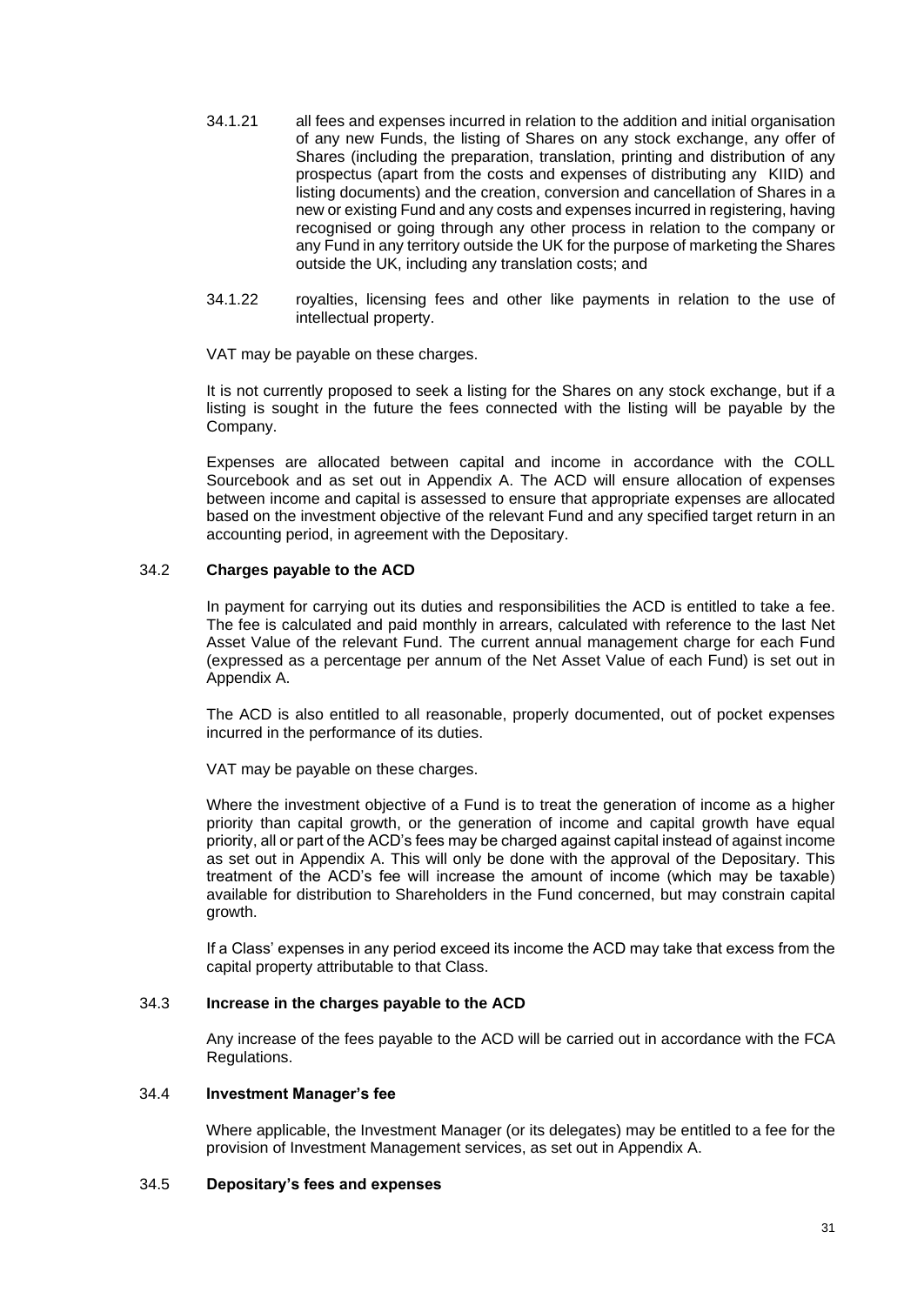34.1.21 all fees and expenses incurred in relation to the addition and initial organisation of any new Funds, the listing of Shares on any stock exchange, any offer of Shares (including the preparation, translation, printing and distribution of any prospectus (apart from the costs and expenses of distributing any KIID) and listing documents) and the creation, conversion and cancellation of Shares in a new or existing Fund and any costs and expenses incurred in registering, having recognised or going through any other process in relation to the company or any Fund in any territory outside the UK for the purpose of marketing the Shares outside the UK, including any translation costs; and

34.1.22 royalties, licensing fees and other like payments in relation to the use of intellectual property.

VAT may be payable on these charges.

It is not currently proposed to seek a listing for the Shares on any stock exchange, but if a listing is sought in the future the fees connected with the listing will be payable by the Company.

Expenses are allocated between capital and income in accordance with the COLL Sourcebook and as set out in Appendix A. The ACD will ensure allocation of expenses between income and capital is assessed to ensure that appropriate expenses are allocated based on the investment objective of the relevant Fund and any specified target return in an accounting period, in agreement with the Depositary.

### 34.2 Charges payable to the ACD

In payment for carrying out its duties and responsibilities the ACD is entitled to take a fee. The fee is calculated and paid monthly in arrears, calculated with reference to the last Net Asset Value of the relevant Fund. The current annual management charge for each Fund (expressed as a percentage per annum of the Net Asset Value of each Fund) is set out in Appendix A.

The ACD is also entitled to all reasonable, properly documented, out of pocket expenses incurred in the performance of its duties.

VAT may be payable on these charges.

Where the investment objective of a Fund is to treat the generation of income as a higher priority than capital growth, or the generation of income and capital growth have equal priority, all or part of the ACD's fees may be charged against capital instead of against income as set out in Appendix A. This will only be done with the approval of the Depositary. This treatment of the ACD's fee will increase the amount of income (which may be taxable) available for distribution to Shareholders in the Fund concerned, but may constrain capital growth.

If a Class' expenses in any period exceed its income the ACD may take that excess from the capital property attributable to that Class.

### 34.3 Increase in the charges payable to the ACD

Any increase of the fees payable to the ACD will be carried out in accordance with the FCA Regulations.

### 34.4 Investment Manager's fee

Where applicable, the Investment Manager (or its delegates) may be entitled to a fee for the provision of Investment Management services, as set out in Appendix A.

### 34.5 Depositary's fees and expenses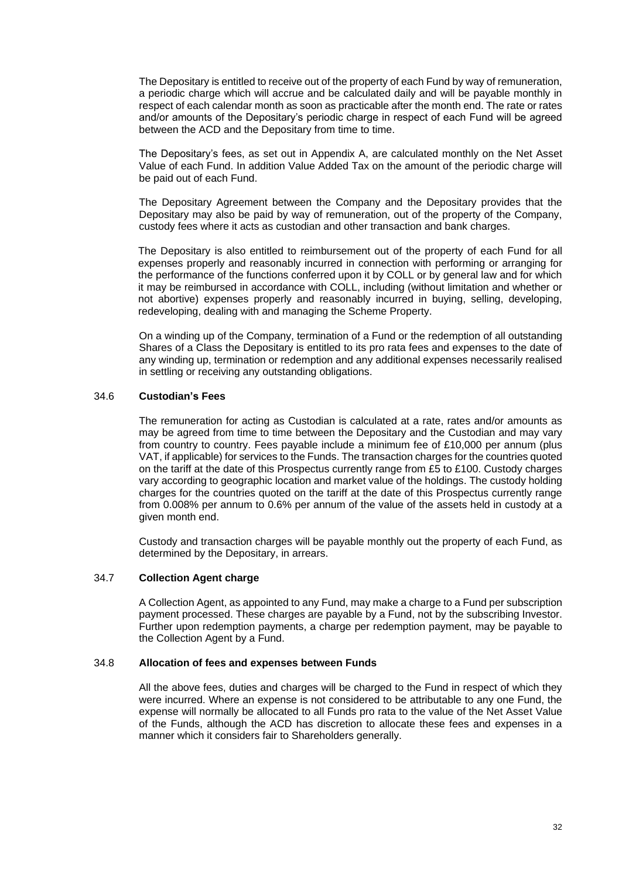The Depositary is entitled to receive out of the property of each Fund by way of remuneration, a periodic charge which will accrue and be calculated daily and will be payable monthly in respect of each calendar month as soon as practicable after the month end. The rate or rates and/or amounts of the Depositary's periodic charge in respect of each Fund will be agreed between the ACD and the Depositary from time to time.

The Depositary's fees, as set out in Appendix A, are calculated monthly on the Net Asset Value of each Fund. In addition Value Added Tax on the amount of the periodic charge will be paid out of each Fund.

The Depositary Agreement between the Company and the Depositary provides that the Depositary may also be paid by way of remuneration, out of the property of the Company, custody fees where it acts as custodian and other transaction and bank charges.

The Depositary is also entitled to reimbursement out of the property of each Fund for all expenses properly and reasonably incurred in connection with performing or arranging for the performance of the functions conferred upon it by COLL or by general law and for which it may be reimbursed in accordance with COLL, including (without limitation and whether or not abortive) expenses properly and reasonably incurred in buying, selling, developing, redeveloping, dealing with and managing the Scheme Property.

On a winding up of the Company, termination of a Fund or the redemption of all outstanding Shares of a Class the Depositary is entitled to its pro rata fees and expenses to the date of any winding up, termination or redemption and any additional expenses necessarily realised in settling or receiving any outstanding obligations.

### 34.6 Custodian's Fees

The remuneration for acting as Custodian is calculated at a rate, rates and/or amounts as may be agreed from time to time between the Depositary and the Custodian and may vary from country to country. Fees payable include a minimum fee of £10,000 per annum (plus VAT, if applicable) for services to the Funds. The transaction charges for the countries quoted on the tariff at the date of this Prospectus currently range from £5 to £100. Custody charges vary according to geographic location and market value of the holdings. The custody holding charges for the countries quoted on the tariff at the date of this Prospectus currently range from 0.008% per annum to 0.6% per annum of the value of the assets held in custody at a given month end.

Custody and transaction charges will be payable monthly out the property of each Fund, as determined by the Depositary, in arrears.

### 34.7 Collection Agent charge

A Collection Agent, as appointed to any Fund, may make a charge to a Fund per subscription payment processed. These charges are payable by a Fund, not by the subscribing Investor. Further upon redemption payments, a charge per redemption payment, may be payable to the Collection Agent by a Fund.

### 34.8 Allocation of fees and expenses between Funds

All the above fees, duties and charges will be charged to the Fund in respect of which they were incurred. Where an expense is not considered to be attributable to any one Fund, the expense will normally be allocated to all Funds pro rata to the value of the Net Asset Value of the Funds, although the ACD has discretion to allocate these fees and expenses in a manner which it considers fair to Shareholders generally.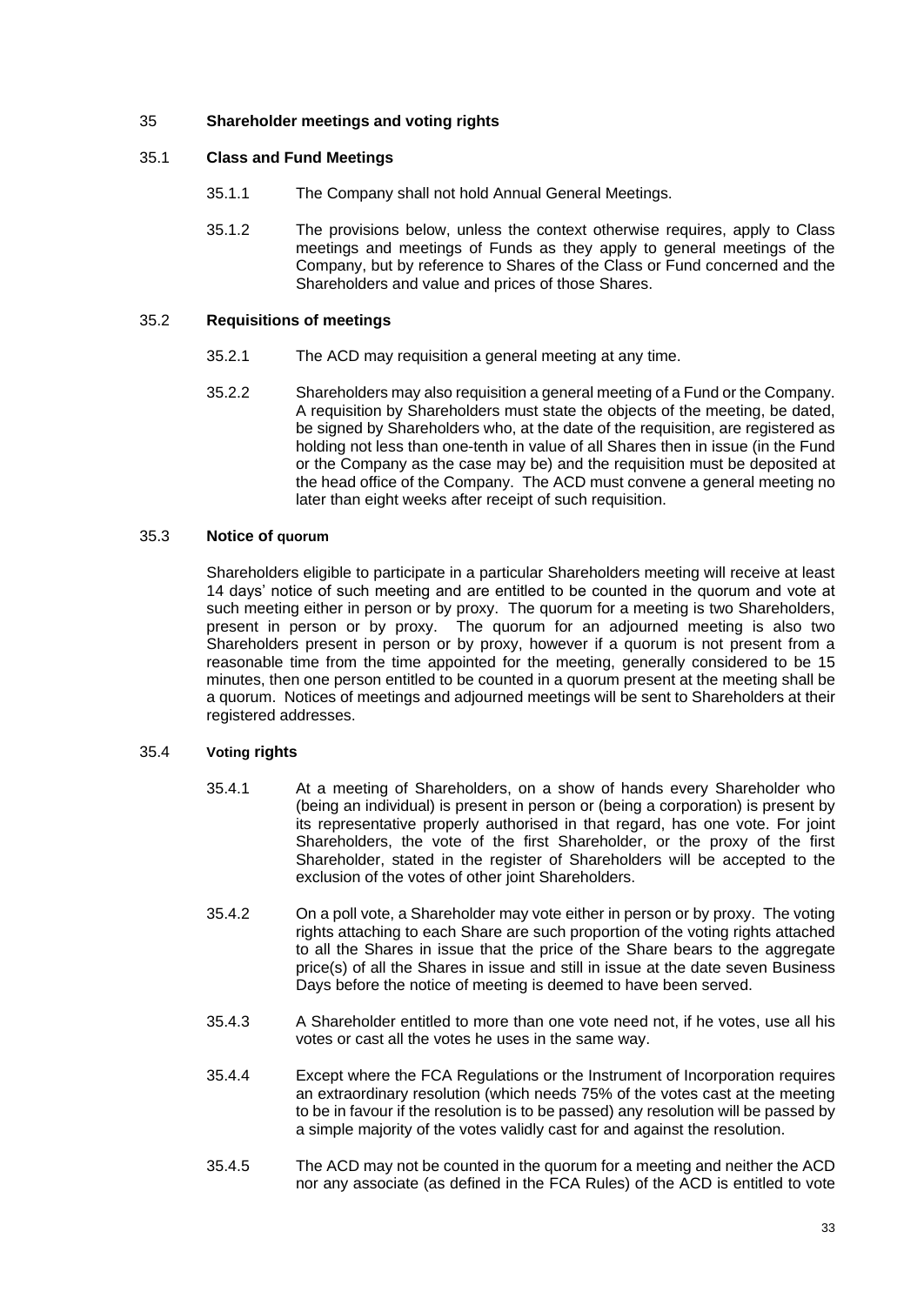## 35 Shareholder meetings and voting rights

### 35.1 Class and Fund Meetings

35.1.1 The Company shall not hold Annual General Meetings.

35.1.2 The provisions below, unless the context otherwise requires, apply to Class meetings and meetings of Funds as they apply to general meetings of the Company, but by reference to Shares of the Class or Fund concerned and the Shareholders and value and prices of those Shares.

### 35.2 Requisitions of meetings

35.2.1 The ACD may requisition a general meeting at any time.

35.2.2 Shareholders may also requisition a general meeting of a Fund or the Company. A requisition by Shareholders must state the objects of the meeting, be dated, be signed by Shareholders who, at the date of the requisition, are registered as holding not less than one-tenth in value of all Shares then in issue (in the Fund or the Company as the case may be) and the requisition must be deposited at the head office of the Company. The ACD must convene a general meeting no later than eight weeks after receipt of such requisition.

### 35.3 Notice of quorum

Shareholders eligible to participate in a particular Shareholders meeting will receive at least 14 days' notice of such meeting and are entitled to be counted in the quorum and vote at such meeting either in person or by proxy. The quorum for a meeting is two Shareholders, present in person or by proxy. The quorum for an adjourned meeting is also two Shareholders present in person or by proxy, however if a quorum is not present from a reasonable time from the time appointed for the meeting, generally considered to be 15 minutes, then one person entitled to be counted in a quorum present at the meeting shall be a quorum. Notices of meetings and adjourned meetings will be sent to Shareholders at their registered addresses.

### 35.4 Voting rights

35.4.1 At a meeting of Shareholders, on a show of hands every Shareholder who (being an individual) is present in person or (being a corporation) is present by its representative properly authorised in that regard, has one vote. For joint Shareholders, the vote of the first Shareholder, or the proxy of the first Shareholder, stated in the register of Shareholders will be accepted to the exclusion of the votes of other joint Shareholders.

35.4.2 On a poll vote, a Shareholder may vote either in person or by proxy. The voting rights attaching to each Share are such proportion of the voting rights attached to all the Shares in issue that the price of the Share bears to the aggregate price(s) of all the Shares in issue and still in issue at the date seven Business Days before the notice of meeting is deemed to have been served.

35.4.3 A Shareholder entitled to more than one vote need not, if he votes, use all his votes or cast all the votes he uses in the same way.

35.4.4 Except where the FCA Regulations or the Instrument of Incorporation requires an extraordinary resolution (which needs 75% of the votes cast at the meeting to be in favour if the resolution is to be passed) any resolution will be passed by a simple majority of the votes validly cast for and against the resolution.

35.4.5 The ACD may not be counted in the quorum for a meeting and neither the ACD nor any associate (as defined in the FCA Rules) of the ACD is entitled to vote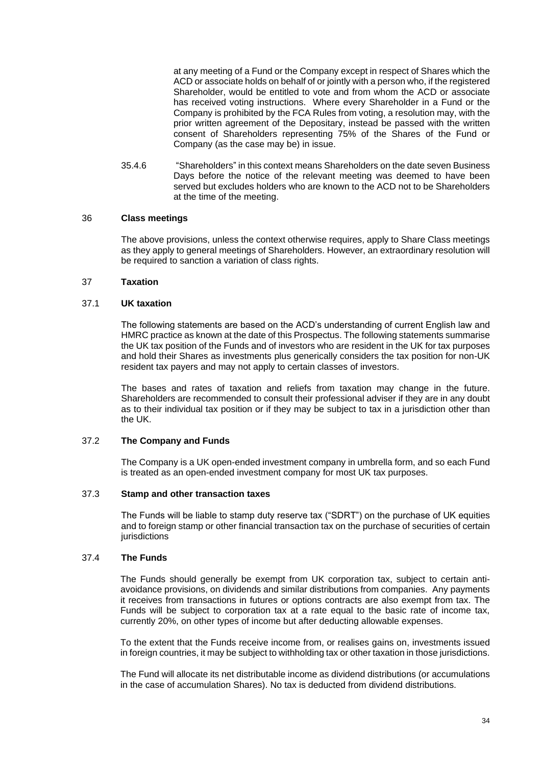at any meeting of a Fund or the Company except in respect of Shares which the ACD or associate holds on behalf of or jointly with a person who, if the registered Shareholder, would be entitled to vote and from whom the ACD or associate has received voting instructions. Where every Shareholder in a Fund or the Company is prohibited by the FCA Rules from voting, a resolution may, with the prior written agreement of the Depositary, instead be passed with the written consent of Shareholders representing 75% of the Shares of the Fund or Company (as the case may be) in issue.

35.4.6 "Shareholders" in this context means Shareholders on the date seven Business Days before the notice of the relevant meeting was deemed to have been served but excludes holders who are known to the ACD not to be Shareholders at the time of the meeting.

## 36 Class meetings

The above provisions, unless the context otherwise requires, apply to Share Class meetings as they apply to general meetings of Shareholders. However, an extraordinary resolution will be required to sanction a variation of class rights.

## 37 Taxation

### 37.1 UK taxation

The following statements are based on the ACD's understanding of current English law and HMRC practice as known at the date of this Prospectus. The following statements summarise the UK tax position of the Funds and of investors who are resident in the UK for tax purposes and hold their Shares as investments plus generically considers the tax position for non-UK resident tax payers and may not apply to certain classes of investors.

The bases and rates of taxation and reliefs from taxation may change in the future. Shareholders are recommended to consult their professional adviser if they are in any doubt as to their individual tax position or if they may be subject to tax in a jurisdiction other than the UK.

### 37.2 The Company and Funds

The Company is a UK open-ended investment company in umbrella form, and so each Fund is treated as an open-ended investment company for most UK tax purposes.

### 37.3 Stamp and other transaction taxes

The Funds will be liable to stamp duty reserve tax ("SDRT") on the purchase of UK equities and to foreign stamp or other financial transaction tax on the purchase of securities of certain jurisdictions

### 37.4 The Funds

The Funds should generally be exempt from UK corporation tax, subject to certain anti-avoidance provisions, on dividends and similar distributions from companies. Any payments it receives from transactions in futures or options contracts are also exempt from tax. The Funds will be subject to corporation tax at a rate equal to the basic rate of income tax, currently 20%, on other types of income but after deducting allowable expenses.

To the extent that the Funds receive income from, or realises gains on, investments issued in foreign countries, it may be subject to withholding tax or other taxation in those jurisdictions.

The Fund will allocate its net distributable income as dividend distributions (or accumulations in the case of accumulation Shares). No tax is deducted from dividend distributions.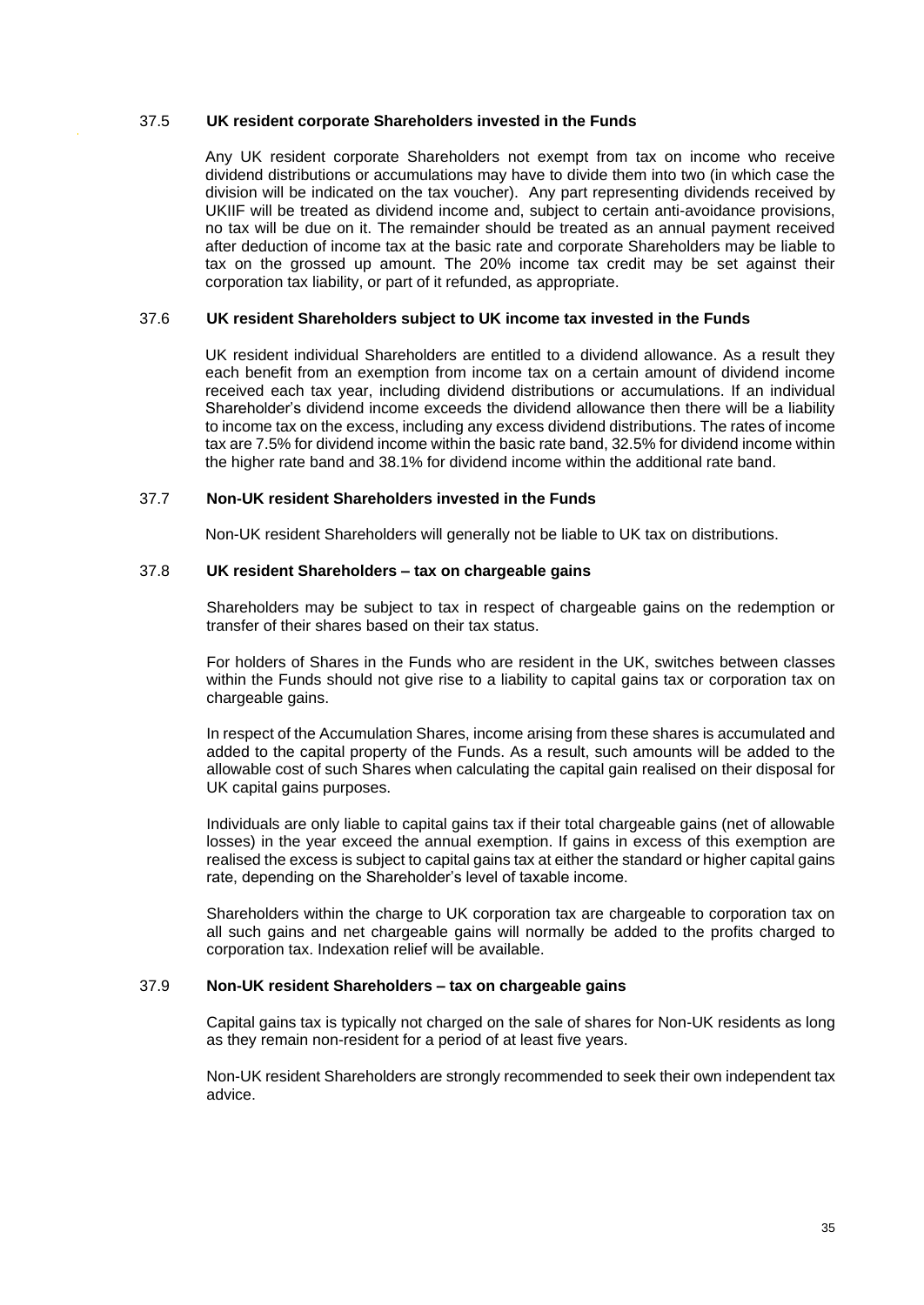### 37.5 UK resident corporate Shareholders invested in the Funds

Any UK resident corporate Shareholders not exempt from tax on income who receive dividend distributions or accumulations may have to divide them into two (in which case the division will be indicated on the tax voucher). Any part representing dividends received by UKIIF will be treated as dividend income and, subject to certain anti-avoidance provisions, no tax will be due on it. The remainder should be treated as an annual payment received after deduction of income tax at the basic rate and corporate Shareholders may be liable to tax on the grossed up amount. The 20% income tax credit may be set against their corporation tax liability, or part of it refunded, as appropriate.

### 37.6 UK resident Shareholders subject to UK income tax invested in the Funds

UK resident individual Shareholders are entitled to a dividend allowance. As a result they each benefit from an exemption from income tax on a certain amount of dividend income received each tax year, including dividend distributions or accumulations. If an individual Shareholder's dividend income exceeds the dividend allowance then there will be a liability to income tax on the excess, including any excess dividend distributions. The rates of income tax are 7.5% for dividend income within the basic rate band, 32.5% for dividend income within the higher rate band and 38.1% for dividend income within the additional rate band.

### 37.7 Non-UK resident Shareholders invested in the Funds

Non-UK resident Shareholders will generally not be liable to UK tax on distributions.

### 37.8 UK resident Shareholders – tax on chargeable gains

Shareholders may be subject to tax in respect of chargeable gains on the redemption or transfer of their shares based on their tax status.

For holders of Shares in the Funds who are resident in the UK, switches between classes within the Funds should not give rise to a liability to capital gains tax or corporation tax on chargeable gains.

In respect of the Accumulation Shares, income arising from these shares is accumulated and added to the capital property of the Funds. As a result, such amounts will be added to the allowable cost of such Shares when calculating the capital gain realised on their disposal for UK capital gains purposes.

Individuals are only liable to capital gains tax if their total chargeable gains (net of allowable losses) in the year exceed the annual exemption. If gains in excess of this exemption are realised the excess is subject to capital gains tax at either the standard or higher capital gains rate, depending on the Shareholder's level of taxable income.

Shareholders within the charge to UK corporation tax are chargeable to corporation tax on all such gains and net chargeable gains will normally be added to the profits charged to corporation tax. Indexation relief will be available.

### 37.9 Non-UK resident Shareholders – tax on chargeable gains

Capital gains tax is typically not charged on the sale of shares for Non-UK residents as long as they remain non-resident for a period of at least five years.

Non-UK resident Shareholders are strongly recommended to seek their own independent tax advice.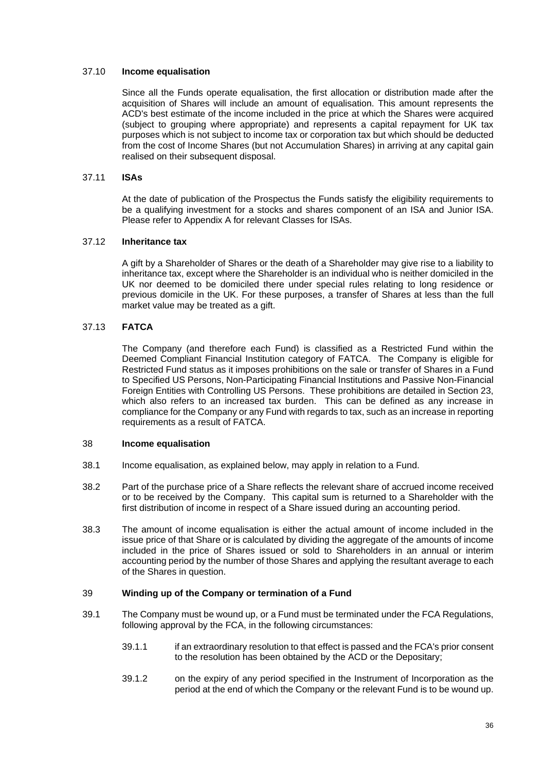### 37.10 **Income equalisation**

Since all the Funds operate equalisation, the first allocation or distribution made after the acquisition of Shares will include an amount of equalisation. This amount represents the ACD's best estimate of the income included in the price at which the Shares were acquired (subject to grouping where appropriate) and represents a capital repayment for UK tax purposes which is not subject to income tax or corporation tax but which should be deducted from the cost of Income Shares (but not Accumulation Shares) in arriving at any capital gain realised on their subsequent disposal.

### 37.11 **ISAs**

At the date of publication of the Prospectus the Funds satisfy the eligibility requirements to be a qualifying investment for a stocks and shares component of an ISA and Junior ISA. Please refer to Appendix A for relevant Classes for ISAs.

### 37.12 **Inheritance tax**

A gift by a Shareholder of Shares or the death of a Shareholder may give rise to a liability to inheritance tax, except where the Shareholder is an individual who is neither domiciled in the UK nor deemed to be domiciled there under special rules relating to long residence or previous domicile in the UK. For these purposes, a transfer of Shares at less than the full market value may be treated as a gift.

### 37.13 **FATCA**

The Company (and therefore each Fund) is classified as a Restricted Fund within the Deemed Compliant Financial Institution category of FATCA. The Company is eligible for Restricted Fund status as it imposes prohibitions on the sale or transfer of Shares in a Fund to Specified US Persons, Non-Participating Financial Institutions and Passive Non-Financial Foreign Entities with Controlling US Persons. These prohibitions are detailed in Section 23, which also refers to an increased tax burden. This can be defined as any increase in compliance for the Company or any Fund with regards to tax, such as an increase in reporting requirements as a result of FATCA.

## 38 **Income equalisation**

38.1 Income equalisation, as explained below, may apply in relation to a Fund.

38.2 Part of the purchase price of a Share reflects the relevant share of accrued income received or to be received by the Company. This capital sum is returned to a Shareholder with the first distribution of income in respect of a Share issued during an accounting period.

38.3 The amount of income equalisation is either the actual amount of income included in the issue price of that Share or is calculated by dividing the aggregate of the amounts of income included in the price of Shares issued or sold to Shareholders in an annual or interim accounting period by the number of those Shares and applying the resultant average to each of the Shares in question.

## 39 **Winding up of the Company or termination of a Fund**

39.1 The Company must be wound up, or a Fund must be terminated under the FCA Regulations, following approval by the FCA, in the following circumstances:

39.1.1 if an extraordinary resolution to that effect is passed and the FCA's prior consent to the resolution has been obtained by the ACD or the Depositary;

39.1.2 on the expiry of any period specified in the Instrument of Incorporation as the period at the end of which the Company or the relevant Fund is to be wound up.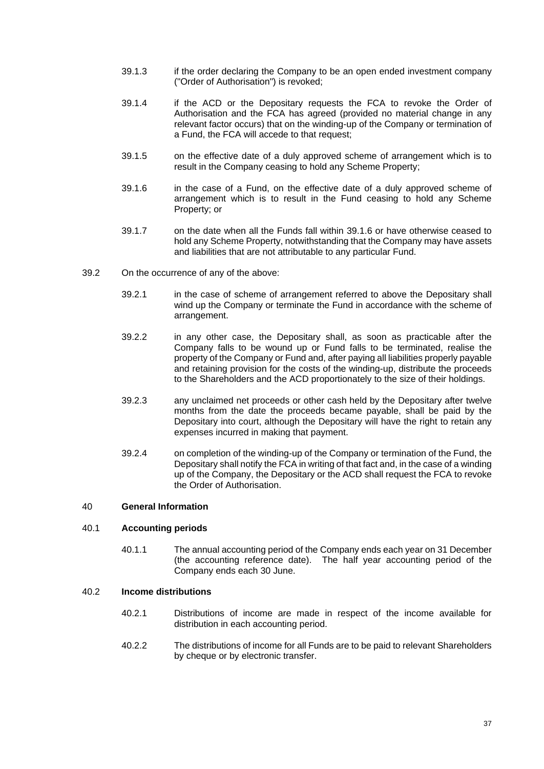39.1.3 if the order declaring the Company to be an open ended investment company ("Order of Authorisation") is revoked;

39.1.4 if the ACD or the Depositary requests the FCA to revoke the Order of Authorisation and the FCA has agreed (provided no material change in any relevant factor occurs) that on the winding-up of the Company or termination of a Fund, the FCA will accede to that request;

39.1.5 on the effective date of a duly approved scheme of arrangement which is to result in the Company ceasing to hold any Scheme Property;

39.1.6 in the case of a Fund, on the effective date of a duly approved scheme of arrangement which is to result in the Fund ceasing to hold any Scheme Property; or

39.1.7 on the date when all the Funds fall within 39.1.6 or have otherwise ceased to hold any Scheme Property, notwithstanding that the Company may have assets and liabilities that are not attributable to any particular Fund.

39.2 On the occurrence of any of the above:

39.2.1 in the case of scheme of arrangement referred to above the Depositary shall wind up the Company or terminate the Fund in accordance with the scheme of arrangement.

39.2.2 in any other case, the Depositary shall, as soon as practicable after the Company falls to be wound up or Fund falls to be terminated, realise the property of the Company or Fund and, after paying all liabilities properly payable and retaining provision for the costs of the winding-up, distribute the proceeds to the Shareholders and the ACD proportionately to the size of their holdings.

39.2.3 any unclaimed net proceeds or other cash held by the Depositary after twelve months from the date the proceeds became payable, shall be paid by the Depositary into court, although the Depositary will have the right to retain any expenses incurred in making that payment.

39.2.4 on completion of the winding-up of the Company or termination of the Fund, the Depositary shall notify the FCA in writing of that fact and, in the case of a winding up of the Company, the Depositary or the ACD shall request the FCA to revoke the Order of Authorisation.

## 40 General Information

### 40.1 Accounting periods

40.1.1 The annual accounting period of the Company ends each year on 31 December (the accounting reference date). The half year accounting period of the Company ends each 30 June.

### 40.2 Income distributions

40.2.1 Distributions of income are made in respect of the income available for distribution in each accounting period.

40.2.2 The distributions of income for all Funds are to be paid to relevant Shareholders by cheque or by electronic transfer.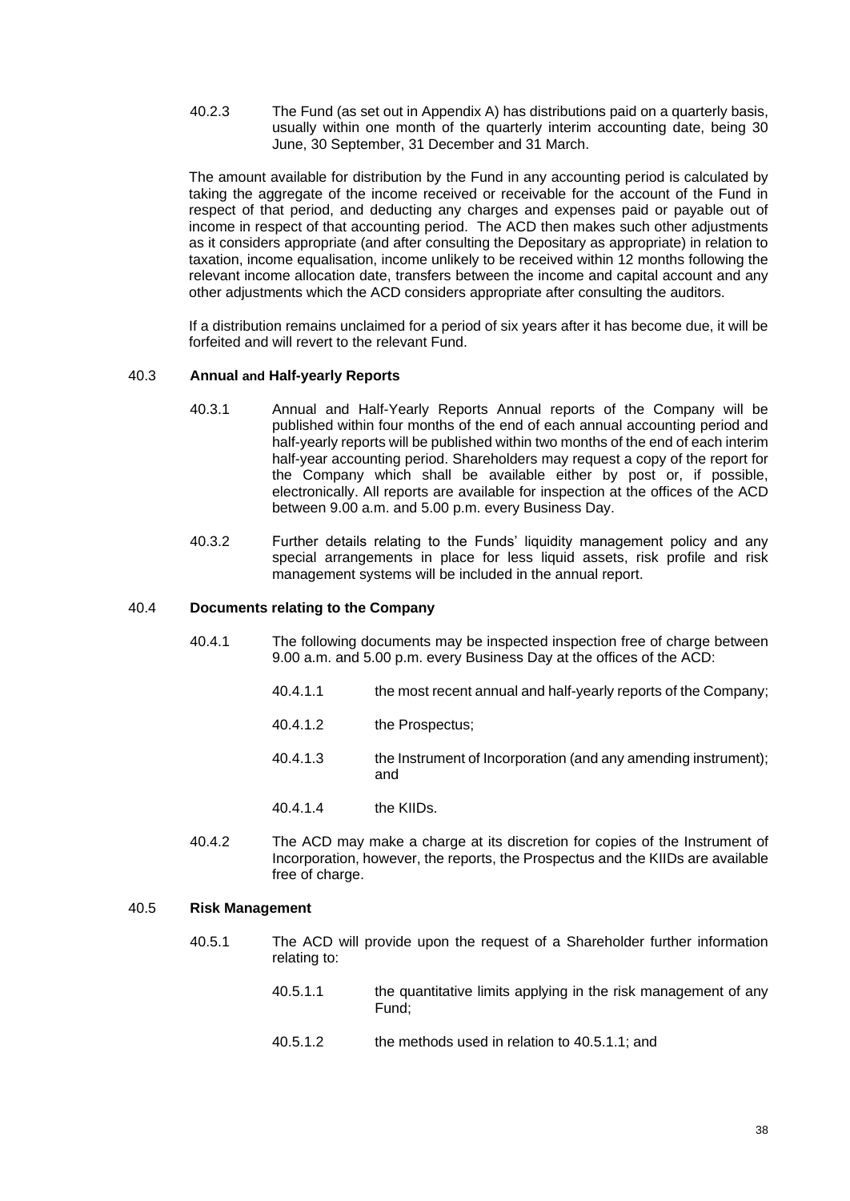40.2.3 The Fund (as set out in Appendix A) has distributions paid on a quarterly basis, usually within one month of the quarterly interim accounting date, being 30 June, 30 September, 31 December and 31 March.

The amount available for distribution by the Fund in any accounting period is calculated by taking the aggregate of the income received or receivable for the account of the Fund in respect of that period, and deducting any charges and expenses paid or payable out of income in respect of that accounting period. The ACD then makes such other adjustments as it considers appropriate (and after consulting the Depositary as appropriate) in relation to taxation, income equalisation, income unlikely to be received within 12 months following the relevant income allocation date, transfers between the income and capital account and any other adjustments which the ACD considers appropriate after consulting the auditors.

If a distribution remains unclaimed for a period of six years after it has become due, it will be forfeited and will revert to the relevant Fund.

## 40.3 Annual and Half-yearly Reports

40.3.1 Annual and Half-Yearly Reports Annual reports of the Company will be published within four months of the end of each annual accounting period and half-yearly reports will be published within two months of the end of each interim half-year accounting period. Shareholders may request a copy of the report for the Company which shall be available either by post or, if possible, electronically. All reports are available for inspection at the offices of the ACD between 9.00 a.m. and 5.00 p.m. every Business Day.

40.3.2 Further details relating to the Funds' liquidity management policy and any special arrangements in place for less liquid assets, risk profile and risk management systems will be included in the annual report.

## 40.4 Documents relating to the Company

40.4.1 The following documents may be inspected inspection free of charge between 9.00 a.m. and 5.00 p.m. every Business Day at the offices of the ACD:

40.4.1.1 the most recent annual and half-yearly reports of the Company;

40.4.1.2 the Prospectus;

40.4.1.3 the Instrument of Incorporation (and any amending instrument); and

40.4.1.4 the KIIDs.

40.4.2 The ACD may make a charge at its discretion for copies of the Instrument of Incorporation, however, the reports, the Prospectus and the KIIDs are available free of charge.

## 40.5 Risk Management

40.5.1 The ACD will provide upon the request of a Shareholder further information relating to:

40.5.1.1 the quantitative limits applying in the risk management of any Fund;

40.5.1.2 the methods used in relation to 40.5.1.1; and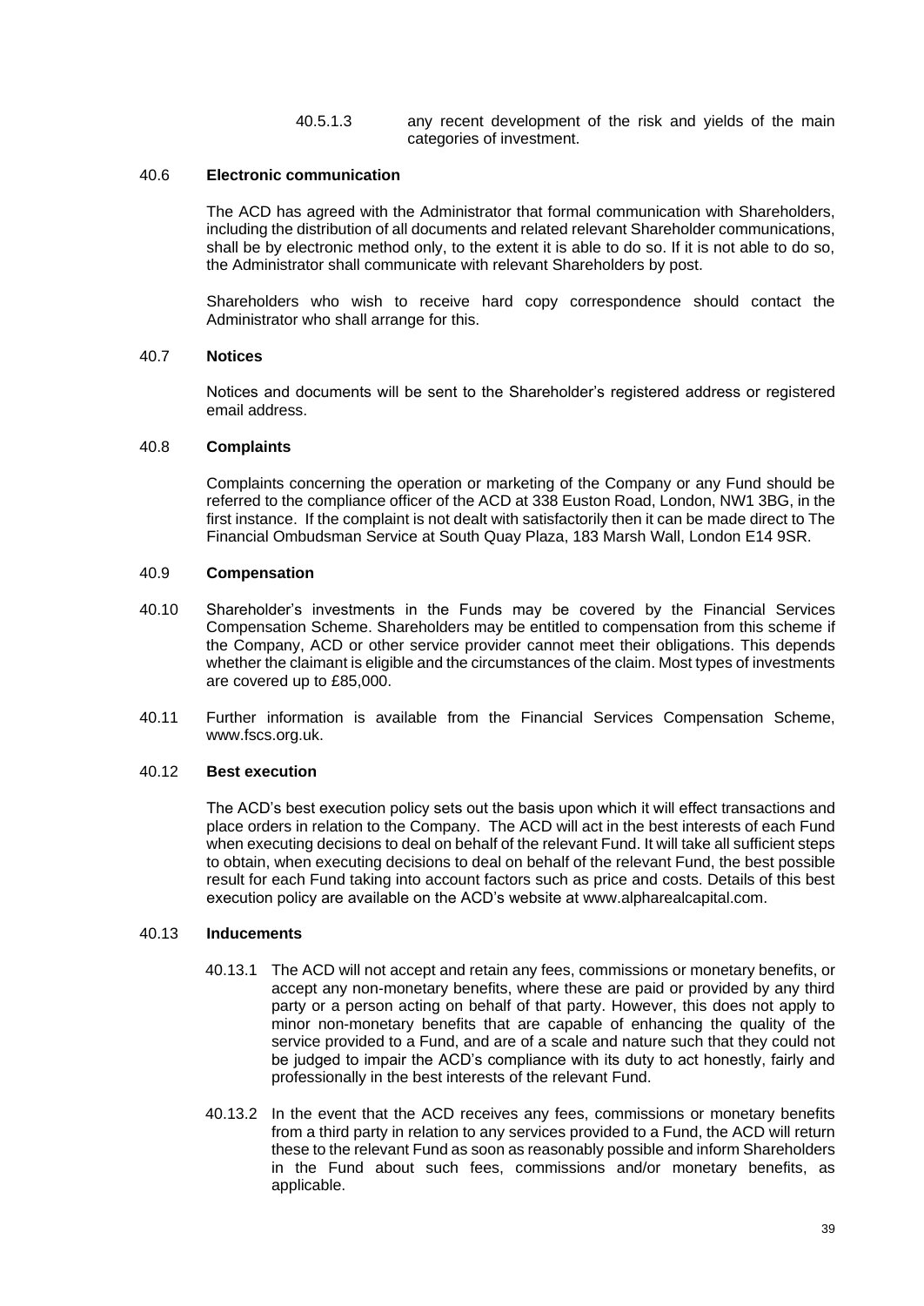40.5.1.3 any recent development of the risk and yields of the main categories of investment.

### 40.6 Electronic communication

The ACD has agreed with the Administrator that formal communication with Shareholders, including the distribution of all documents and related relevant Shareholder communications, shall be by electronic method only, to the extent it is able to do so. If it is not able to do so, the Administrator shall communicate with relevant Shareholders by post.

Shareholders who wish to receive hard copy correspondence should contact the Administrator who shall arrange for this.

### 40.7 Notices

Notices and documents will be sent to the Shareholder's registered address or registered email address.

### 40.8 Complaints

Complaints concerning the operation or marketing of the Company or any Fund should be referred to the compliance officer of the ACD at 338 Euston Road, London, NW1 3BG, in the first instance. If the complaint is not dealt with satisfactorily then it can be made direct to The Financial Ombudsman Service at South Quay Plaza, 183 Marsh Wall, London E14 9SR.

### 40.9 Compensation

40.10 Shareholder's investments in the Funds may be covered by the Financial Services Compensation Scheme. Shareholders may be entitled to compensation from this scheme if the Company, ACD or other service provider cannot meet their obligations. This depends whether the claimant is eligible and the circumstances of the claim. Most types of investments are covered up to £85,000.

40.11 Further information is available from the Financial Services Compensation Scheme, www.fscs.org.uk.

### 40.12 Best execution

The ACD's best execution policy sets out the basis upon which it will effect transactions and place orders in relation to the Company. The ACD will act in the best interests of each Fund when executing decisions to deal on behalf of the relevant Fund. It will take all sufficient steps to obtain, when executing decisions to deal on behalf of the relevant Fund, the best possible result for each Fund taking into account factors such as price and costs. Details of this best execution policy are available on the ACD's website at www.alpharealcapital.com.

### 40.13 Inducements

40.13.1 The ACD will not accept and retain any fees, commissions or monetary benefits, or accept any non-monetary benefits, where these are paid or provided by any third party or a person acting on behalf of that party. However, this does not apply to minor non-monetary benefits that are capable of enhancing the quality of the service provided to a Fund, and are of a scale and nature such that they could not be judged to impair the ACD's compliance with its duty to act honestly, fairly and professionally in the best interests of the relevant Fund.

40.13.2 In the event that the ACD receives any fees, commissions or monetary benefits from a third party in relation to any services provided to a Fund, the ACD will return these to the relevant Fund as soon as reasonably possible and inform Shareholders in the Fund about such fees, commissions and/or monetary benefits, as applicable.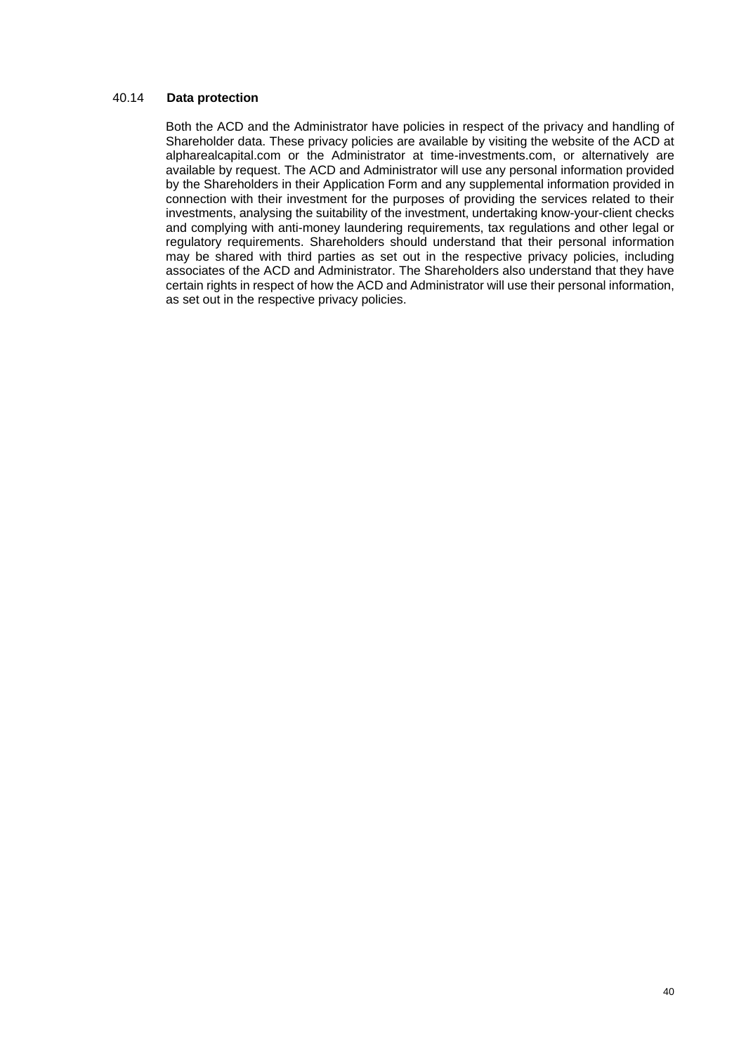### 40.14 **Data protection**

Both the ACD and the Administrator have policies in respect of the privacy and handling of Shareholder data. These privacy policies are available by visiting the website of the ACD at alpharealcapital.com or the Administrator at time-investments.com, or alternatively are available by request. The ACD and Administrator will use any personal information provided by the Shareholders in their Application Form and any supplemental information provided in connection with their investment for the purposes of providing the services related to their investments, analysing the suitability of the investment, undertaking know-your-client checks and complying with anti-money laundering requirements, tax regulations and other legal or regulatory requirements. Shareholders should understand that their personal information may be shared with third parties as set out in the respective privacy policies, including associates of the ACD and Administrator. The Shareholders also understand that they have certain rights in respect of how the ACD and Administrator will use their personal information, as set out in the respective privacy policies.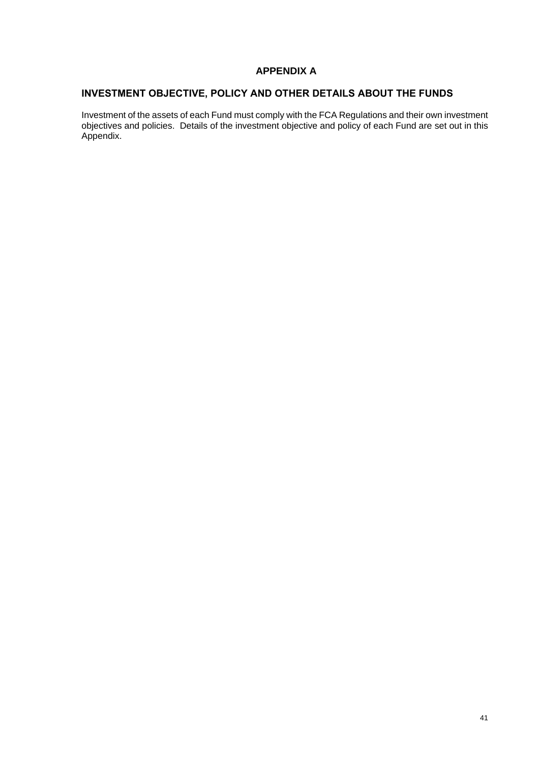# APPENDIX A

## INVESTMENT OBJECTIVE, POLICY AND OTHER DETAILS ABOUT THE FUNDS

Investment of the assets of each Fund must comply with the FCA Regulations and their own investment objectives and policies. Details of the investment objective and policy of each Fund are set out in this Appendix.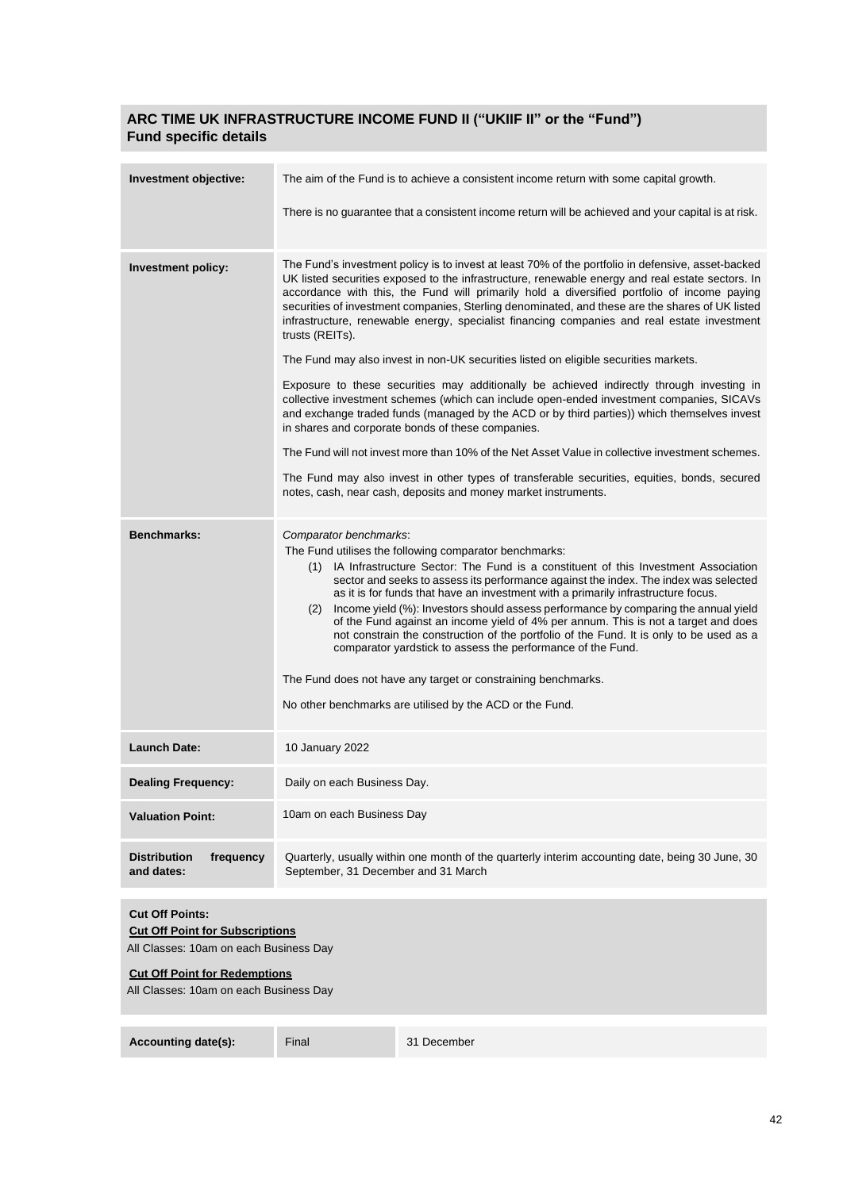## ARC TIME UK INFRASTRUCTURE INCOME FUND II ("UKIIF II" or the "Fund")
## Fund specific details

| | |
|---|---|
| **Investment objective:** | The aim of the Fund is to achieve a consistent income return with some capital growth.<br><br>There is no guarantee that a consistent income return will be achieved and your capital is at risk. |
| **Investment policy:** | The Fund's investment policy is to invest at least 70% of the portfolio in defensive, asset-backed UK listed securities exposed to the infrastructure, renewable energy and real estate sectors. In accordance with this, the Fund will primarily hold a diversified portfolio of income paying securities of investment companies, Sterling denominated, and these are the shares of UK listed infrastructure, renewable energy, specialist financing companies and real estate investment trusts (REITs).<br><br>The Fund may also invest in non-UK securities listed on eligible securities markets.<br><br>Exposure to these securities may additionally be achieved indirectly through investing in collective investment schemes (which can include open-ended investment companies, SICAVs and exchange traded funds (managed by the ACD or by third parties)) which themselves invest in shares and corporate bonds of these companies.<br><br>The Fund will not invest more than 10% of the Net Asset Value in collective investment schemes.<br><br>The Fund may also invest in other types of transferable securities, equities, bonds, secured notes, cash, near cash, deposits and money market instruments. |
| **Benchmarks:** | *Comparator benchmarks*:<br>The Fund utilises the following comparator benchmarks:<br>(1) IA Infrastructure Sector: The Fund is a constituent of this Investment Association sector and seeks to assess its performance against the index. The index was selected as it is for funds that have an investment with a primarily infrastructure focus.<br>(2) Income yield (%): Investors should assess performance by comparing the annual yield of the Fund against an income yield of 4% per annum. This is not a target and does not constrain the construction of the portfolio of the Fund. It is only to be used as a comparator yardstick to assess the performance of the Fund.<br><br>The Fund does not have any target or constraining benchmarks.<br><br>No other benchmarks are utilised by the ACD or the Fund. |
| **Launch Date:** | 10 January 2022 |
| **Dealing Frequency:** | Daily on each Business Day. |
| **Valuation Point:** | 10am on each Business Day |
| **Distribution frequency and dates:** | Quarterly, usually within one month of the quarterly interim accounting date, being 30 June, 30 September, 31 December and 31 March |

**Cut Off Points:**

**Cut Off Point for Subscriptions**

All Classes: 10am on each Business Day

**Cut Off Point for Redemptions**

All Classes: 10am on each Business Day

| | | |
|---|---|---|
| **Accounting date(s):** | Final | 31 December |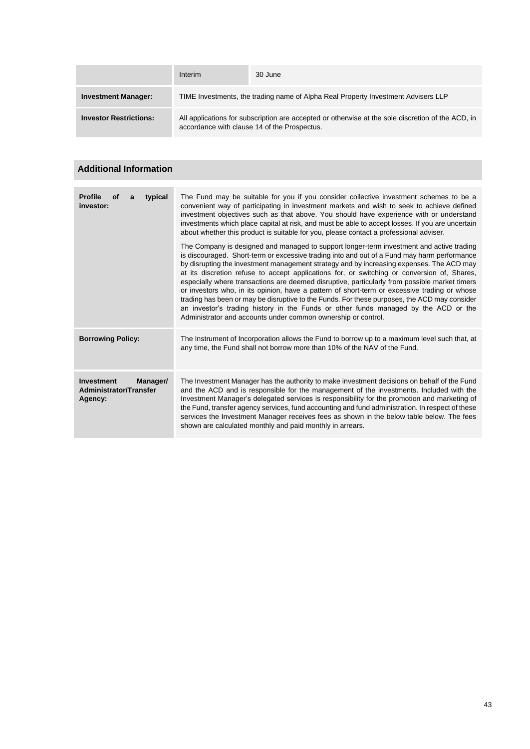| | | |
|---|---|---|
| | Interim | 30 June |
| **Investment Manager:** | TIME Investments, the trading name of Alpha Real Property Investment Advisers LLP | |
| **Investor Restrictions:** | All applications for subscription are accepted or otherwise at the sole discretion of the ACD, in accordance with clause 14 of the Prospectus. | |

## Additional Information

| | |
|---|---|
| **Profile of a typical investor:** | The Fund may be suitable for you if you consider collective investment schemes to be a convenient way of participating in investment markets and wish to seek to achieve defined investment objectives such as that above. You should have experience with or understand investments which place capital at risk, and must be able to accept losses. If you are uncertain about whether this product is suitable for you, please contact a professional adviser.<br><br>The Company is designed and managed to support longer-term investment and active trading is discouraged. Short-term or excessive trading into and out of a Fund may harm performance by disrupting the investment management strategy and by increasing expenses. The ACD may at its discretion refuse to accept applications for, or switching or conversion of, Shares, especially where transactions are deemed disruptive, particularly from possible market timers or investors who, in its opinion, have a pattern of short-term or excessive trading or whose trading has been or may be disruptive to the Funds. For these purposes, the ACD may consider an investor's trading history in the Funds or other funds managed by the ACD or the Administrator and accounts under common ownership or control. |
| **Borrowing Policy:** | The Instrument of Incorporation allows the Fund to borrow up to a maximum level such that, at any time, the Fund shall not borrow more than 10% of the NAV of the Fund. |
| **Investment Manager/ Administrator/Transfer Agency:** | The Investment Manager has the authority to make investment decisions on behalf of the Fund and the ACD and is responsible for the management of the investments. Included with the Investment Manager's delegated services is responsibility for the promotion and marketing of the Fund, transfer agency services, fund accounting and fund administration. In respect of these services the Investment Manager receives fees as shown in the below table below. The fees shown are calculated monthly and paid monthly in arrears. |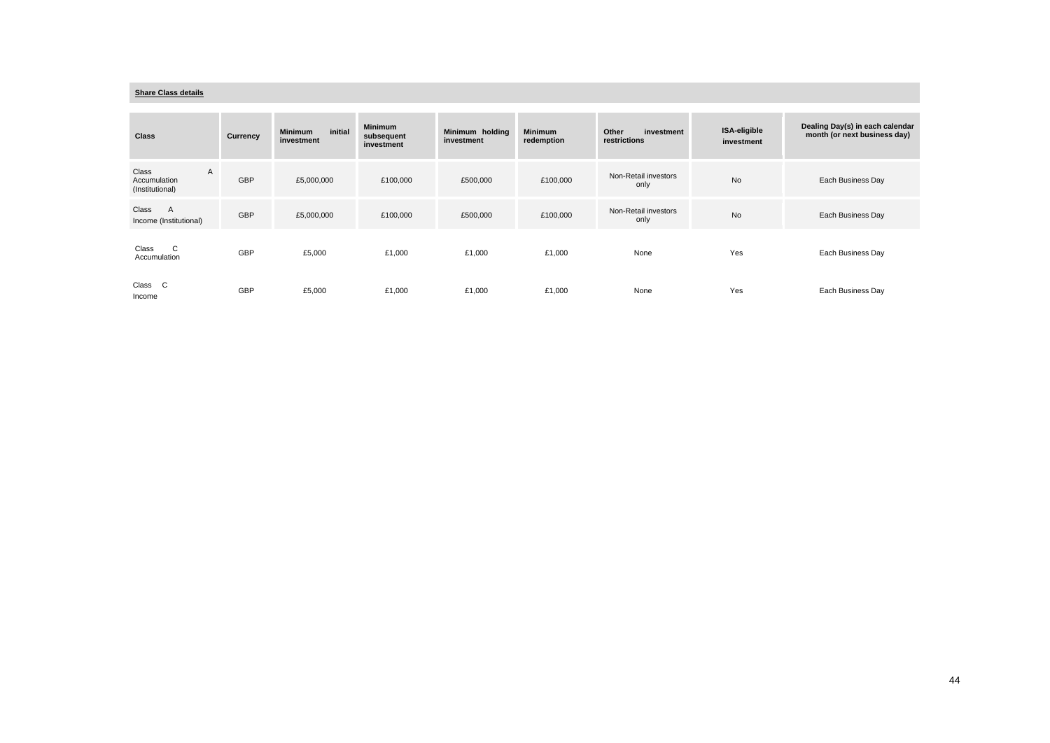**Share Class details**

| Class | Currency | Minimum initial investment | Minimum subsequent investment | Minimum holding investment | Minimum redemption | Other investment restrictions | ISA-eligible investment | Dealing Day(s) in each calendar month (or next business day) |
|---|---|---|---|---|---|---|---|---|
| Class A Accumulation (Institutional) | GBP | £5,000,000 | £100,000 | £500,000 | £100,000 | Non-Retail investors only | No | Each Business Day |
| Class A Income (Institutional) | GBP | £5,000,000 | £100,000 | £500,000 | £100,000 | Non-Retail investors only | No | Each Business Day |
| Class C Accumulation | GBP | £5,000 | £1,000 | £1,000 | £1,000 | None | Yes | Each Business Day |
| Class C Income | GBP | £5,000 | £1,000 | £1,000 | £1,000 | None | Yes | Each Business Day |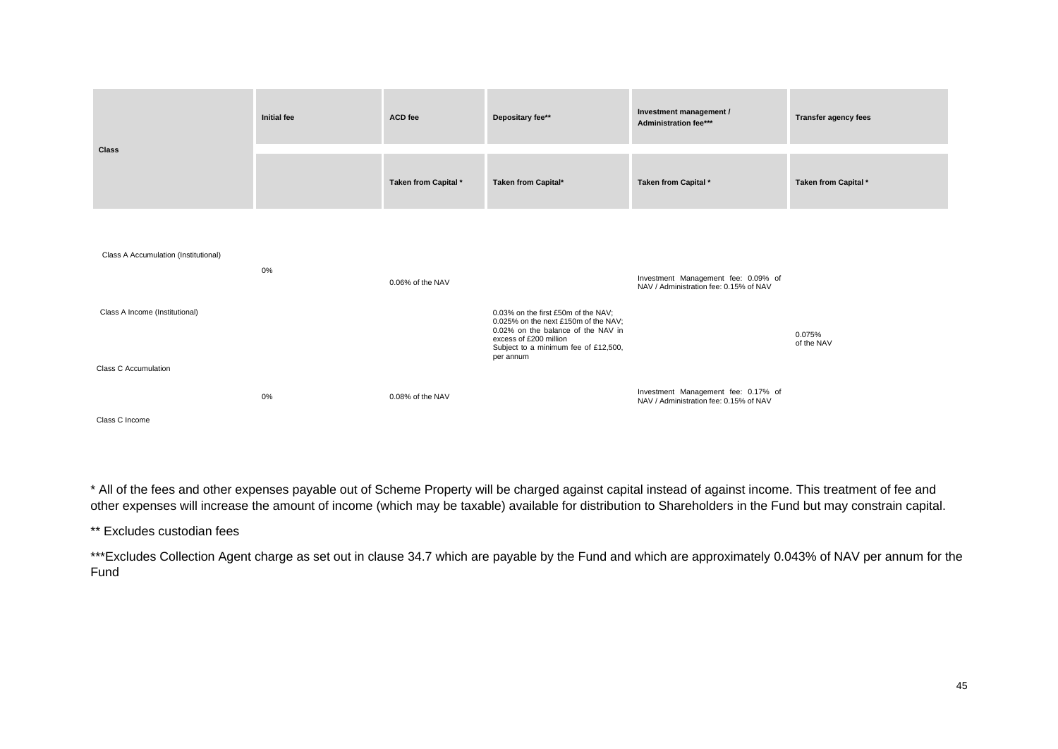| Class | Initial fee | ACD fee | Depositary fee** | Investment management / Administration fee*** | Transfer agency fees |
|---|---|---|---|---|---|
| | | Taken from Capital * | Taken from Capital* | Taken from Capital * | Taken from Capital * |
| Class A Accumulation (Institutional) | 0% | 0.06% of the NAV | 0.03% on the first £50m of the NAV; 0.025% on the next £150m of the NAV; 0.02% on the balance of the NAV in excess of £200 million Subject to a minimum fee of £12,500, per annum | Investment Management fee: 0.09% of NAV / Administration fee: 0.15% of NAV | 0.075% of the NAV |
| Class A Income (Institutional) | | | | | |
| Class C Accumulation | 0% | 0.08% of the NAV | | Investment Management fee: 0.17% of NAV / Administration fee: 0.15% of NAV | |
| Class C Income | | | | | |

\* All of the fees and other expenses payable out of Scheme Property will be charged against capital instead of against income. This treatment of fee and other expenses will increase the amount of income (which may be taxable) available for distribution to Shareholders in the Fund but may constrain capital.

** Excludes custodian fees

***Excludes Collection Agent charge as set out in clause 34.7 which are payable by the Fund and which are approximately 0.043% of NAV per annum for the Fund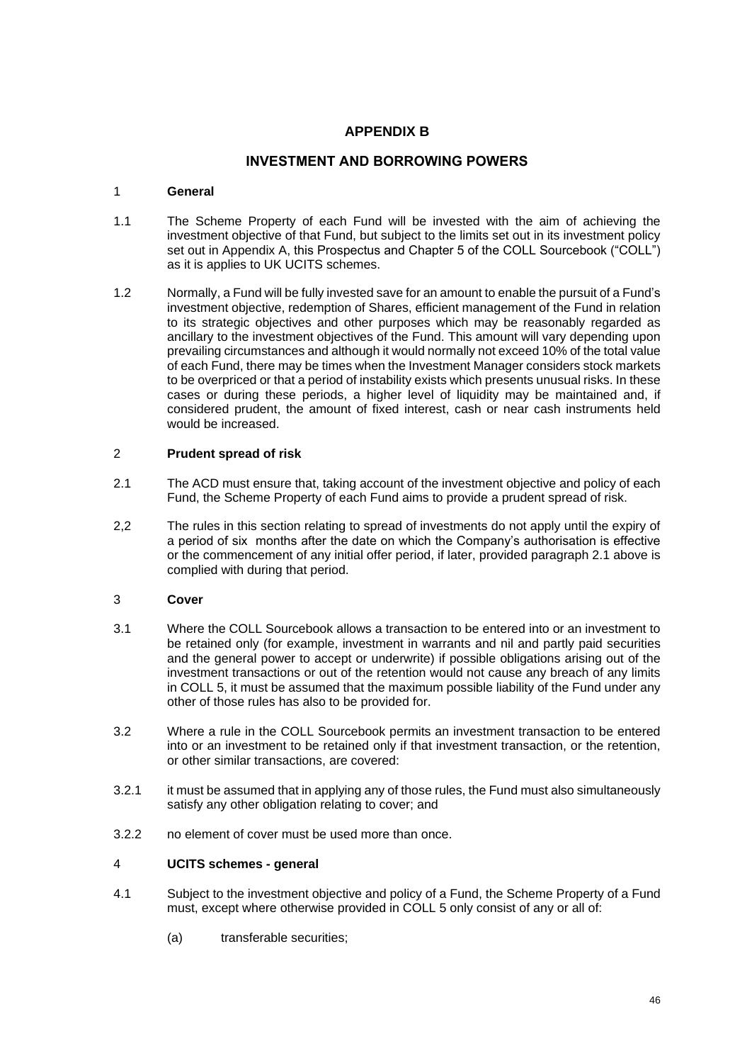# APPENDIX B

## INVESTMENT AND BORROWING POWERS

### 1 General

1.1 The Scheme Property of each Fund will be invested with the aim of achieving the investment objective of that Fund, but subject to the limits set out in its investment policy set out in Appendix A, this Prospectus and Chapter 5 of the COLL Sourcebook ("COLL") as it is applies to UK UCITS schemes.

1.2 Normally, a Fund will be fully invested save for an amount to enable the pursuit of a Fund's investment objective, redemption of Shares, efficient management of the Fund in relation to its strategic objectives and other purposes which may be reasonably regarded as ancillary to the investment objectives of the Fund. This amount will vary depending upon prevailing circumstances and although it would normally not exceed 10% of the total value of each Fund, there may be times when the Investment Manager considers stock markets to be overpriced or that a period of instability exists which presents unusual risks. In these cases or during these periods, a higher level of liquidity may be maintained and, if considered prudent, the amount of fixed interest, cash or near cash instruments held would be increased.

### 2 Prudent spread of risk

2.1 The ACD must ensure that, taking account of the investment objective and policy of each Fund, the Scheme Property of each Fund aims to provide a prudent spread of risk.

2,2 The rules in this section relating to spread of investments do not apply until the expiry of a period of six months after the date on which the Company's authorisation is effective or the commencement of any initial offer period, if later, provided paragraph 2.1 above is complied with during that period.

### 3 Cover

3.1 Where the COLL Sourcebook allows a transaction to be entered into or an investment to be retained only (for example, investment in warrants and nil and partly paid securities and the general power to accept or underwrite) if possible obligations arising out of the investment transactions or out of the retention would not cause any breach of any limits in COLL 5, it must be assumed that the maximum possible liability of the Fund under any other of those rules has also to be provided for.

3.2 Where a rule in the COLL Sourcebook permits an investment transaction to be entered into or an investment to be retained only if that investment transaction, or the retention, or other similar transactions, are covered:

3.2.1 it must be assumed that in applying any of those rules, the Fund must also simultaneously satisfy any other obligation relating to cover; and

3.2.2 no element of cover must be used more than once.

### 4 UCITS schemes - general

4.1 Subject to the investment objective and policy of a Fund, the Scheme Property of a Fund must, except where otherwise provided in COLL 5 only consist of any or all of:

(a) transferable securities;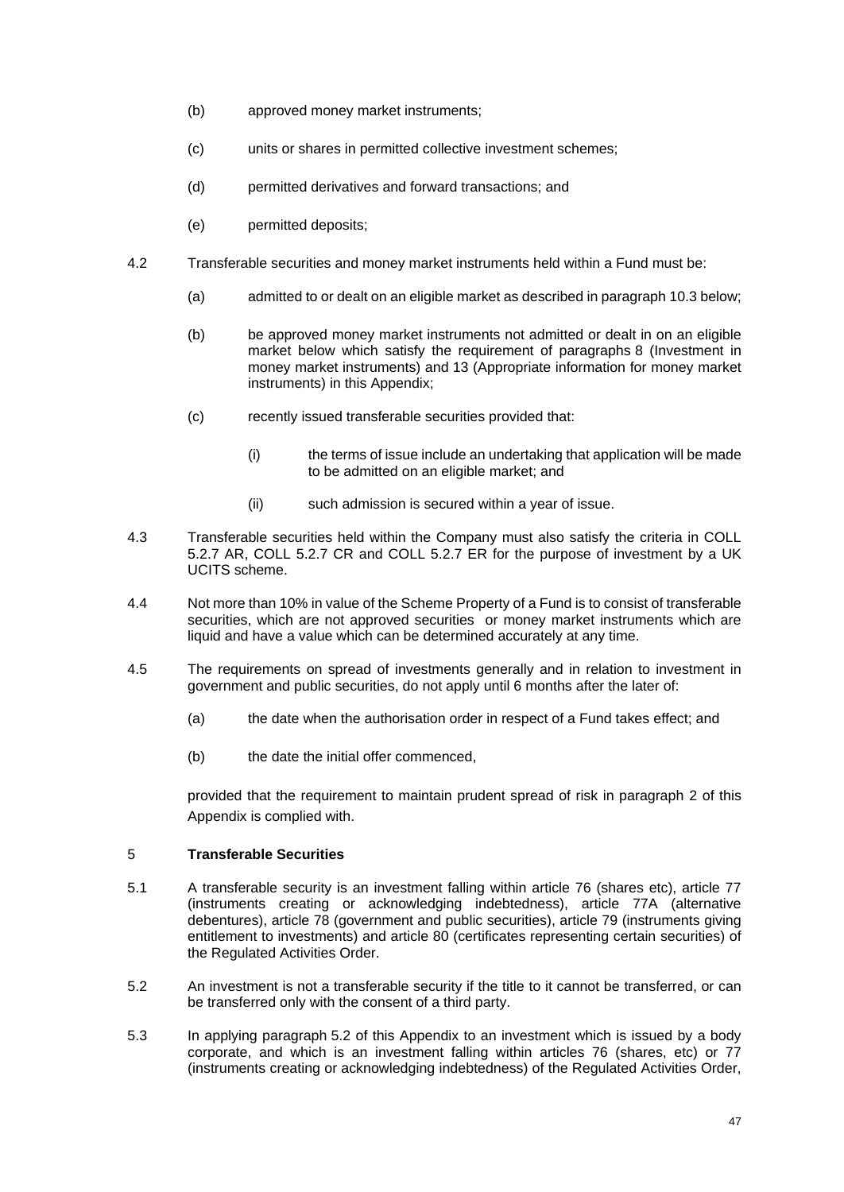(b) approved money market instruments;

(c) units or shares in permitted collective investment schemes;

(d) permitted derivatives and forward transactions; and

(e) permitted deposits;

4.2 Transferable securities and money market instruments held within a Fund must be:

(a) admitted to or dealt on an eligible market as described in paragraph 10.3 below;

(b) be approved money market instruments not admitted or dealt in on an eligible market below which satisfy the requirement of paragraphs 8 (Investment in money market instruments) and 13 (Appropriate information for money market instruments) in this Appendix;

(c) recently issued transferable securities provided that:

(i) the terms of issue include an undertaking that application will be made to be admitted on an eligible market; and

(ii) such admission is secured within a year of issue.

4.3 Transferable securities held within the Company must also satisfy the criteria in COLL 5.2.7 AR, COLL 5.2.7 CR and COLL 5.2.7 ER for the purpose of investment by a UK UCITS scheme.

4.4 Not more than 10% in value of the Scheme Property of a Fund is to consist of transferable securities, which are not approved securities or money market instruments which are liquid and have a value which can be determined accurately at any time.

4.5 The requirements on spread of investments generally and in relation to investment in government and public securities, do not apply until 6 months after the later of:

(a) the date when the authorisation order in respect of a Fund takes effect; and

(b) the date the initial offer commenced,

provided that the requirement to maintain prudent spread of risk in paragraph 2 of this Appendix is complied with.

## 5 Transferable Securities

5.1 A transferable security is an investment falling within article 76 (shares etc), article 77 (instruments creating or acknowledging indebtedness), article 77A (alternative debentures), article 78 (government and public securities), article 79 (instruments giving entitlement to investments) and article 80 (certificates representing certain securities) of the Regulated Activities Order.

5.2 An investment is not a transferable security if the title to it cannot be transferred, or can be transferred only with the consent of a third party.

5.3 In applying paragraph 5.2 of this Appendix to an investment which is issued by a body corporate, and which is an investment falling within articles 76 (shares, etc) or 77 (instruments creating or acknowledging indebtedness) of the Regulated Activities Order,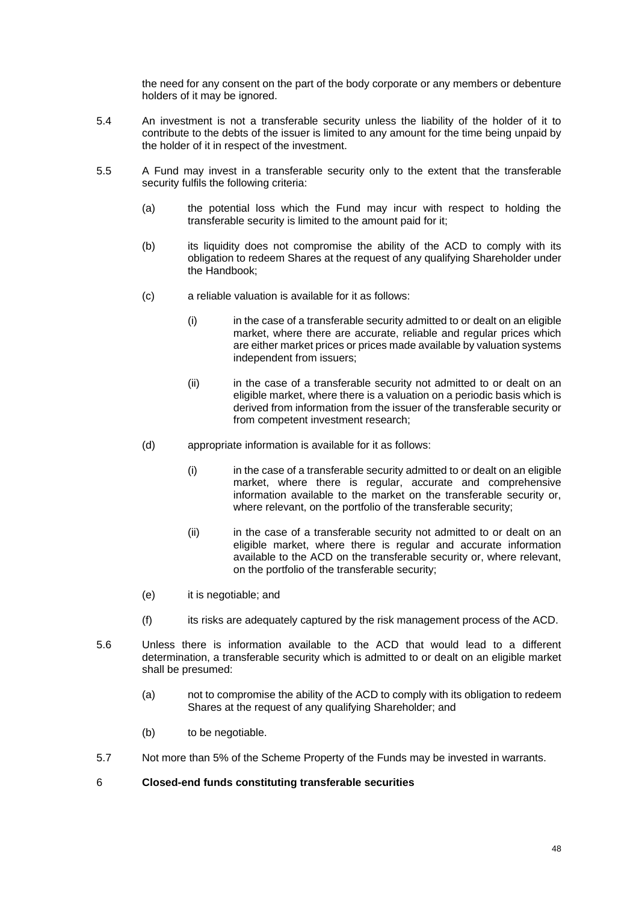the need for any consent on the part of the body corporate or any members or debenture holders of it may be ignored.

5.4 An investment is not a transferable security unless the liability of the holder of it to contribute to the debts of the issuer is limited to any amount for the time being unpaid by the holder of it in respect of the investment.

5.5 A Fund may invest in a transferable security only to the extent that the transferable security fulfils the following criteria:

(a) the potential loss which the Fund may incur with respect to holding the transferable security is limited to the amount paid for it;

(b) its liquidity does not compromise the ability of the ACD to comply with its obligation to redeem Shares at the request of any qualifying Shareholder under the Handbook;

(c) a reliable valuation is available for it as follows:

(i) in the case of a transferable security admitted to or dealt on an eligible market, where there are accurate, reliable and regular prices which are either market prices or prices made available by valuation systems independent from issuers;

(ii) in the case of a transferable security not admitted to or dealt on an eligible market, where there is a valuation on a periodic basis which is derived from information from the issuer of the transferable security or from competent investment research;

(d) appropriate information is available for it as follows:

(i) in the case of a transferable security admitted to or dealt on an eligible market, where there is regular, accurate and comprehensive information available to the market on the transferable security or, where relevant, on the portfolio of the transferable security;

(ii) in the case of a transferable security not admitted to or dealt on an eligible market, where there is regular and accurate information available to the ACD on the transferable security or, where relevant, on the portfolio of the transferable security;

(e) it is negotiable; and

(f) its risks are adequately captured by the risk management process of the ACD.

5.6 Unless there is information available to the ACD that would lead to a different determination, a transferable security which is admitted to or dealt on an eligible market shall be presumed:

(a) not to compromise the ability of the ACD to comply with its obligation to redeem Shares at the request of any qualifying Shareholder; and

(b) to be negotiable.

5.7 Not more than 5% of the Scheme Property of the Funds may be invested in warrants.

## 6 Closed-end funds constituting transferable securities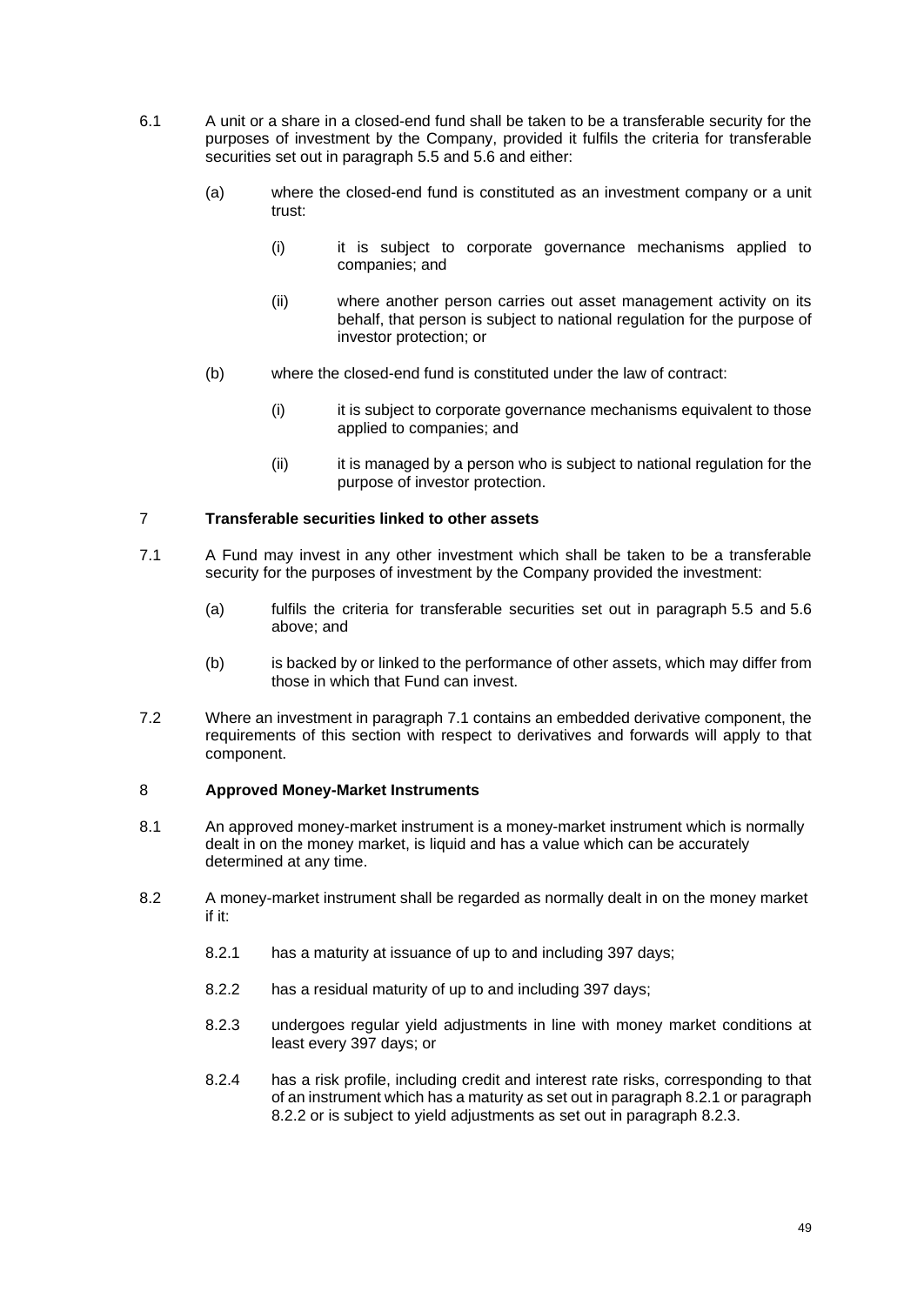6.1 A unit or a share in a closed-end fund shall be taken to be a transferable security for the purposes of investment by the Company, provided it fulfils the criteria for transferable securities set out in paragraph 5.5 and 5.6 and either:

  (a) where the closed-end fund is constituted as an investment company or a unit trust:

    (i) it is subject to corporate governance mechanisms applied to companies; and

    (ii) where another person carries out asset management activity on its behalf, that person is subject to national regulation for the purpose of investor protection; or

  (b) where the closed-end fund is constituted under the law of contract:

    (i) it is subject to corporate governance mechanisms equivalent to those applied to companies; and

    (ii) it is managed by a person who is subject to national regulation for the purpose of investor protection.

## 7 Transferable securities linked to other assets

7.1 A Fund may invest in any other investment which shall be taken to be a transferable security for the purposes of investment by the Company provided the investment:

  (a) fulfils the criteria for transferable securities set out in paragraph 5.5 and 5.6 above; and

  (b) is backed by or linked to the performance of other assets, which may differ from those in which that Fund can invest.

7.2 Where an investment in paragraph 7.1 contains an embedded derivative component, the requirements of this section with respect to derivatives and forwards will apply to that component.

## 8 Approved Money-Market Instruments

8.1 An approved money-market instrument is a money-market instrument which is normally dealt in on the money market, is liquid and has a value which can be accurately determined at any time.

8.2 A money-market instrument shall be regarded as normally dealt in on the money market if it:

  8.2.1 has a maturity at issuance of up to and including 397 days;

  8.2.2 has a residual maturity of up to and including 397 days;

  8.2.3 undergoes regular yield adjustments in line with money market conditions at least every 397 days; or

  8.2.4 has a risk profile, including credit and interest rate risks, corresponding to that of an instrument which has a maturity as set out in paragraph 8.2.1 or paragraph 8.2.2 or is subject to yield adjustments as set out in paragraph 8.2.3.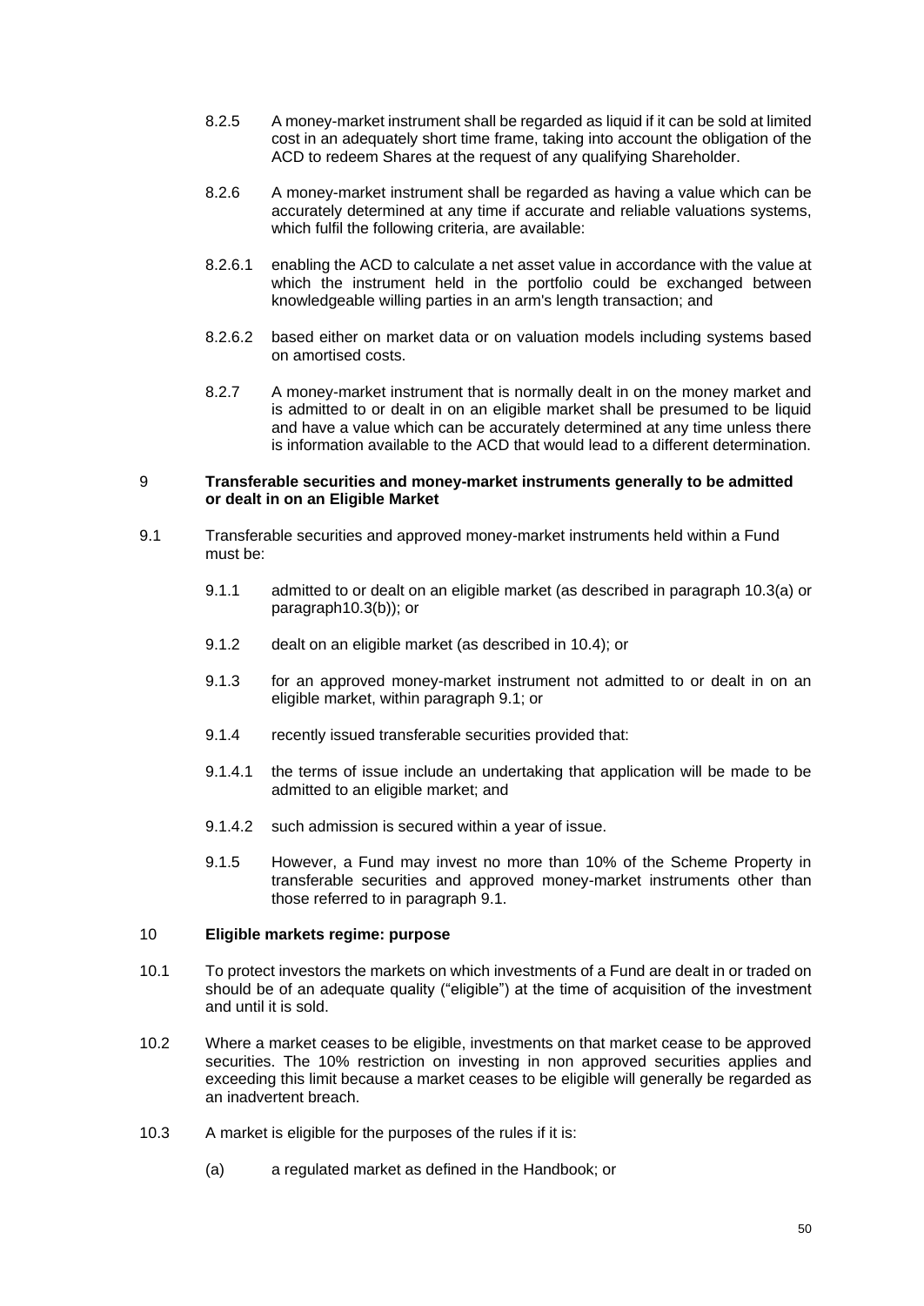8.2.5 A money-market instrument shall be regarded as liquid if it can be sold at limited cost in an adequately short time frame, taking into account the obligation of the ACD to redeem Shares at the request of any qualifying Shareholder.

8.2.6 A money-market instrument shall be regarded as having a value which can be accurately determined at any time if accurate and reliable valuations systems, which fulfil the following criteria, are available:

8.2.6.1 enabling the ACD to calculate a net asset value in accordance with the value at which the instrument held in the portfolio could be exchanged between knowledgeable willing parties in an arm's length transaction; and

8.2.6.2 based either on market data or on valuation models including systems based on amortised costs.

8.2.7 A money-market instrument that is normally dealt in on the money market and is admitted to or dealt in on an eligible market shall be presumed to be liquid and have a value which can be accurately determined at any time unless there is information available to the ACD that would lead to a different determination.

## 9 Transferable securities and money-market instruments generally to be admitted or dealt in on an Eligible Market

9.1 Transferable securities and approved money-market instruments held within a Fund must be:

9.1.1 admitted to or dealt on an eligible market (as described in paragraph 10.3(a) or paragraph10.3(b)); or

9.1.2 dealt on an eligible market (as described in 10.4); or

9.1.3 for an approved money-market instrument not admitted to or dealt in on an eligible market, within paragraph 9.1; or

9.1.4 recently issued transferable securities provided that:

9.1.4.1 the terms of issue include an undertaking that application will be made to be admitted to an eligible market; and

9.1.4.2 such admission is secured within a year of issue.

9.1.5 However, a Fund may invest no more than 10% of the Scheme Property in transferable securities and approved money-market instruments other than those referred to in paragraph 9.1.

## 10 Eligible markets regime: purpose

10.1 To protect investors the markets on which investments of a Fund are dealt in or traded on should be of an adequate quality ("eligible") at the time of acquisition of the investment and until it is sold.

10.2 Where a market ceases to be eligible, investments on that market cease to be approved securities. The 10% restriction on investing in non approved securities applies and exceeding this limit because a market ceases to be eligible will generally be regarded as an inadvertent breach.

10.3 A market is eligible for the purposes of the rules if it is:

(a) a regulated market as defined in the Handbook; or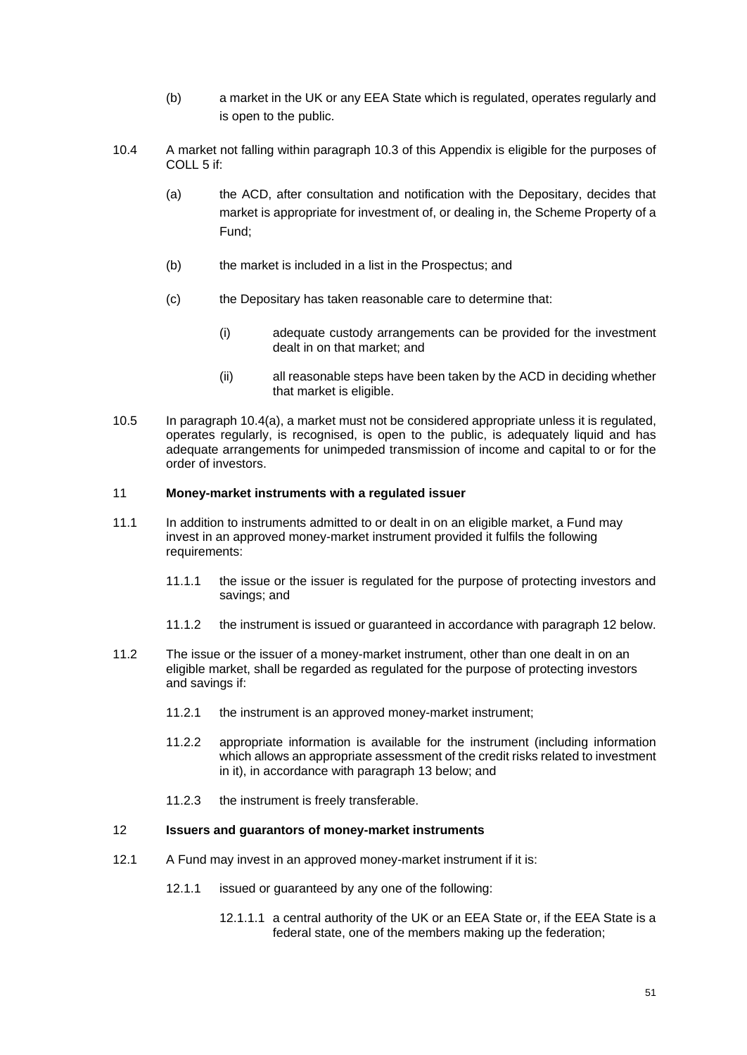(b) a market in the UK or any EEA State which is regulated, operates regularly and is open to the public.

10.4 A market not falling within paragraph 10.3 of this Appendix is eligible for the purposes of COLL 5 if:

(a) the ACD, after consultation and notification with the Depositary, decides that market is appropriate for investment of, or dealing in, the Scheme Property of a Fund;

(b) the market is included in a list in the Prospectus; and

(c) the Depositary has taken reasonable care to determine that:

(i) adequate custody arrangements can be provided for the investment dealt in on that market; and

(ii) all reasonable steps have been taken by the ACD in deciding whether that market is eligible.

10.5 In paragraph 10.4(a), a market must not be considered appropriate unless it is regulated, operates regularly, is recognised, is open to the public, is adequately liquid and has adequate arrangements for unimpeded transmission of income and capital to or for the order of investors.

11 **Money-market instruments with a regulated issuer**

11.1 In addition to instruments admitted to or dealt in on an eligible market, a Fund may invest in an approved money-market instrument provided it fulfils the following requirements:

11.1.1 the issue or the issuer is regulated for the purpose of protecting investors and savings; and

11.1.2 the instrument is issued or guaranteed in accordance with paragraph 12 below.

11.2 The issue or the issuer of a money-market instrument, other than one dealt in on an eligible market, shall be regarded as regulated for the purpose of protecting investors and savings if:

11.2.1 the instrument is an approved money-market instrument;

11.2.2 appropriate information is available for the instrument (including information which allows an appropriate assessment of the credit risks related to investment in it), in accordance with paragraph 13 below; and

11.2.3 the instrument is freely transferable.

12 **Issuers and guarantors of money-market instruments**

12.1 A Fund may invest in an approved money-market instrument if it is:

12.1.1 issued or guaranteed by any one of the following:

12.1.1.1 a central authority of the UK or an EEA State or, if the EEA State is a federal state, one of the members making up the federation;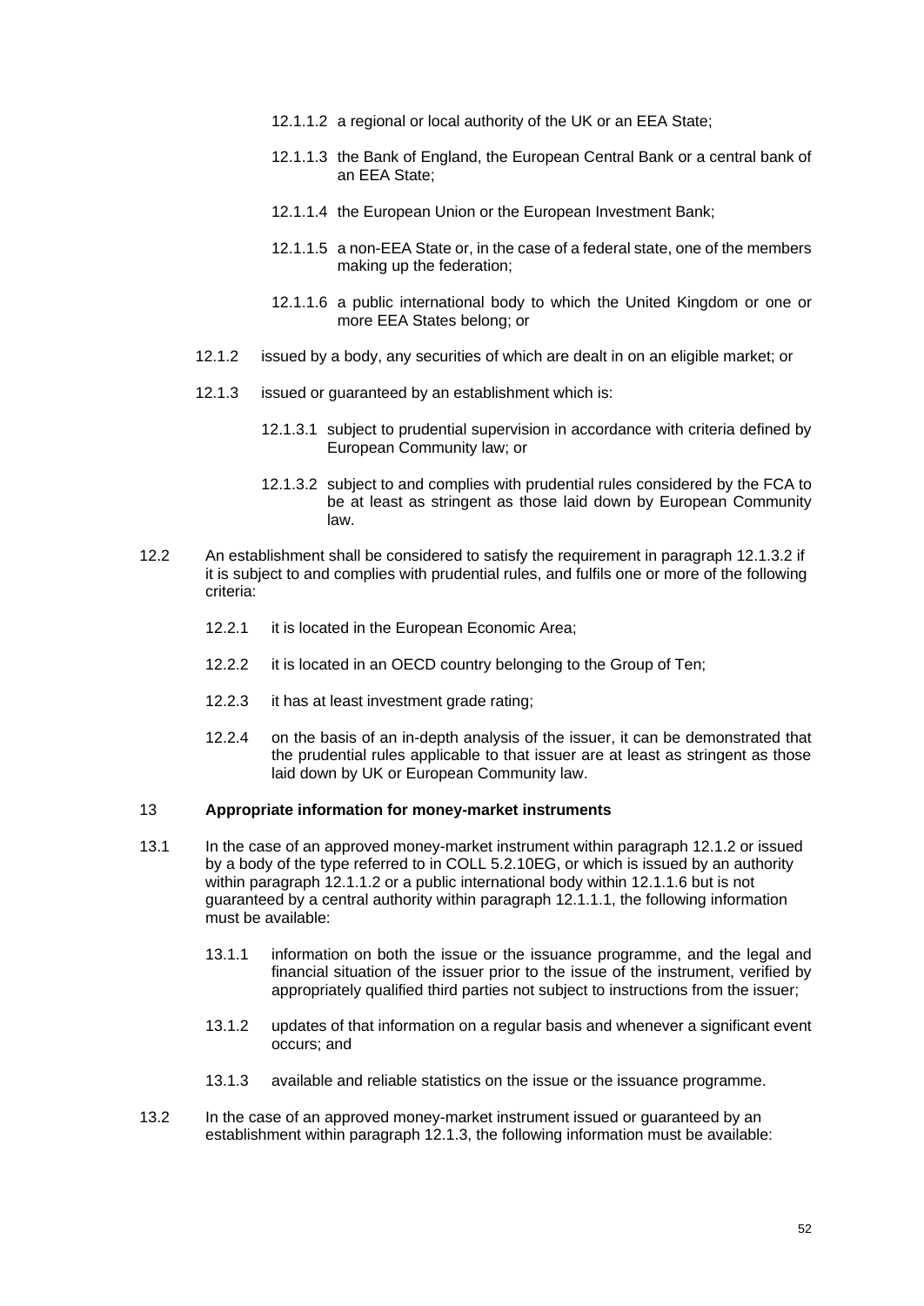12.1.1.2 a regional or local authority of the UK or an EEA State;

12.1.1.3 the Bank of England, the European Central Bank or a central bank of an EEA State;

12.1.1.4 the European Union or the European Investment Bank;

12.1.1.5 a non-EEA State or, in the case of a federal state, one of the members making up the federation;

12.1.1.6 a public international body to which the United Kingdom or one or more EEA States belong; or

12.1.2 issued by a body, any securities of which are dealt in on an eligible market; or

12.1.3 issued or guaranteed by an establishment which is:

12.1.3.1 subject to prudential supervision in accordance with criteria defined by European Community law; or

12.1.3.2 subject to and complies with prudential rules considered by the FCA to be at least as stringent as those laid down by European Community law.

12.2 An establishment shall be considered to satisfy the requirement in paragraph 12.1.3.2 if it is subject to and complies with prudential rules, and fulfils one or more of the following criteria:

12.2.1 it is located in the European Economic Area;

12.2.2 it is located in an OECD country belonging to the Group of Ten;

12.2.3 it has at least investment grade rating;

12.2.4 on the basis of an in-depth analysis of the issuer, it can be demonstrated that the prudential rules applicable to that issuer are at least as stringent as those laid down by UK or European Community law.

## 13 Appropriate information for money-market instruments

13.1 In the case of an approved money-market instrument within paragraph 12.1.2 or issued by a body of the type referred to in COLL 5.2.10EG, or which is issued by an authority within paragraph 12.1.1.2 or a public international body within 12.1.1.6 but is not guaranteed by a central authority within paragraph 12.1.1.1, the following information must be available:

13.1.1 information on both the issue or the issuance programme, and the legal and financial situation of the issuer prior to the issue of the instrument, verified by appropriately qualified third parties not subject to instructions from the issuer;

13.1.2 updates of that information on a regular basis and whenever a significant event occurs; and

13.1.3 available and reliable statistics on the issue or the issuance programme.

13.2 In the case of an approved money-market instrument issued or guaranteed by an establishment within paragraph 12.1.3, the following information must be available: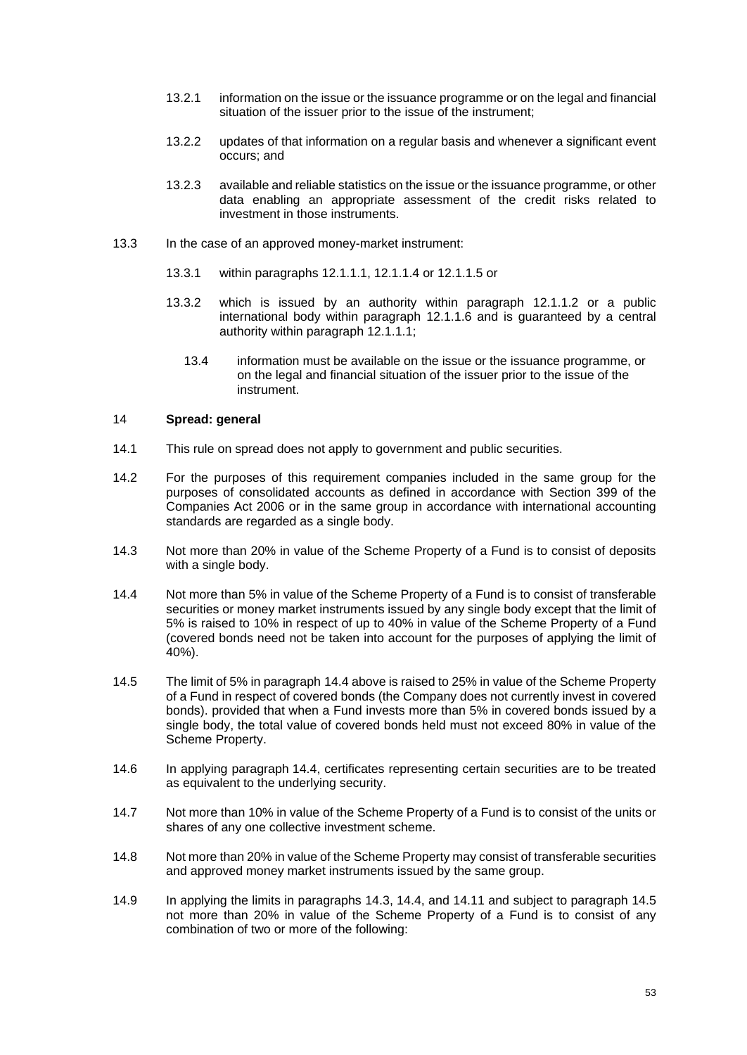13.2.1 information on the issue or the issuance programme or on the legal and financial situation of the issuer prior to the issue of the instrument;

13.2.2 updates of that information on a regular basis and whenever a significant event occurs; and

13.2.3 available and reliable statistics on the issue or the issuance programme, or other data enabling an appropriate assessment of the credit risks related to investment in those instruments.

13.3 In the case of an approved money-market instrument:

13.3.1 within paragraphs 12.1.1.1, 12.1.1.4 or 12.1.1.5 or

13.3.2 which is issued by an authority within paragraph 12.1.1.2 or a public international body within paragraph 12.1.1.6 and is guaranteed by a central authority within paragraph 12.1.1.1;

13.4 information must be available on the issue or the issuance programme, or on the legal and financial situation of the issuer prior to the issue of the instrument.

## 14 Spread: general

14.1 This rule on spread does not apply to government and public securities.

14.2 For the purposes of this requirement companies included in the same group for the purposes of consolidated accounts as defined in accordance with Section 399 of the Companies Act 2006 or in the same group in accordance with international accounting standards are regarded as a single body.

14.3 Not more than 20% in value of the Scheme Property of a Fund is to consist of deposits with a single body.

14.4 Not more than 5% in value of the Scheme Property of a Fund is to consist of transferable securities or money market instruments issued by any single body except that the limit of 5% is raised to 10% in respect of up to 40% in value of the Scheme Property of a Fund (covered bonds need not be taken into account for the purposes of applying the limit of 40%).

14.5 The limit of 5% in paragraph 14.4 above is raised to 25% in value of the Scheme Property of a Fund in respect of covered bonds (the Company does not currently invest in covered bonds). provided that when a Fund invests more than 5% in covered bonds issued by a single body, the total value of covered bonds held must not exceed 80% in value of the Scheme Property.

14.6 In applying paragraph 14.4, certificates representing certain securities are to be treated as equivalent to the underlying security.

14.7 Not more than 10% in value of the Scheme Property of a Fund is to consist of the units or shares of any one collective investment scheme.

14.8 Not more than 20% in value of the Scheme Property may consist of transferable securities and approved money market instruments issued by the same group.

14.9 In applying the limits in paragraphs 14.3, 14.4, and 14.11 and subject to paragraph 14.5 not more than 20% in value of the Scheme Property of a Fund is to consist of any combination of two or more of the following: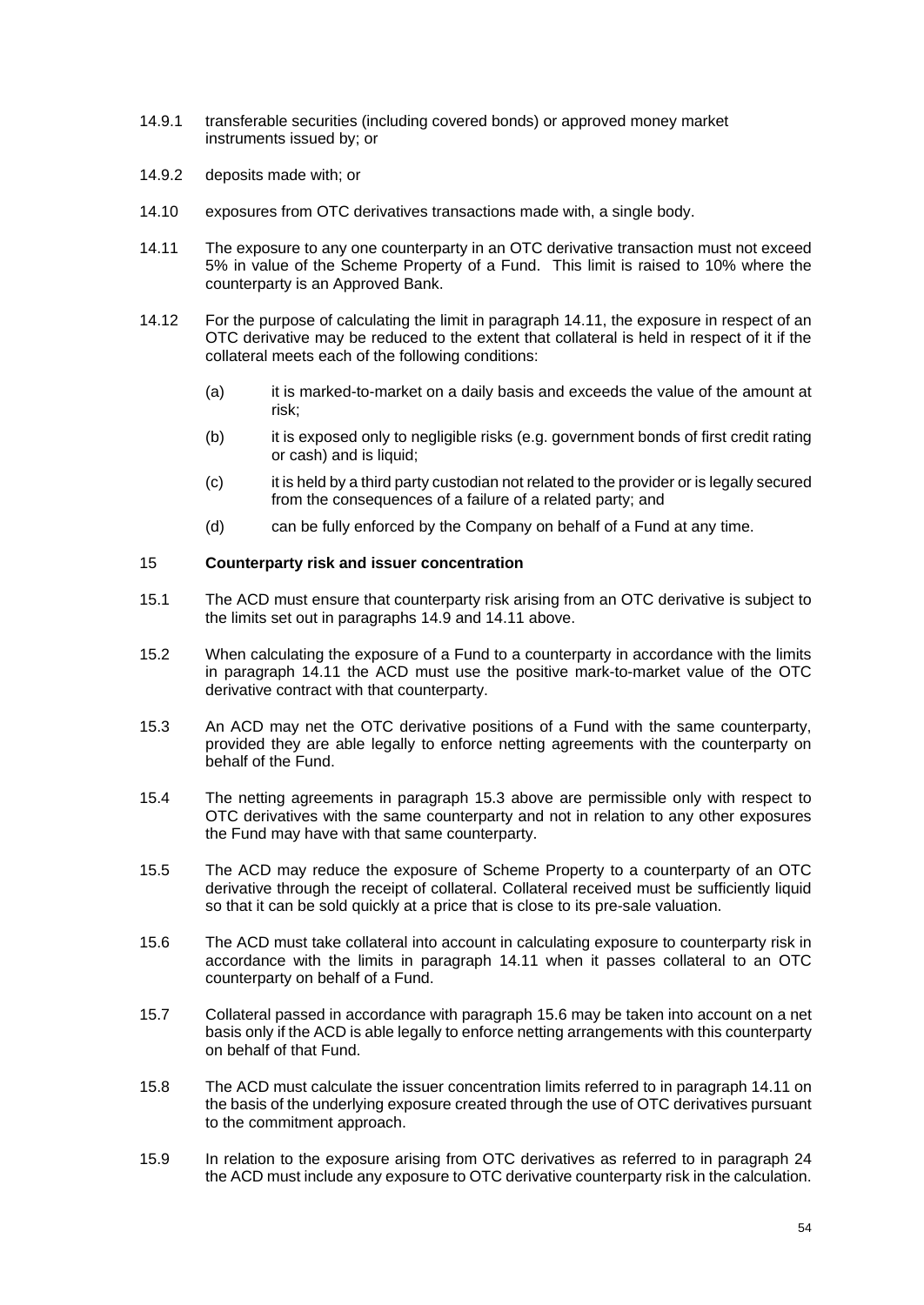14.9.1 transferable securities (including covered bonds) or approved money market instruments issued by; or

14.9.2 deposits made with; or

14.10 exposures from OTC derivatives transactions made with, a single body.

14.11 The exposure to any one counterparty in an OTC derivative transaction must not exceed 5% in value of the Scheme Property of a Fund. This limit is raised to 10% where the counterparty is an Approved Bank.

14.12 For the purpose of calculating the limit in paragraph 14.11, the exposure in respect of an OTC derivative may be reduced to the extent that collateral is held in respect of it if the collateral meets each of the following conditions:

(a) it is marked-to-market on a daily basis and exceeds the value of the amount at risk;

(b) it is exposed only to negligible risks (e.g. government bonds of first credit rating or cash) and is liquid;

(c) it is held by a third party custodian not related to the provider or is legally secured from the consequences of a failure of a related party; and

(d) can be fully enforced by the Company on behalf of a Fund at any time.

## 15 Counterparty risk and issuer concentration

15.1 The ACD must ensure that counterparty risk arising from an OTC derivative is subject to the limits set out in paragraphs 14.9 and 14.11 above.

15.2 When calculating the exposure of a Fund to a counterparty in accordance with the limits in paragraph 14.11 the ACD must use the positive mark-to-market value of the OTC derivative contract with that counterparty.

15.3 An ACD may net the OTC derivative positions of a Fund with the same counterparty, provided they are able legally to enforce netting agreements with the counterparty on behalf of the Fund.

15.4 The netting agreements in paragraph 15.3 above are permissible only with respect to OTC derivatives with the same counterparty and not in relation to any other exposures the Fund may have with that same counterparty.

15.5 The ACD may reduce the exposure of Scheme Property to a counterparty of an OTC derivative through the receipt of collateral. Collateral received must be sufficiently liquid so that it can be sold quickly at a price that is close to its pre-sale valuation.

15.6 The ACD must take collateral into account in calculating exposure to counterparty risk in accordance with the limits in paragraph 14.11 when it passes collateral to an OTC counterparty on behalf of a Fund.

15.7 Collateral passed in accordance with paragraph 15.6 may be taken into account on a net basis only if the ACD is able legally to enforce netting arrangements with this counterparty on behalf of that Fund.

15.8 The ACD must calculate the issuer concentration limits referred to in paragraph 14.11 on the basis of the underlying exposure created through the use of OTC derivatives pursuant to the commitment approach.

15.9 In relation to the exposure arising from OTC derivatives as referred to in paragraph 24 the ACD must include any exposure to OTC derivative counterparty risk in the calculation.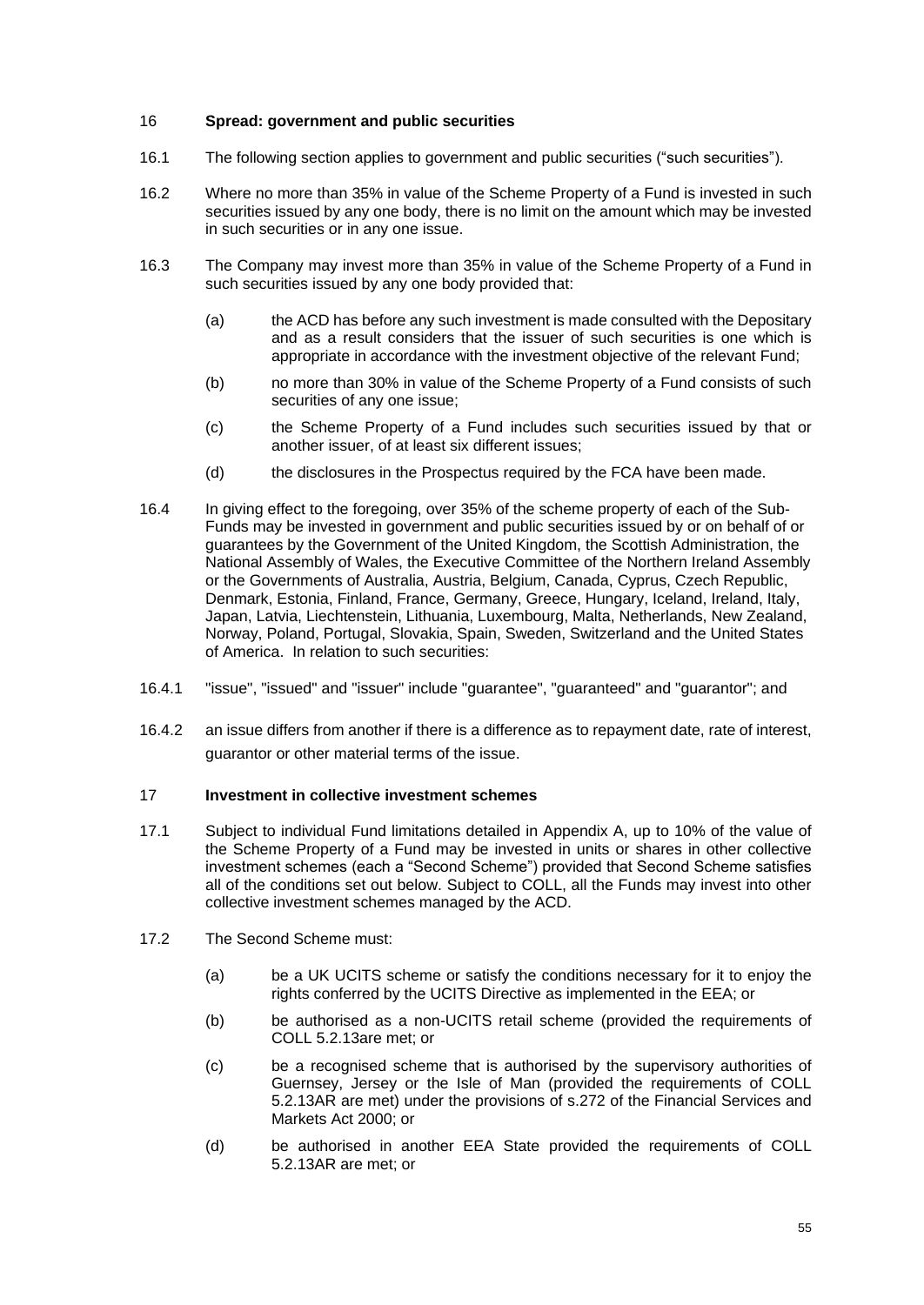## 16 Spread: government and public securities

16.1 The following section applies to government and public securities ("such securities").

16.2 Where no more than 35% in value of the Scheme Property of a Fund is invested in such securities issued by any one body, there is no limit on the amount which may be invested in such securities or in any one issue.

16.3 The Company may invest more than 35% in value of the Scheme Property of a Fund in such securities issued by any one body provided that:

(a) the ACD has before any such investment is made consulted with the Depositary and as a result considers that the issuer of such securities is one which is appropriate in accordance with the investment objective of the relevant Fund;

(b) no more than 30% in value of the Scheme Property of a Fund consists of such securities of any one issue;

(c) the Scheme Property of a Fund includes such securities issued by that or another issuer, of at least six different issues;

(d) the disclosures in the Prospectus required by the FCA have been made.

16.4 In giving effect to the foregoing, over 35% of the scheme property of each of the Sub-Funds may be invested in government and public securities issued by or on behalf of or guarantees by the Government of the United Kingdom, the Scottish Administration, the National Assembly of Wales, the Executive Committee of the Northern Ireland Assembly or the Governments of Australia, Austria, Belgium, Canada, Cyprus, Czech Republic, Denmark, Estonia, Finland, France, Germany, Greece, Hungary, Iceland, Ireland, Italy, Japan, Latvia, Liechtenstein, Lithuania, Luxembourg, Malta, Netherlands, New Zealand, Norway, Poland, Portugal, Slovakia, Spain, Sweden, Switzerland and the United States of America. In relation to such securities:

16.4.1 "issue", "issued" and "issuer" include "guarantee", "guaranteed" and "guarantor"; and

16.4.2 an issue differs from another if there is a difference as to repayment date, rate of interest, guarantor or other material terms of the issue.

## 17 Investment in collective investment schemes

17.1 Subject to individual Fund limitations detailed in Appendix A, up to 10% of the value of the Scheme Property of a Fund may be invested in units or shares in other collective investment schemes (each a "Second Scheme") provided that Second Scheme satisfies all of the conditions set out below. Subject to COLL, all the Funds may invest into other collective investment schemes managed by the ACD.

17.2 The Second Scheme must:

(a) be a UK UCITS scheme or satisfy the conditions necessary for it to enjoy the rights conferred by the UCITS Directive as implemented in the EEA; or

(b) be authorised as a non-UCITS retail scheme (provided the requirements of COLL 5.2.13are met; or

(c) be a recognised scheme that is authorised by the supervisory authorities of Guernsey, Jersey or the Isle of Man (provided the requirements of COLL 5.2.13AR are met) under the provisions of s.272 of the Financial Services and Markets Act 2000; or

(d) be authorised in another EEA State provided the requirements of COLL 5.2.13AR are met; or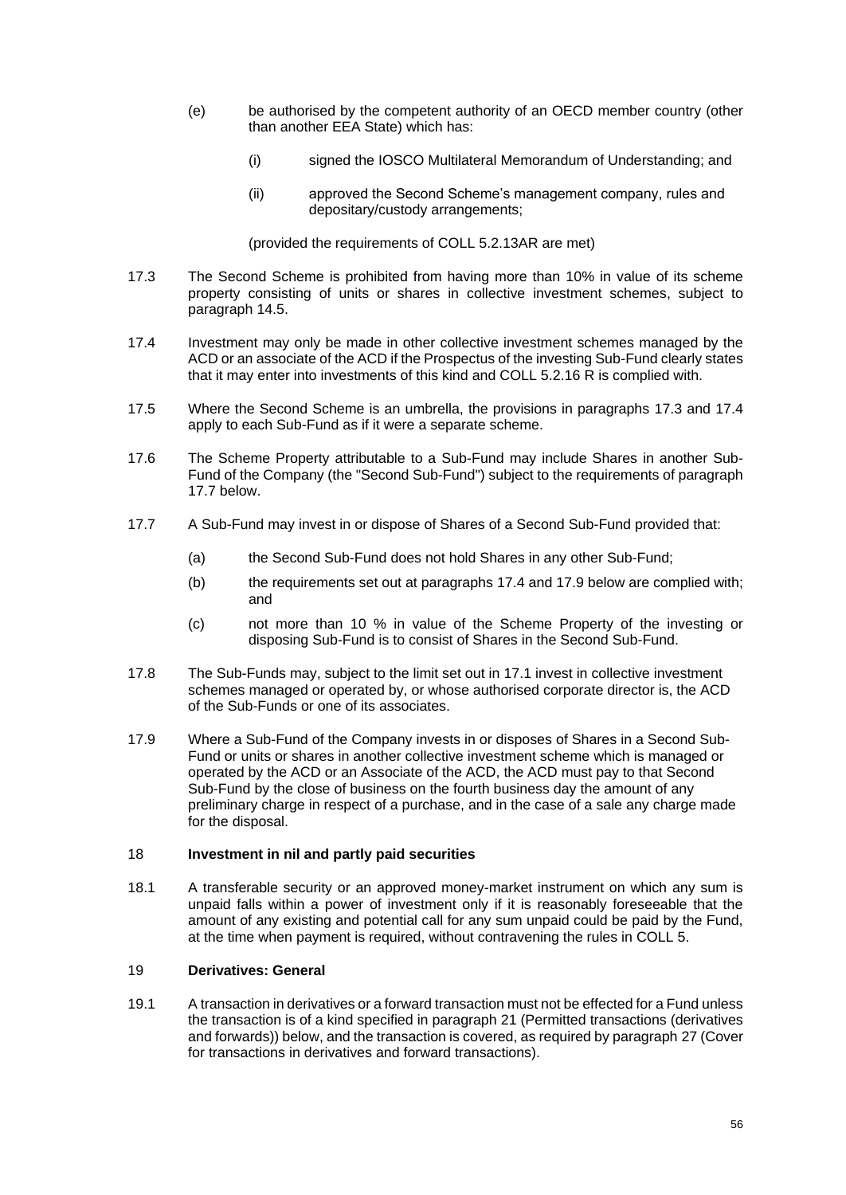(e) be authorised by the competent authority of an OECD member country (other than another EEA State) which has:

   (i) signed the IOSCO Multilateral Memorandum of Understanding; and

   (ii) approved the Second Scheme's management company, rules and depositary/custody arrangements;

   (provided the requirements of COLL 5.2.13AR are met)

17.3 The Second Scheme is prohibited from having more than 10% in value of its scheme property consisting of units or shares in collective investment schemes, subject to paragraph 14.5.

17.4 Investment may only be made in other collective investment schemes managed by the ACD or an associate of the ACD if the Prospectus of the investing Sub-Fund clearly states that it may enter into investments of this kind and COLL 5.2.16 R is complied with.

17.5 Where the Second Scheme is an umbrella, the provisions in paragraphs 17.3 and 17.4 apply to each Sub-Fund as if it were a separate scheme.

17.6 The Scheme Property attributable to a Sub-Fund may include Shares in another Sub-Fund of the Company (the "Second Sub-Fund") subject to the requirements of paragraph 17.7 below.

17.7 A Sub-Fund may invest in or dispose of Shares of a Second Sub-Fund provided that:

   (a) the Second Sub-Fund does not hold Shares in any other Sub-Fund;

   (b) the requirements set out at paragraphs 17.4 and 17.9 below are complied with; and

   (c) not more than 10 % in value of the Scheme Property of the investing or disposing Sub-Fund is to consist of Shares in the Second Sub-Fund.

17.8 The Sub-Funds may, subject to the limit set out in 17.1 invest in collective investment schemes managed or operated by, or whose authorised corporate director is, the ACD of the Sub-Funds or one of its associates.

17.9 Where a Sub-Fund of the Company invests in or disposes of Shares in a Second Sub-Fund or units or shares in another collective investment scheme which is managed or operated by the ACD or an Associate of the ACD, the ACD must pay to that Second Sub-Fund by the close of business on the fourth business day the amount of any preliminary charge in respect of a purchase, and in the case of a sale any charge made for the disposal.

## 18 Investment in nil and partly paid securities

18.1 A transferable security or an approved money-market instrument on which any sum is unpaid falls within a power of investment only if it is reasonably foreseeable that the amount of any existing and potential call for any sum unpaid could be paid by the Fund, at the time when payment is required, without contravening the rules in COLL 5.

## 19 Derivatives: General

19.1 A transaction in derivatives or a forward transaction must not be effected for a Fund unless the transaction is of a kind specified in paragraph 21 (Permitted transactions (derivatives and forwards)) below, and the transaction is covered, as required by paragraph 27 (Cover for transactions in derivatives and forward transactions).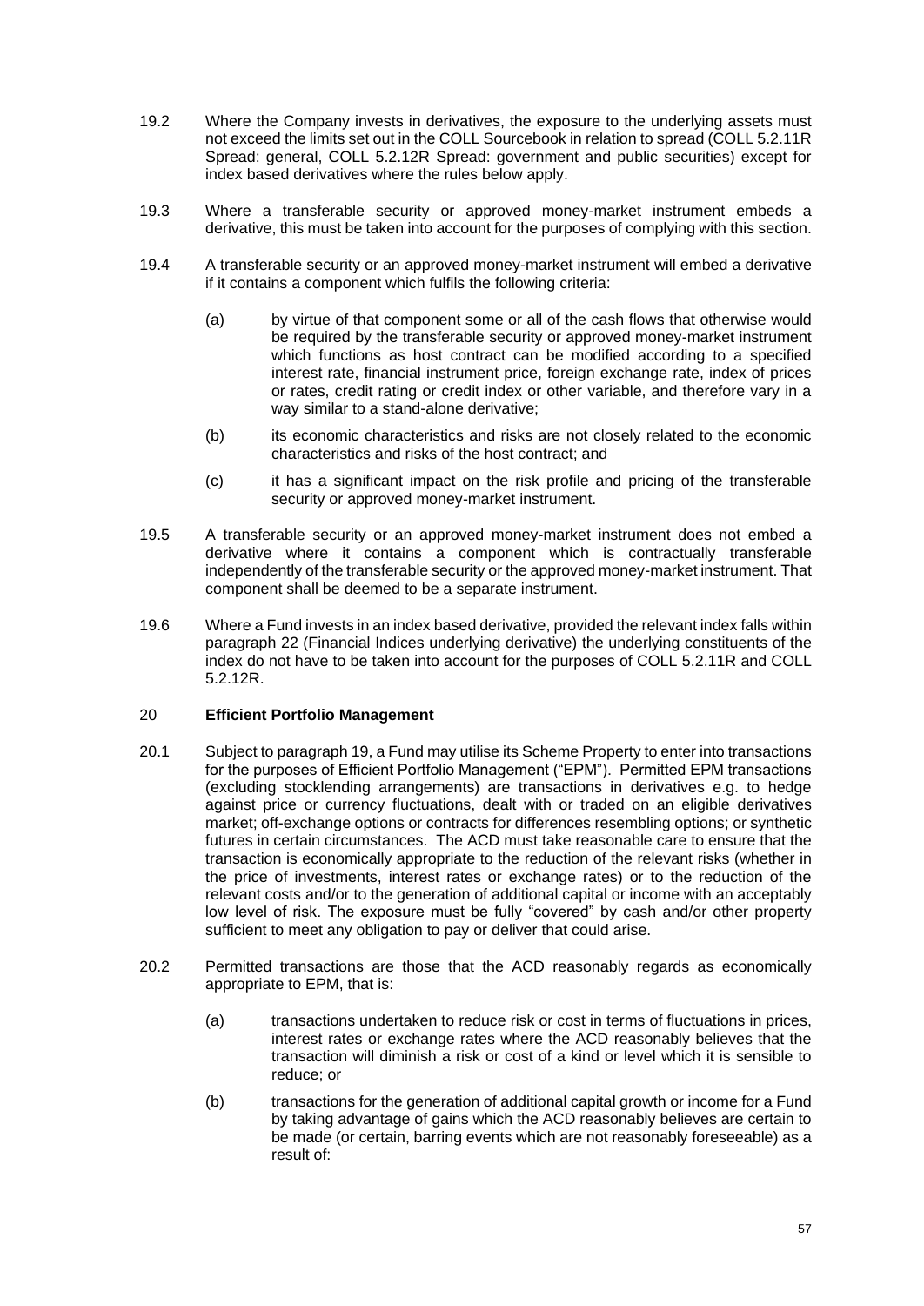19.2 Where the Company invests in derivatives, the exposure to the underlying assets must not exceed the limits set out in the COLL Sourcebook in relation to spread (COLL 5.2.11R Spread: general, COLL 5.2.12R Spread: government and public securities) except for index based derivatives where the rules below apply.

19.3 Where a transferable security or approved money-market instrument embeds a derivative, this must be taken into account for the purposes of complying with this section.

19.4 A transferable security or an approved money-market instrument will embed a derivative if it contains a component which fulfils the following criteria:

(a) by virtue of that component some or all of the cash flows that otherwise would be required by the transferable security or approved money-market instrument which functions as host contract can be modified according to a specified interest rate, financial instrument price, foreign exchange rate, index of prices or rates, credit rating or credit index or other variable, and therefore vary in a way similar to a stand-alone derivative;

(b) its economic characteristics and risks are not closely related to the economic characteristics and risks of the host contract; and

(c) it has a significant impact on the risk profile and pricing of the transferable security or approved money-market instrument.

19.5 A transferable security or an approved money-market instrument does not embed a derivative where it contains a component which is contractually transferable independently of the transferable security or the approved money-market instrument. That component shall be deemed to be a separate instrument.

19.6 Where a Fund invests in an index based derivative, provided the relevant index falls within paragraph 22 (Financial Indices underlying derivative) the underlying constituents of the index do not have to be taken into account for the purposes of COLL 5.2.11R and COLL 5.2.12R.

## 20 **Efficient Portfolio Management**

20.1 Subject to paragraph 19, a Fund may utilise its Scheme Property to enter into transactions for the purposes of Efficient Portfolio Management ("EPM"). Permitted EPM transactions (excluding stocklending arrangements) are transactions in derivatives e.g. to hedge against price or currency fluctuations, dealt with or traded on an eligible derivatives market; off-exchange options or contracts for differences resembling options; or synthetic futures in certain circumstances. The ACD must take reasonable care to ensure that the transaction is economically appropriate to the reduction of the relevant risks (whether in the price of investments, interest rates or exchange rates) or to the reduction of the relevant costs and/or to the generation of additional capital or income with an acceptably low level of risk. The exposure must be fully "covered" by cash and/or other property sufficient to meet any obligation to pay or deliver that could arise.

20.2 Permitted transactions are those that the ACD reasonably regards as economically appropriate to EPM, that is:

(a) transactions undertaken to reduce risk or cost in terms of fluctuations in prices, interest rates or exchange rates where the ACD reasonably believes that the transaction will diminish a risk or cost of a kind or level which it is sensible to reduce; or

(b) transactions for the generation of additional capital growth or income for a Fund by taking advantage of gains which the ACD reasonably believes are certain to be made (or certain, barring events which are not reasonably foreseeable) as a result of: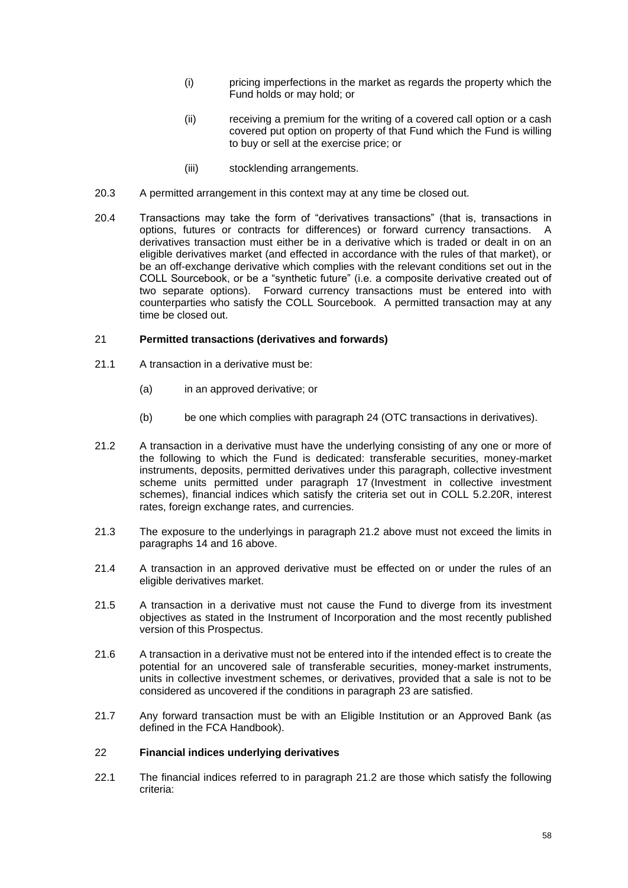(i) pricing imperfections in the market as regards the property which the Fund holds or may hold; or

(ii) receiving a premium for the writing of a covered call option or a cash covered put option on property of that Fund which the Fund is willing to buy or sell at the exercise price; or

(iii) stocklending arrangements.

20.3 A permitted arrangement in this context may at any time be closed out.

20.4 Transactions may take the form of "derivatives transactions" (that is, transactions in options, futures or contracts for differences) or forward currency transactions. A derivatives transaction must either be in a derivative which is traded or dealt in on an eligible derivatives market (and effected in accordance with the rules of that market), or be an off-exchange derivative which complies with the relevant conditions set out in the COLL Sourcebook, or be a "synthetic future" (i.e. a composite derivative created out of two separate options). Forward currency transactions must be entered into with counterparties who satisfy the COLL Sourcebook. A permitted transaction may at any time be closed out.

## 21 Permitted transactions (derivatives and forwards)

21.1 A transaction in a derivative must be:

(a) in an approved derivative; or

(b) be one which complies with paragraph 24 (OTC transactions in derivatives).

21.2 A transaction in a derivative must have the underlying consisting of any one or more of the following to which the Fund is dedicated: transferable securities, money-market instruments, deposits, permitted derivatives under this paragraph, collective investment scheme units permitted under paragraph 17 (Investment in collective investment schemes), financial indices which satisfy the criteria set out in COLL 5.2.20R, interest rates, foreign exchange rates, and currencies.

21.3 The exposure to the underlyings in paragraph 21.2 above must not exceed the limits in paragraphs 14 and 16 above.

21.4 A transaction in an approved derivative must be effected on or under the rules of an eligible derivatives market.

21.5 A transaction in a derivative must not cause the Fund to diverge from its investment objectives as stated in the Instrument of Incorporation and the most recently published version of this Prospectus.

21.6 A transaction in a derivative must not be entered into if the intended effect is to create the potential for an uncovered sale of transferable securities, money-market instruments, units in collective investment schemes, or derivatives, provided that a sale is not to be considered as uncovered if the conditions in paragraph 23 are satisfied.

21.7 Any forward transaction must be with an Eligible Institution or an Approved Bank (as defined in the FCA Handbook).

## 22 Financial indices underlying derivatives

22.1 The financial indices referred to in paragraph 21.2 are those which satisfy the following criteria: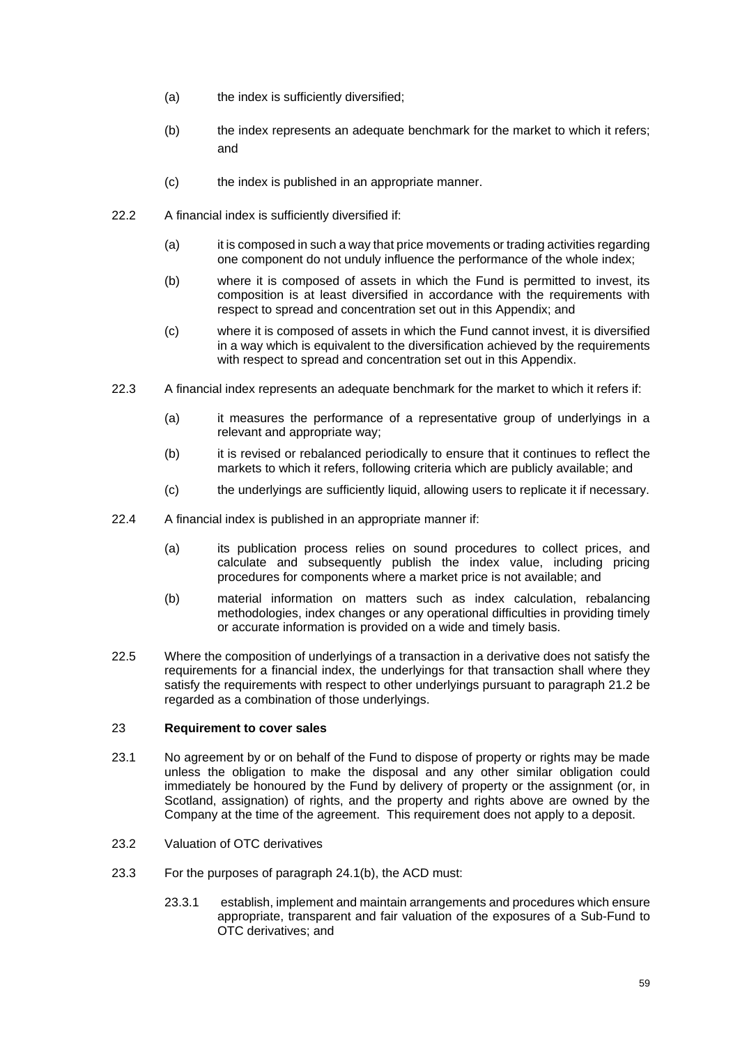(a) the index is sufficiently diversified;

(b) the index represents an adequate benchmark for the market to which it refers; and

(c) the index is published in an appropriate manner.

22.2 A financial index is sufficiently diversified if:

(a) it is composed in such a way that price movements or trading activities regarding one component do not unduly influence the performance of the whole index;

(b) where it is composed of assets in which the Fund is permitted to invest, its composition is at least diversified in accordance with the requirements with respect to spread and concentration set out in this Appendix; and

(c) where it is composed of assets in which the Fund cannot invest, it is diversified in a way which is equivalent to the diversification achieved by the requirements with respect to spread and concentration set out in this Appendix.

22.3 A financial index represents an adequate benchmark for the market to which it refers if:

(a) it measures the performance of a representative group of underlyings in a relevant and appropriate way;

(b) it is revised or rebalanced periodically to ensure that it continues to reflect the markets to which it refers, following criteria which are publicly available; and

(c) the underlyings are sufficiently liquid, allowing users to replicate it if necessary.

22.4 A financial index is published in an appropriate manner if:

(a) its publication process relies on sound procedures to collect prices, and calculate and subsequently publish the index value, including pricing procedures for components where a market price is not available; and

(b) material information on matters such as index calculation, rebalancing methodologies, index changes or any operational difficulties in providing timely or accurate information is provided on a wide and timely basis.

22.5 Where the composition of underlyings of a transaction in a derivative does not satisfy the requirements for a financial index, the underlyings for that transaction shall where they satisfy the requirements with respect to other underlyings pursuant to paragraph 21.2 be regarded as a combination of those underlyings.

## 23 Requirement to cover sales

23.1 No agreement by or on behalf of the Fund to dispose of property or rights may be made unless the obligation to make the disposal and any other similar obligation could immediately be honoured by the Fund by delivery of property or the assignment (or, in Scotland, assignation) of rights, and the property and rights above are owned by the Company at the time of the agreement. This requirement does not apply to a deposit.

23.2 Valuation of OTC derivatives

23.3 For the purposes of paragraph 24.1(b), the ACD must:

23.3.1 establish, implement and maintain arrangements and procedures which ensure appropriate, transparent and fair valuation of the exposures of a Sub-Fund to OTC derivatives; and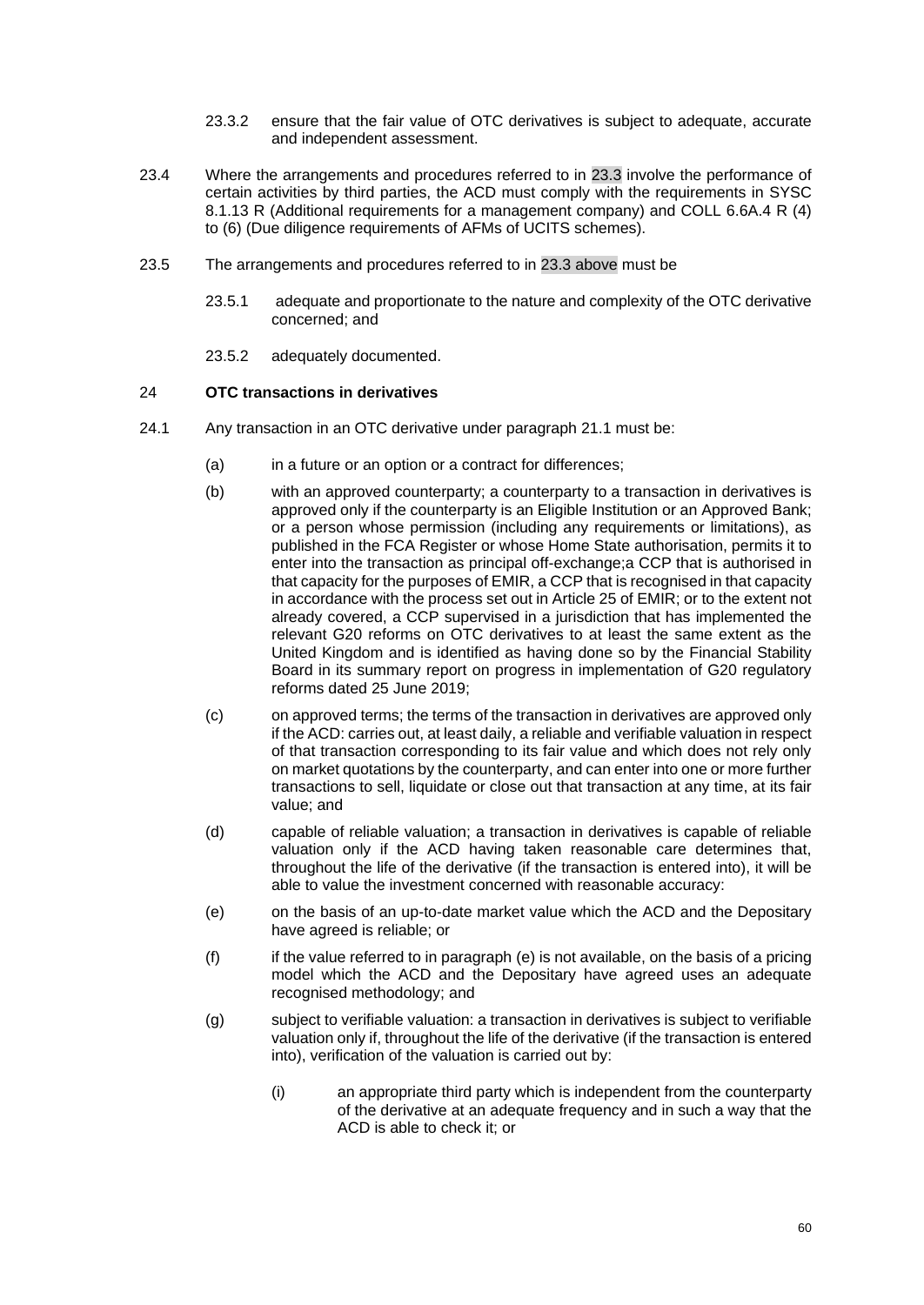23.3.2 ensure that the fair value of OTC derivatives is subject to adequate, accurate and independent assessment.

23.4 Where the arrangements and procedures referred to in 23.3 involve the performance of certain activities by third parties, the ACD must comply with the requirements in SYSC 8.1.13 R (Additional requirements for a management company) and COLL 6.6A.4 R (4) to (6) (Due diligence requirements of AFMs of UCITS schemes).

23.5 The arrangements and procedures referred to in 23.3 above must be

23.5.1 adequate and proportionate to the nature and complexity of the OTC derivative concerned; and

23.5.2 adequately documented.

24 **OTC transactions in derivatives**

24.1 Any transaction in an OTC derivative under paragraph 21.1 must be:

(a) in a future or an option or a contract for differences;

(b) with an approved counterparty; a counterparty to a transaction in derivatives is approved only if the counterparty is an Eligible Institution or an Approved Bank; or a person whose permission (including any requirements or limitations), as published in the FCA Register or whose Home State authorisation, permits it to enter into the transaction as principal off-exchange;a CCP that is authorised in that capacity for the purposes of EMIR, a CCP that is recognised in that capacity in accordance with the process set out in Article 25 of EMIR; or to the extent not already covered, a CCP supervised in a jurisdiction that has implemented the relevant G20 reforms on OTC derivatives to at least the same extent as the United Kingdom and is identified as having done so by the Financial Stability Board in its summary report on progress in implementation of G20 regulatory reforms dated 25 June 2019;

(c) on approved terms; the terms of the transaction in derivatives are approved only if the ACD: carries out, at least daily, a reliable and verifiable valuation in respect of that transaction corresponding to its fair value and which does not rely only on market quotations by the counterparty, and can enter into one or more further transactions to sell, liquidate or close out that transaction at any time, at its fair value; and

(d) capable of reliable valuation; a transaction in derivatives is capable of reliable valuation only if the ACD having taken reasonable care determines that, throughout the life of the derivative (if the transaction is entered into), it will be able to value the investment concerned with reasonable accuracy:

(e) on the basis of an up-to-date market value which the ACD and the Depositary have agreed is reliable; or

(f) if the value referred to in paragraph (e) is not available, on the basis of a pricing model which the ACD and the Depositary have agreed uses an adequate recognised methodology; and

(g) subject to verifiable valuation: a transaction in derivatives is subject to verifiable valuation only if, throughout the life of the derivative (if the transaction is entered into), verification of the valuation is carried out by:

(i) an appropriate third party which is independent from the counterparty of the derivative at an adequate frequency and in such a way that the ACD is able to check it; or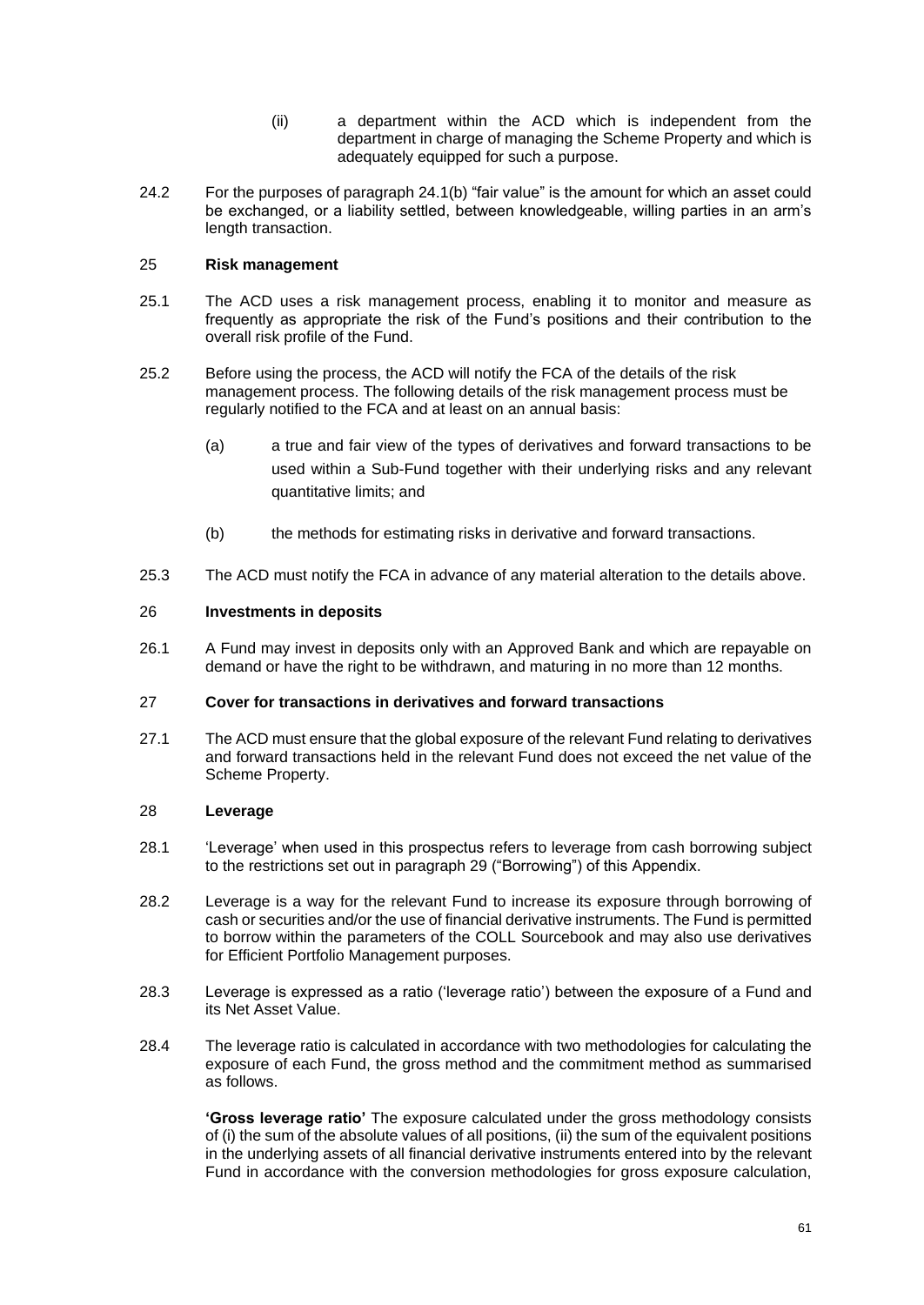(ii) a department within the ACD which is independent from the department in charge of managing the Scheme Property and which is adequately equipped for such a purpose.

24.2 For the purposes of paragraph 24.1(b) "fair value" is the amount for which an asset could be exchanged, or a liability settled, between knowledgeable, willing parties in an arm's length transaction.

25 **Risk management**

25.1 The ACD uses a risk management process, enabling it to monitor and measure as frequently as appropriate the risk of the Fund's positions and their contribution to the overall risk profile of the Fund.

25.2 Before using the process, the ACD will notify the FCA of the details of the risk management process. The following details of the risk management process must be regularly notified to the FCA and at least on an annual basis:

(a) a true and fair view of the types of derivatives and forward transactions to be used within a Sub-Fund together with their underlying risks and any relevant quantitative limits; and

(b) the methods for estimating risks in derivative and forward transactions.

25.3 The ACD must notify the FCA in advance of any material alteration to the details above.

26 **Investments in deposits**

26.1 A Fund may invest in deposits only with an Approved Bank and which are repayable on demand or have the right to be withdrawn, and maturing in no more than 12 months.

27 **Cover for transactions in derivatives and forward transactions**

27.1 The ACD must ensure that the global exposure of the relevant Fund relating to derivatives and forward transactions held in the relevant Fund does not exceed the net value of the Scheme Property.

28 **Leverage**

28.1 'Leverage' when used in this prospectus refers to leverage from cash borrowing subject to the restrictions set out in paragraph 29 ("Borrowing") of this Appendix.

28.2 Leverage is a way for the relevant Fund to increase its exposure through borrowing of cash or securities and/or the use of financial derivative instruments. The Fund is permitted to borrow within the parameters of the COLL Sourcebook and may also use derivatives for Efficient Portfolio Management purposes.

28.3 Leverage is expressed as a ratio ('leverage ratio') between the exposure of a Fund and its Net Asset Value.

28.4 The leverage ratio is calculated in accordance with two methodologies for calculating the exposure of each Fund, the gross method and the commitment method as summarised as follows.

**'Gross leverage ratio'** The exposure calculated under the gross methodology consists of (i) the sum of the absolute values of all positions, (ii) the sum of the equivalent positions in the underlying assets of all financial derivative instruments entered into by the relevant Fund in accordance with the conversion methodologies for gross exposure calculation,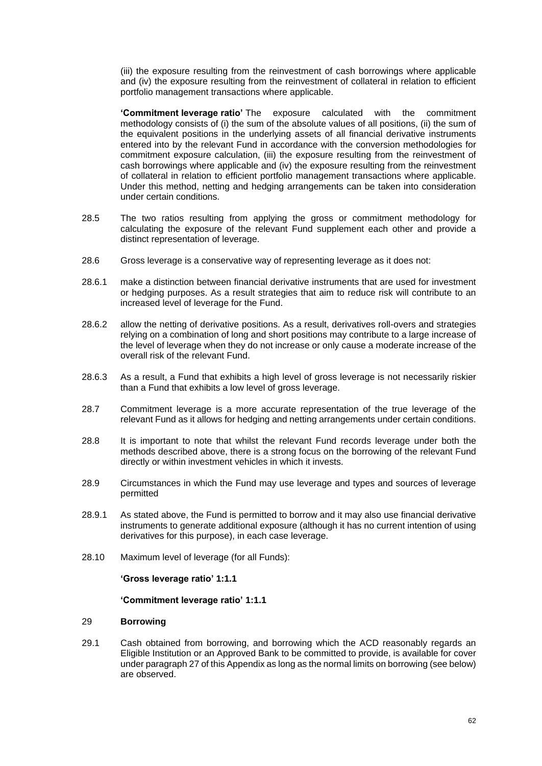(iii) the exposure resulting from the reinvestment of cash borrowings where applicable and (iv) the exposure resulting from the reinvestment of collateral in relation to efficient portfolio management transactions where applicable.

**'Commitment leverage ratio'** The exposure calculated with the commitment methodology consists of (i) the sum of the absolute values of all positions, (ii) the sum of the equivalent positions in the underlying assets of all financial derivative instruments entered into by the relevant Fund in accordance with the conversion methodologies for commitment exposure calculation, (iii) the exposure resulting from the reinvestment of cash borrowings where applicable and (iv) the exposure resulting from the reinvestment of collateral in relation to efficient portfolio management transactions where applicable. Under this method, netting and hedging arrangements can be taken into consideration under certain conditions.

28.5 The two ratios resulting from applying the gross or commitment methodology for calculating the exposure of the relevant Fund supplement each other and provide a distinct representation of leverage.

28.6 Gross leverage is a conservative way of representing leverage as it does not:

28.6.1 make a distinction between financial derivative instruments that are used for investment or hedging purposes. As a result strategies that aim to reduce risk will contribute to an increased level of leverage for the Fund.

28.6.2 allow the netting of derivative positions. As a result, derivatives roll-overs and strategies relying on a combination of long and short positions may contribute to a large increase of the level of leverage when they do not increase or only cause a moderate increase of the overall risk of the relevant Fund.

28.6.3 As a result, a Fund that exhibits a high level of gross leverage is not necessarily riskier than a Fund that exhibits a low level of gross leverage.

28.7 Commitment leverage is a more accurate representation of the true leverage of the relevant Fund as it allows for hedging and netting arrangements under certain conditions.

28.8 It is important to note that whilst the relevant Fund records leverage under both the methods described above, there is a strong focus on the borrowing of the relevant Fund directly or within investment vehicles in which it invests.

28.9 Circumstances in which the Fund may use leverage and types and sources of leverage permitted

28.9.1 As stated above, the Fund is permitted to borrow and it may also use financial derivative instruments to generate additional exposure (although it has no current intention of using derivatives for this purpose), in each case leverage.

28.10 Maximum level of leverage (for all Funds):

**'Gross leverage ratio' 1:1.1**

**'Commitment leverage ratio' 1:1.1**

## 29 Borrowing

29.1 Cash obtained from borrowing, and borrowing which the ACD reasonably regards an Eligible Institution or an Approved Bank to be committed to provide, is available for cover under paragraph 27 of this Appendix as long as the normal limits on borrowing (see below) are observed.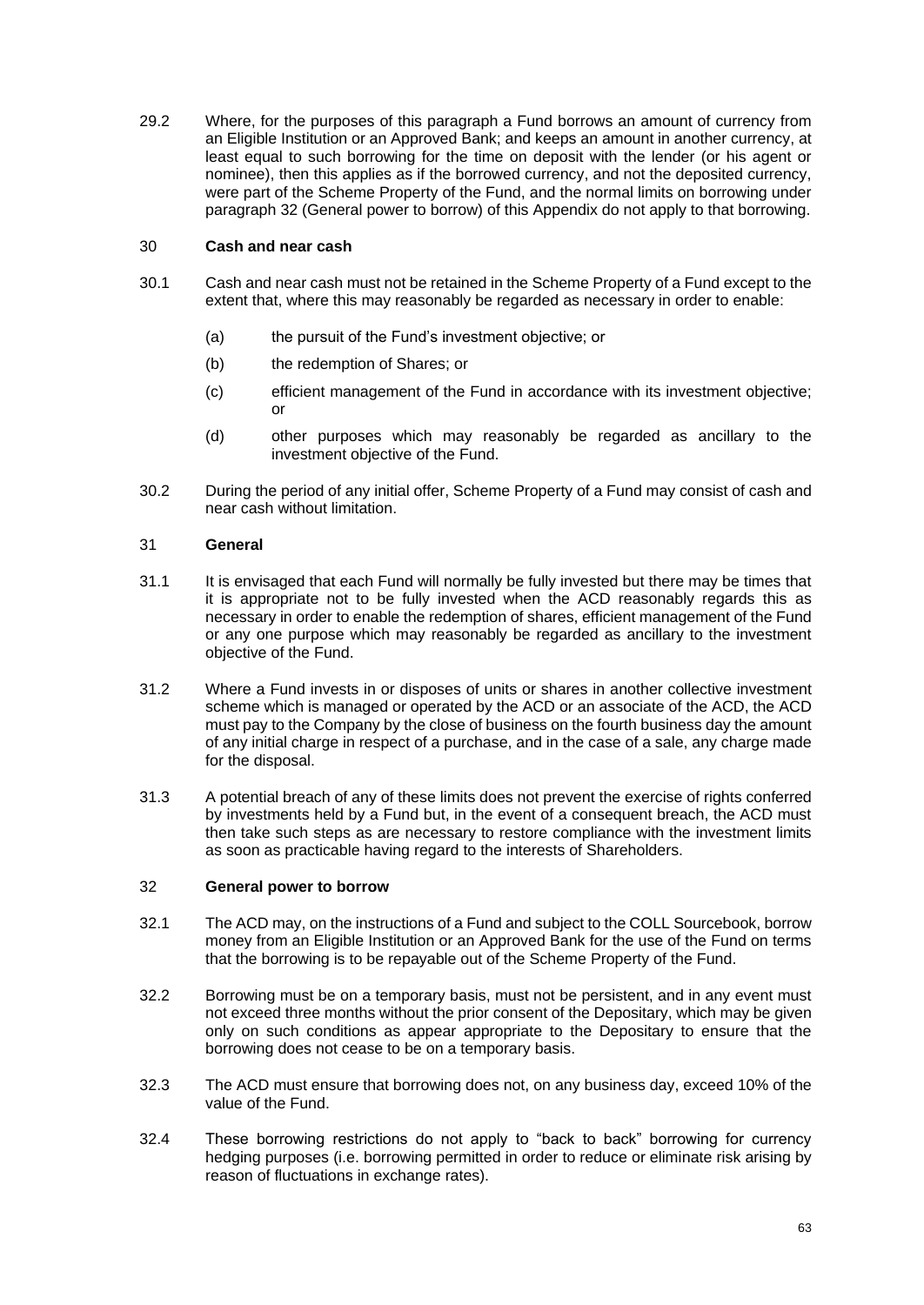29.2 Where, for the purposes of this paragraph a Fund borrows an amount of currency from an Eligible Institution or an Approved Bank; and keeps an amount in another currency, at least equal to such borrowing for the time on deposit with the lender (or his agent or nominee), then this applies as if the borrowed currency, and not the deposited currency, were part of the Scheme Property of the Fund, and the normal limits on borrowing under paragraph 32 (General power to borrow) of this Appendix do not apply to that borrowing.

## 30 Cash and near cash

30.1 Cash and near cash must not be retained in the Scheme Property of a Fund except to the extent that, where this may reasonably be regarded as necessary in order to enable:

(a) the pursuit of the Fund's investment objective; or

(b) the redemption of Shares; or

(c) efficient management of the Fund in accordance with its investment objective; or

(d) other purposes which may reasonably be regarded as ancillary to the investment objective of the Fund.

30.2 During the period of any initial offer, Scheme Property of a Fund may consist of cash and near cash without limitation.

## 31 General

31.1 It is envisaged that each Fund will normally be fully invested but there may be times that it is appropriate not to be fully invested when the ACD reasonably regards this as necessary in order to enable the redemption of shares, efficient management of the Fund or any one purpose which may reasonably be regarded as ancillary to the investment objective of the Fund.

31.2 Where a Fund invests in or disposes of units or shares in another collective investment scheme which is managed or operated by the ACD or an associate of the ACD, the ACD must pay to the Company by the close of business on the fourth business day the amount of any initial charge in respect of a purchase, and in the case of a sale, any charge made for the disposal.

31.3 A potential breach of any of these limits does not prevent the exercise of rights conferred by investments held by a Fund but, in the event of a consequent breach, the ACD must then take such steps as are necessary to restore compliance with the investment limits as soon as practicable having regard to the interests of Shareholders.

## 32 General power to borrow

32.1 The ACD may, on the instructions of a Fund and subject to the COLL Sourcebook, borrow money from an Eligible Institution or an Approved Bank for the use of the Fund on terms that the borrowing is to be repayable out of the Scheme Property of the Fund.

32.2 Borrowing must be on a temporary basis, must not be persistent, and in any event must not exceed three months without the prior consent of the Depositary, which may be given only on such conditions as appear appropriate to the Depositary to ensure that the borrowing does not cease to be on a temporary basis.

32.3 The ACD must ensure that borrowing does not, on any business day, exceed 10% of the value of the Fund.

32.4 These borrowing restrictions do not apply to "back to back" borrowing for currency hedging purposes (i.e. borrowing permitted in order to reduce or eliminate risk arising by reason of fluctuations in exchange rates).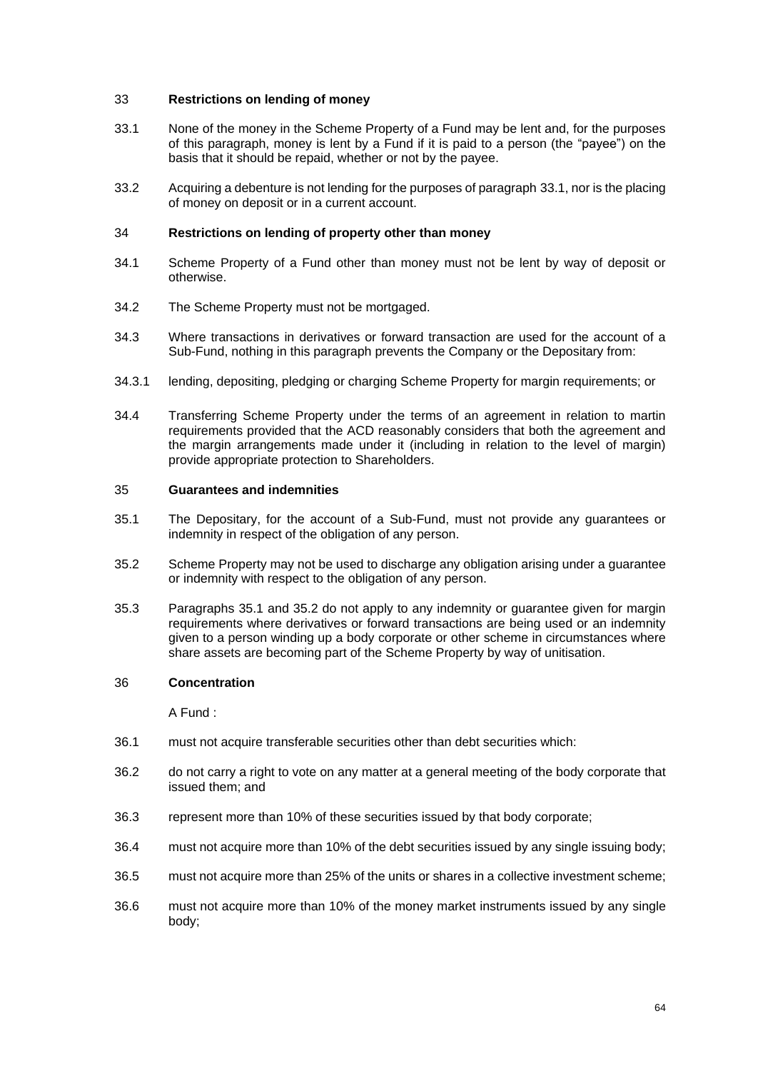## 33 Restrictions on lending of money

33.1 None of the money in the Scheme Property of a Fund may be lent and, for the purposes of this paragraph, money is lent by a Fund if it is paid to a person (the "payee") on the basis that it should be repaid, whether or not by the payee.

33.2 Acquiring a debenture is not lending for the purposes of paragraph 33.1, nor is the placing of money on deposit or in a current account.

## 34 Restrictions on lending of property other than money

34.1 Scheme Property of a Fund other than money must not be lent by way of deposit or otherwise.

34.2 The Scheme Property must not be mortgaged.

34.3 Where transactions in derivatives or forward transaction are used for the account of a Sub-Fund, nothing in this paragraph prevents the Company or the Depositary from:

34.3.1 lending, depositing, pledging or charging Scheme Property for margin requirements; or

34.4 Transferring Scheme Property under the terms of an agreement in relation to martin requirements provided that the ACD reasonably considers that both the agreement and the margin arrangements made under it (including in relation to the level of margin) provide appropriate protection to Shareholders.

## 35 Guarantees and indemnities

35.1 The Depositary, for the account of a Sub-Fund, must not provide any guarantees or indemnity in respect of the obligation of any person.

35.2 Scheme Property may not be used to discharge any obligation arising under a guarantee or indemnity with respect to the obligation of any person.

35.3 Paragraphs 35.1 and 35.2 do not apply to any indemnity or guarantee given for margin requirements where derivatives or forward transactions are being used or an indemnity given to a person winding up a body corporate or other scheme in circumstances where share assets are becoming part of the Scheme Property by way of unitisation.

## 36 Concentration

A Fund :

36.1 must not acquire transferable securities other than debt securities which:

36.2 do not carry a right to vote on any matter at a general meeting of the body corporate that issued them; and

36.3 represent more than 10% of these securities issued by that body corporate;

36.4 must not acquire more than 10% of the debt securities issued by any single issuing body;

36.5 must not acquire more than 25% of the units or shares in a collective investment scheme;

36.6 must not acquire more than 10% of the money market instruments issued by any single body;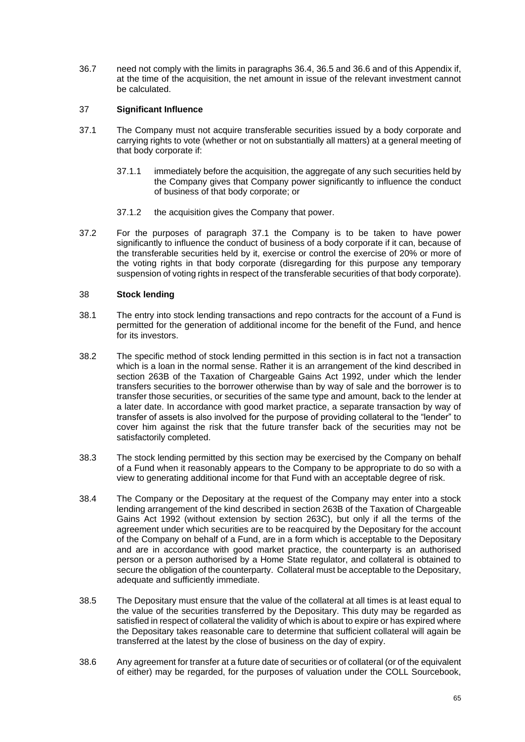36.7 need not comply with the limits in paragraphs 36.4, 36.5 and 36.6 and of this Appendix if, at the time of the acquisition, the net amount in issue of the relevant investment cannot be calculated.

## 37 Significant Influence

37.1 The Company must not acquire transferable securities issued by a body corporate and carrying rights to vote (whether or not on substantially all matters) at a general meeting of that body corporate if:

37.1.1 immediately before the acquisition, the aggregate of any such securities held by the Company gives that Company power significantly to influence the conduct of business of that body corporate; or

37.1.2 the acquisition gives the Company that power.

37.2 For the purposes of paragraph 37.1 the Company is to be taken to have power significantly to influence the conduct of business of a body corporate if it can, because of the transferable securities held by it, exercise or control the exercise of 20% or more of the voting rights in that body corporate (disregarding for this purpose any temporary suspension of voting rights in respect of the transferable securities of that body corporate).

## 38 Stock lending

38.1 The entry into stock lending transactions and repo contracts for the account of a Fund is permitted for the generation of additional income for the benefit of the Fund, and hence for its investors.

38.2 The specific method of stock lending permitted in this section is in fact not a transaction which is a loan in the normal sense. Rather it is an arrangement of the kind described in section 263B of the Taxation of Chargeable Gains Act 1992, under which the lender transfers securities to the borrower otherwise than by way of sale and the borrower is to transfer those securities, or securities of the same type and amount, back to the lender at a later date. In accordance with good market practice, a separate transaction by way of transfer of assets is also involved for the purpose of providing collateral to the "lender" to cover him against the risk that the future transfer back of the securities may not be satisfactorily completed.

38.3 The stock lending permitted by this section may be exercised by the Company on behalf of a Fund when it reasonably appears to the Company to be appropriate to do so with a view to generating additional income for that Fund with an acceptable degree of risk.

38.4 The Company or the Depositary at the request of the Company may enter into a stock lending arrangement of the kind described in section 263B of the Taxation of Chargeable Gains Act 1992 (without extension by section 263C), but only if all the terms of the agreement under which securities are to be reacquired by the Depositary for the account of the Company on behalf of a Fund, are in a form which is acceptable to the Depositary and are in accordance with good market practice, the counterparty is an authorised person or a person authorised by a Home State regulator, and collateral is obtained to secure the obligation of the counterparty. Collateral must be acceptable to the Depositary, adequate and sufficiently immediate.

38.5 The Depositary must ensure that the value of the collateral at all times is at least equal to the value of the securities transferred by the Depositary. This duty may be regarded as satisfied in respect of collateral the validity of which is about to expire or has expired where the Depositary takes reasonable care to determine that sufficient collateral will again be transferred at the latest by the close of business on the day of expiry.

38.6 Any agreement for transfer at a future date of securities or of collateral (or of the equivalent of either) may be regarded, for the purposes of valuation under the COLL Sourcebook,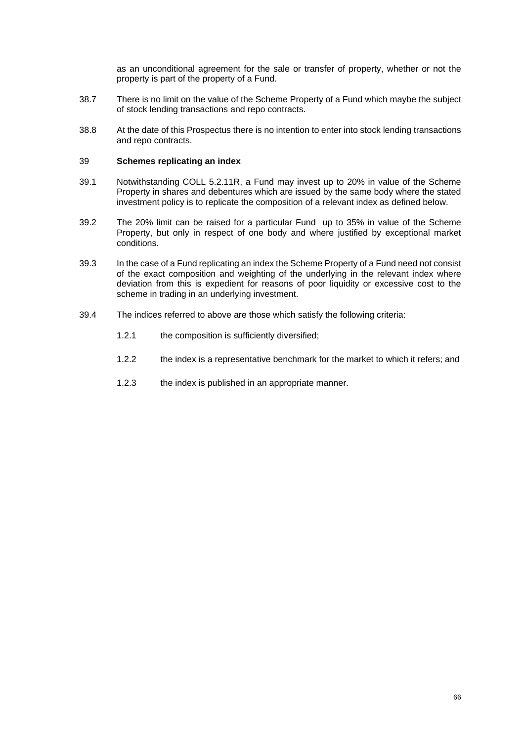as an unconditional agreement for the sale or transfer of property, whether or not the property is part of the property of a Fund.

38.7 There is no limit on the value of the Scheme Property of a Fund which maybe the subject of stock lending transactions and repo contracts.

38.8 At the date of this Prospectus there is no intention to enter into stock lending transactions and repo contracts.

39 **Schemes replicating an index**

39.1 Notwithstanding COLL 5.2.11R, a Fund may invest up to 20% in value of the Scheme Property in shares and debentures which are issued by the same body where the stated investment policy is to replicate the composition of a relevant index as defined below.

39.2 The 20% limit can be raised for a particular Fund up to 35% in value of the Scheme Property, but only in respect of one body and where justified by exceptional market conditions.

39.3 In the case of a Fund replicating an index the Scheme Property of a Fund need not consist of the exact composition and weighting of the underlying in the relevant index where deviation from this is expedient for reasons of poor liquidity or excessive cost to the scheme in trading in an underlying investment.

39.4 The indices referred to above are those which satisfy the following criteria:

1.2.1 the composition is sufficiently diversified;

1.2.2 the index is a representative benchmark for the market to which it refers; and

1.2.3 the index is published in an appropriate manner.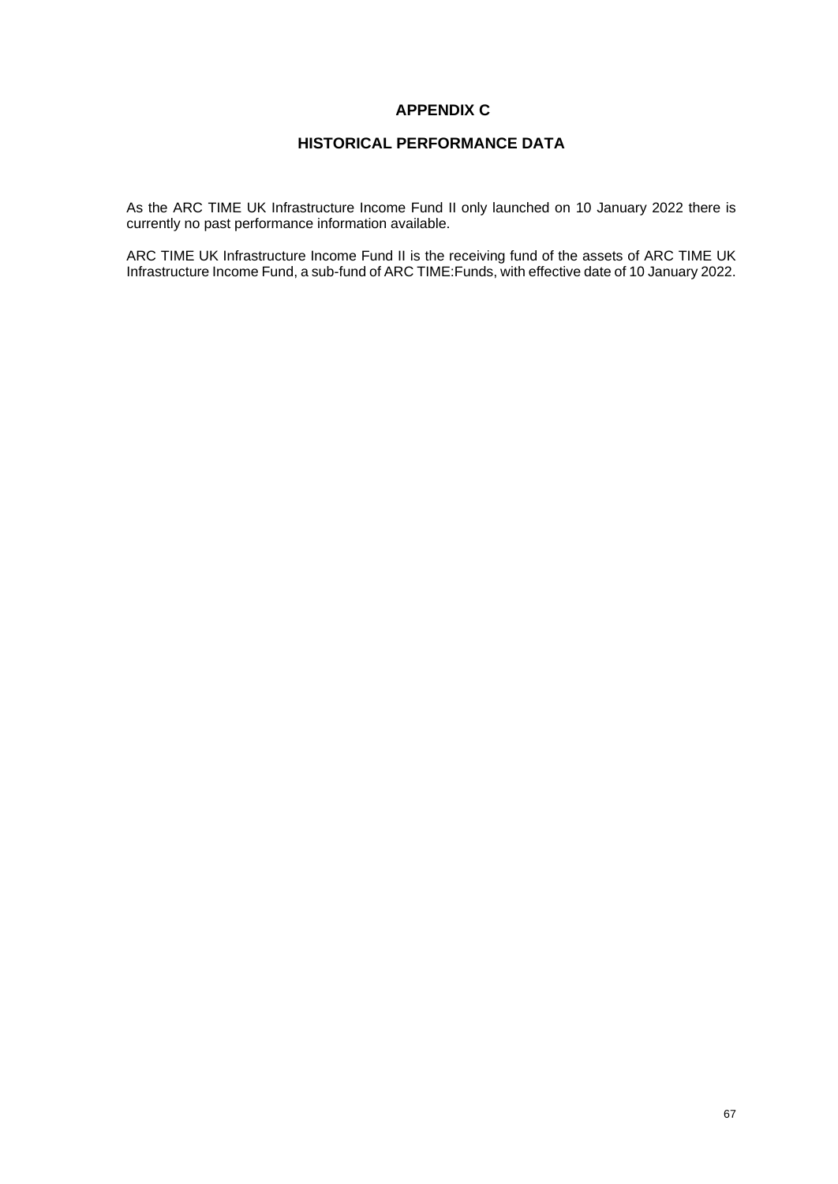# APPENDIX C

## HISTORICAL PERFORMANCE DATA

As the ARC TIME UK Infrastructure Income Fund II only launched on 10 January 2022 there is currently no past performance information available.

ARC TIME UK Infrastructure Income Fund II is the receiving fund of the assets of ARC TIME UK Infrastructure Income Fund, a sub-fund of ARC TIME:Funds, with effective date of 10 January 2022.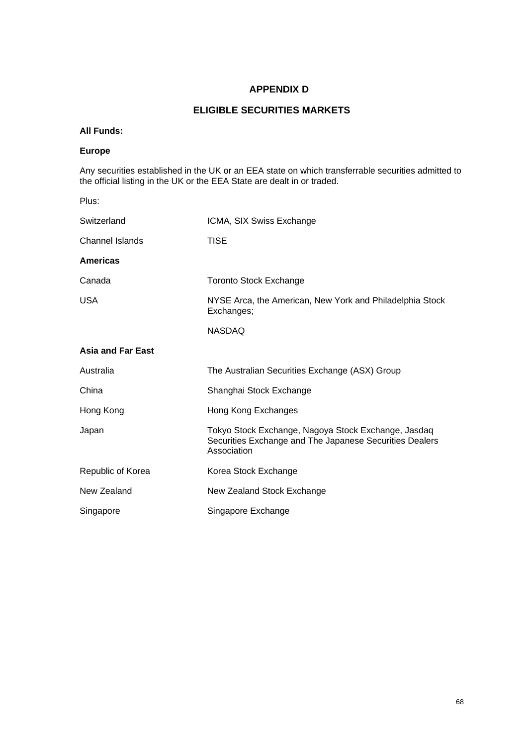# APPENDIX D

## ELIGIBLE SECURITIES MARKETS

**All Funds:**

**Europe**

Any securities established in the UK or an EEA state on which transferrable securities admitted to the official listing in the UK or the EEA State are dealt in or traded.

Plus:

| | |
|---|---|
| Switzerland | ICMA, SIX Swiss Exchange |
| Channel Islands | TISE |
| **Americas** | |
| Canada | Toronto Stock Exchange |
| USA | NYSE Arca, the American, New York and Philadelphia Stock Exchanges; |
| | NASDAQ |
| **Asia and Far East** | |
| Australia | The Australian Securities Exchange (ASX) Group |
| China | Shanghai Stock Exchange |
| Hong Kong | Hong Kong Exchanges |
| Japan | Tokyo Stock Exchange, Nagoya Stock Exchange, Jasdaq Securities Exchange and The Japanese Securities Dealers Association |
| Republic of Korea | Korea Stock Exchange |
| New Zealand | New Zealand Stock Exchange |
| Singapore | Singapore Exchange |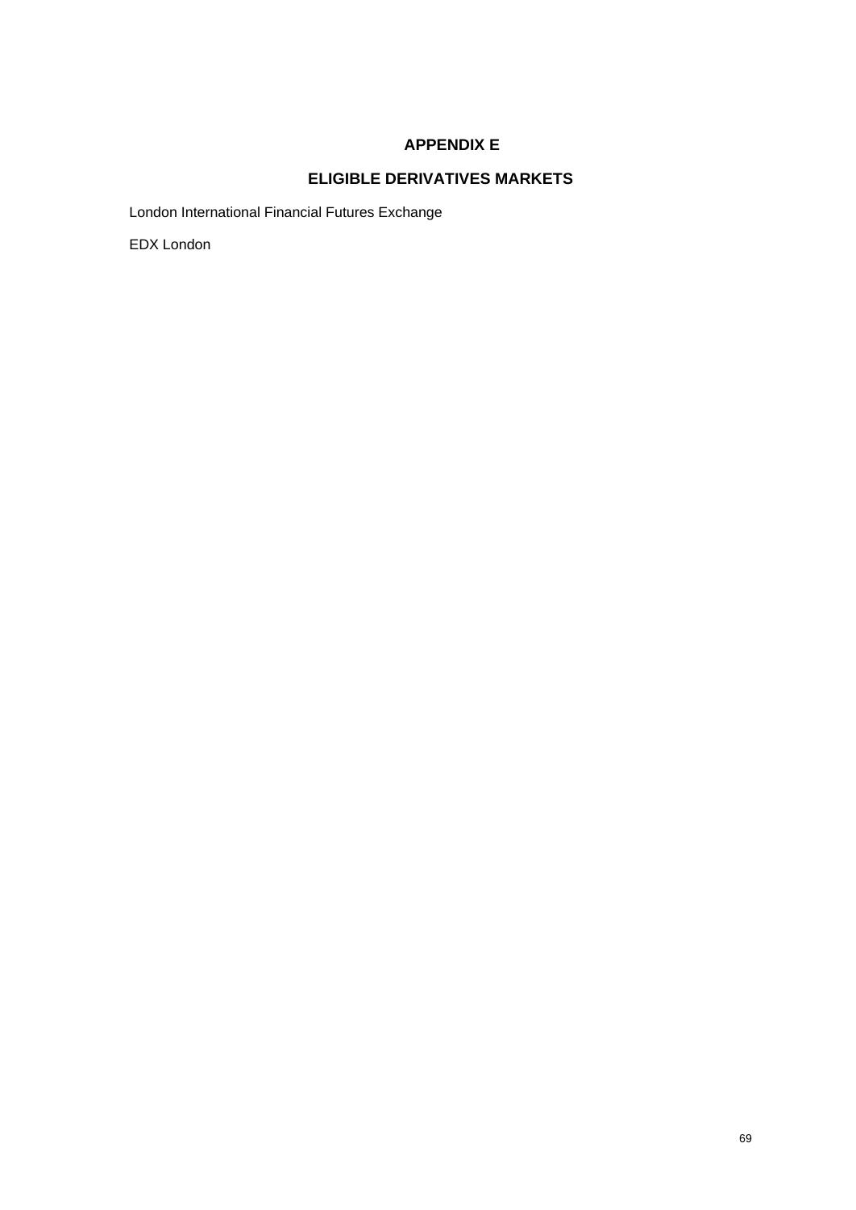# APPENDIX E

## ELIGIBLE DERIVATIVES MARKETS

London International Financial Futures Exchange

EDX London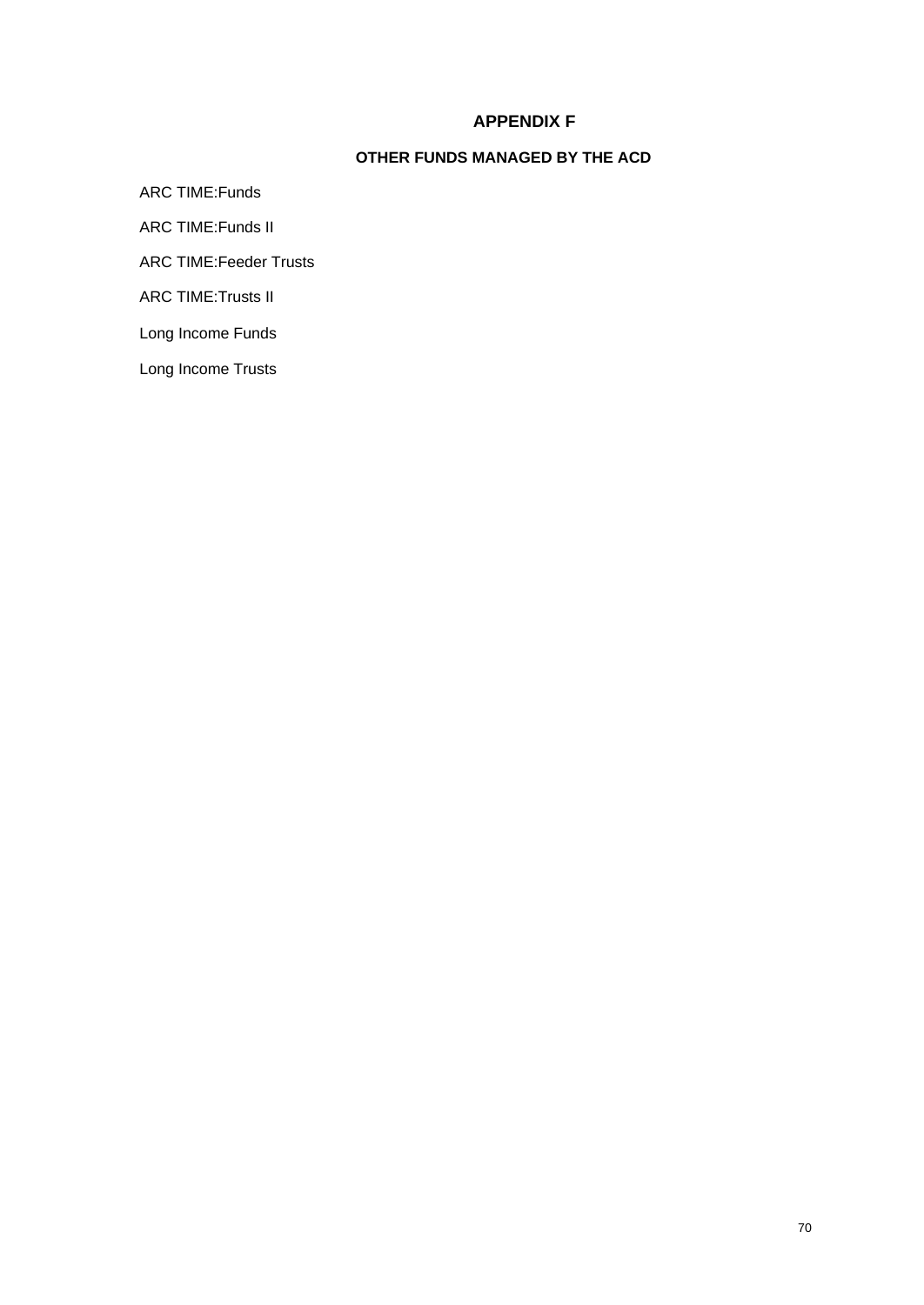# APPENDIX F

## OTHER FUNDS MANAGED BY THE ACD

ARC TIME:Funds

ARC TIME:Funds II

ARC TIME:Feeder Trusts

ARC TIME:Trusts II

Long Income Funds

Long Income Trusts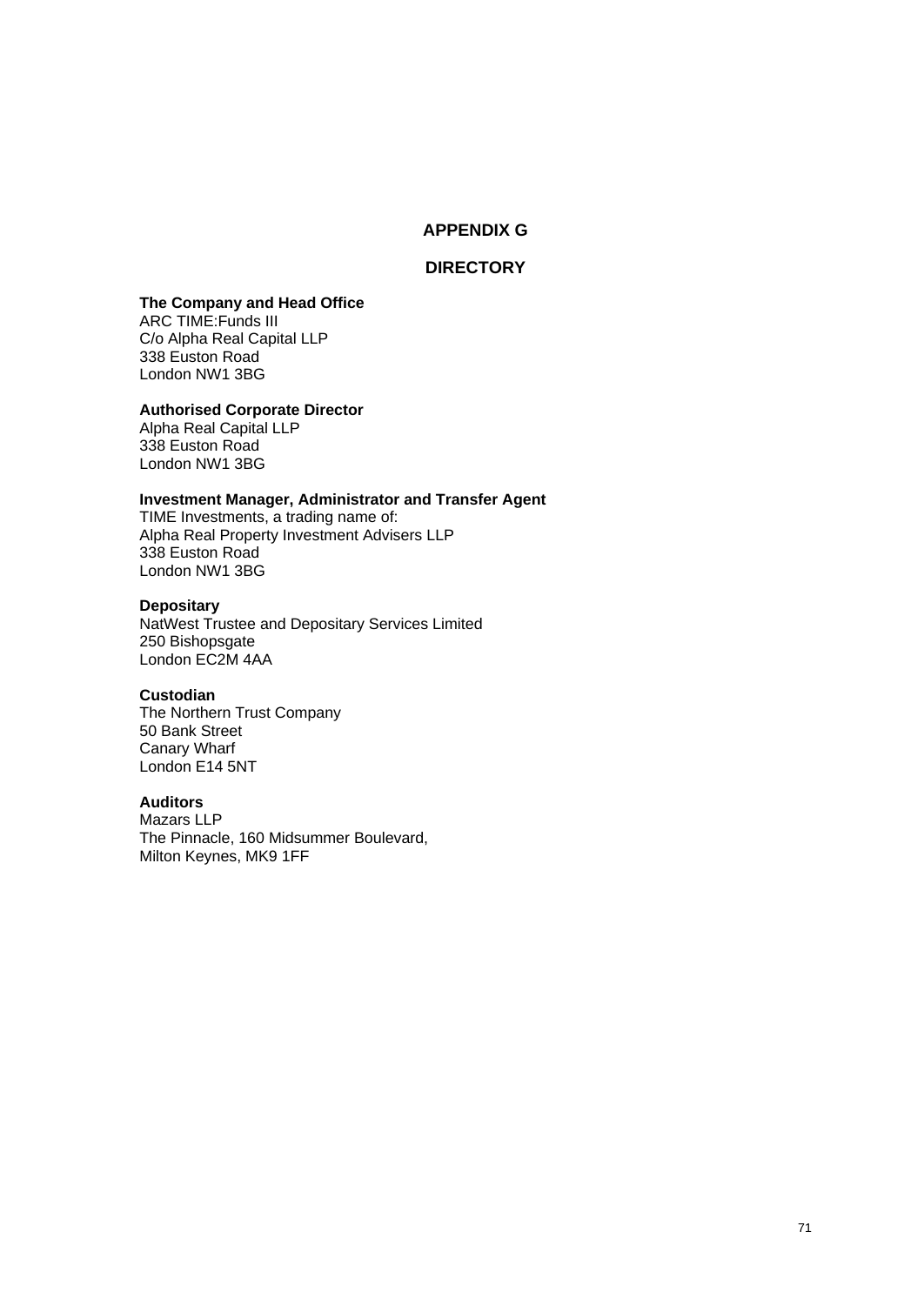# APPENDIX G

## DIRECTORY

**The Company and Head Office**
ARC TIME:Funds III
C/o Alpha Real Capital LLP
338 Euston Road
London NW1 3BG

**Authorised Corporate Director**
Alpha Real Capital LLP
338 Euston Road
London NW1 3BG

**Investment Manager, Administrator and Transfer Agent**
TIME Investments, a trading name of:
Alpha Real Property Investment Advisers LLP
338 Euston Road
London NW1 3BG

**Depositary**
NatWest Trustee and Depositary Services Limited
250 Bishopsgate
London EC2M 4AA

**Custodian**
The Northern Trust Company
50 Bank Street
Canary Wharf
London E14 5NT

**Auditors**
Mazars LLP
The Pinnacle, 160 Midsummer Boulevard,
Milton Keynes, MK9 1FF